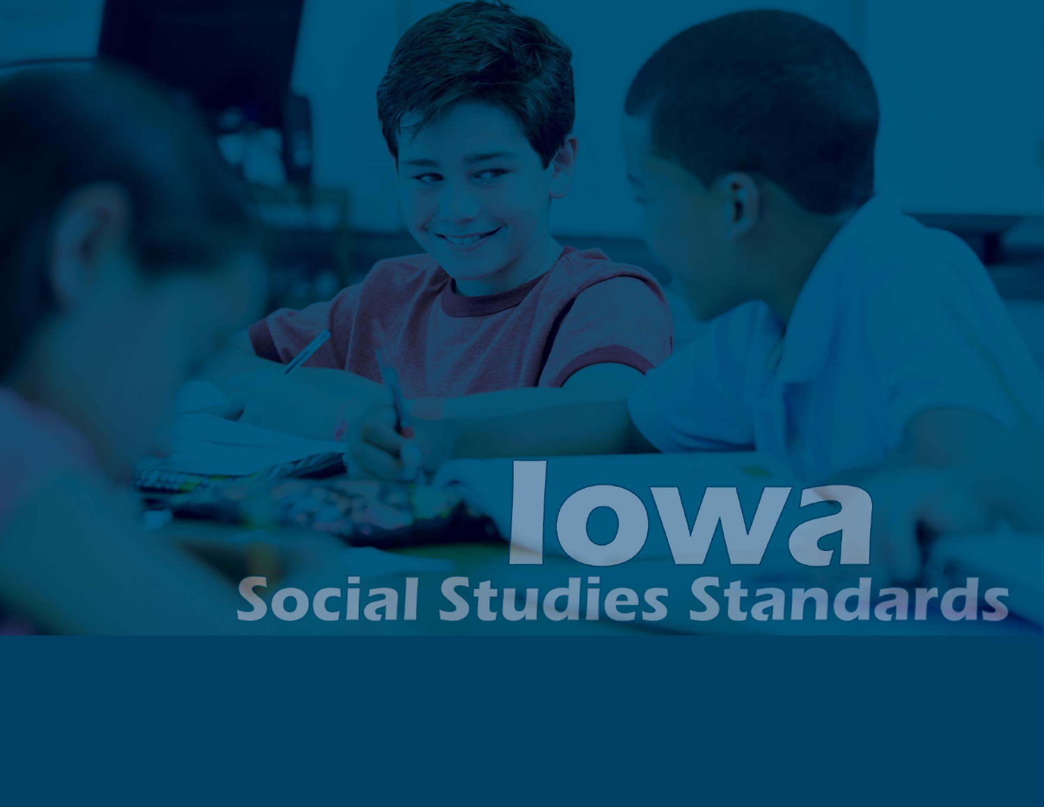# Iowa

## Social Studies Standards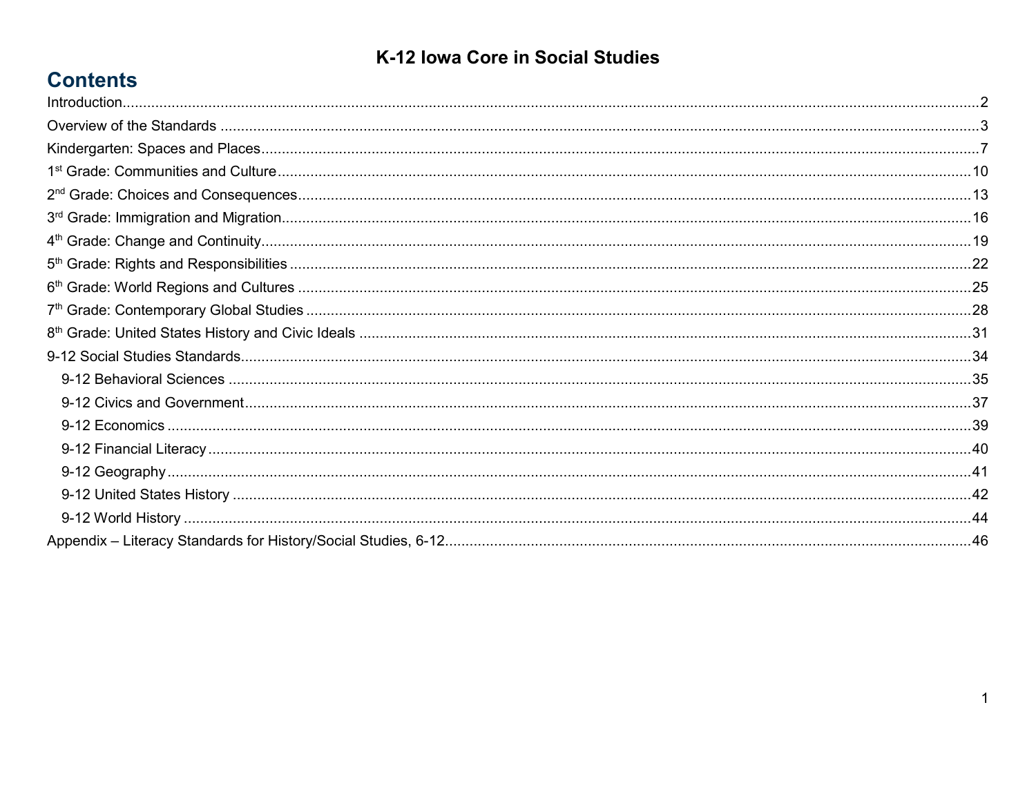# K-12 Iowa Core in Social Studies

## Contents

Introduction........................................................................................................................................................................2

Overview of the Standards ...................................................................................................................................................3

Kindergarten: Spaces and Places.........................................................................................................................................7

1st Grade: Communities and Culture....................................................................................................................................10

2nd Grade: Choices and Consequences................................................................................................................................13

3rd Grade: Immigration and Migration..................................................................................................................................16

4th Grade: Change and Continuity........................................................................................................................................19

5th Grade: Rights and Responsibilities .................................................................................................................................22

6th Grade: World Regions and Cultures ...............................................................................................................................25

7th Grade: Contemporary Global Studies .............................................................................................................................28

8th Grade: United States History and Civic Ideals ...............................................................................................................31

9-12 Social Studies Standards..............................................................................................................................................34

- 9-12 Behavioral Sciences ..............................................................................................................................................35
- 9-12 Civics and Government...........................................................................................................................................37
- 9-12 Economics ..............................................................................................................................................................39
- 9-12 Financial Literacy ....................................................................................................................................................40
- 9-12 Geography...............................................................................................................................................................41
- 9-12 United States History ..............................................................................................................................................42
- 9-12 World History ..........................................................................................................................................................44

Appendix – Literacy Standards for History/Social Studies, 6-12.............................................................................................46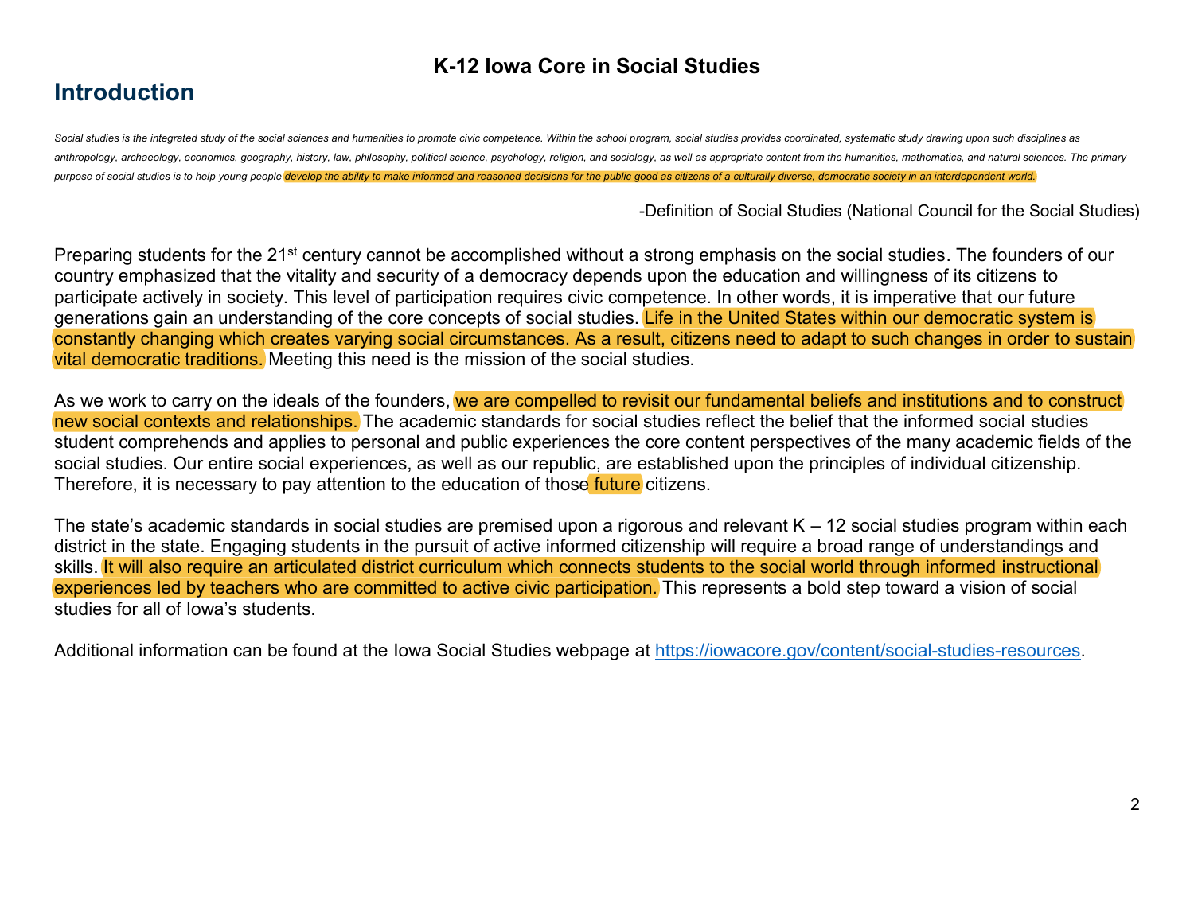## K-12 Iowa Core in Social Studies

# Introduction

*Social studies is the integrated study of the social sciences and humanities to promote civic competence. Within the school program, social studies provides coordinated, systematic study drawing upon such disciplines as anthropology, archaeology, economics, geography, history, law, philosophy, political science, psychology, religion, and sociology, as well as appropriate content from the humanities, mathematics, and natural sciences. The primary purpose of social studies is to help young people develop the ability to make informed and reasoned decisions for the public good as citizens of a culturally diverse, democratic society in an interdependent world.*

-Definition of Social Studies (National Council for the Social Studies)

Preparing students for the 21st century cannot be accomplished without a strong emphasis on the social studies. The founders of our country emphasized that the vitality and security of a democracy depends upon the education and willingness of its citizens to participate actively in society. This level of participation requires civic competence. In other words, it is imperative that our future generations gain an understanding of the core concepts of social studies. Life in the United States within our democratic system is constantly changing which creates varying social circumstances. As a result, citizens need to adapt to such changes in order to sustain vital democratic traditions. Meeting this need is the mission of the social studies.

As we work to carry on the ideals of the founders, we are compelled to revisit our fundamental beliefs and institutions and to construct new social contexts and relationships. The academic standards for social studies reflect the belief that the informed social studies student comprehends and applies to personal and public experiences the core content perspectives of the many academic fields of the social studies. Our entire social experiences, as well as our republic, are established upon the principles of individual citizenship. Therefore, it is necessary to pay attention to the education of those future citizens.

The state's academic standards in social studies are premised upon a rigorous and relevant K – 12 social studies program within each district in the state. Engaging students in the pursuit of active informed citizenship will require a broad range of understandings and skills. It will also require an articulated district curriculum which connects students to the social world through informed instructional experiences led by teachers who are committed to active civic participation. This represents a bold step toward a vision of social studies for all of Iowa's students.

Additional information can be found at the Iowa Social Studies webpage at [https://iowacore.gov/content/social-studies-resources](https://iowacore.gov/content/social-studies-resources).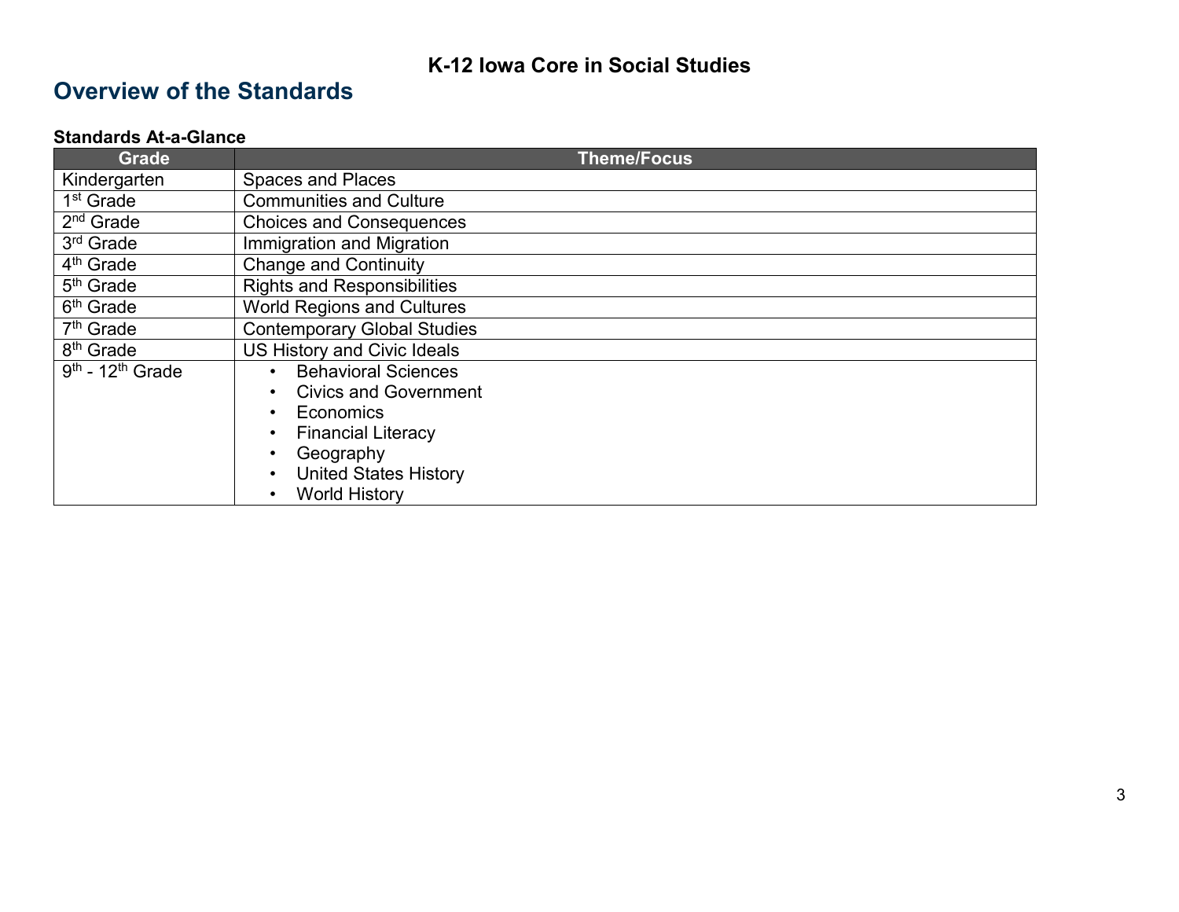**K-12 Iowa Core in Social Studies**

## Overview of the Standards

**Standards At-a-Glance**

| Grade | Theme/Focus |
|---|---|
| Kindergarten | Spaces and Places |
| 1st Grade | Communities and Culture |
| 2nd Grade | Choices and Consequences |
| 3rd Grade | Immigration and Migration |
| 4th Grade | Change and Continuity |
| 5th Grade | Rights and Responsibilities |
| 6th Grade | World Regions and Cultures |
| 7th Grade | Contemporary Global Studies |
| 8th Grade | US History and Civic Ideals |
| 9th - 12th Grade | • Behavioral Sciences<br>• Civics and Government<br>• Economics<br>• Financial Literacy<br>• Geography<br>• United States History<br>• World History |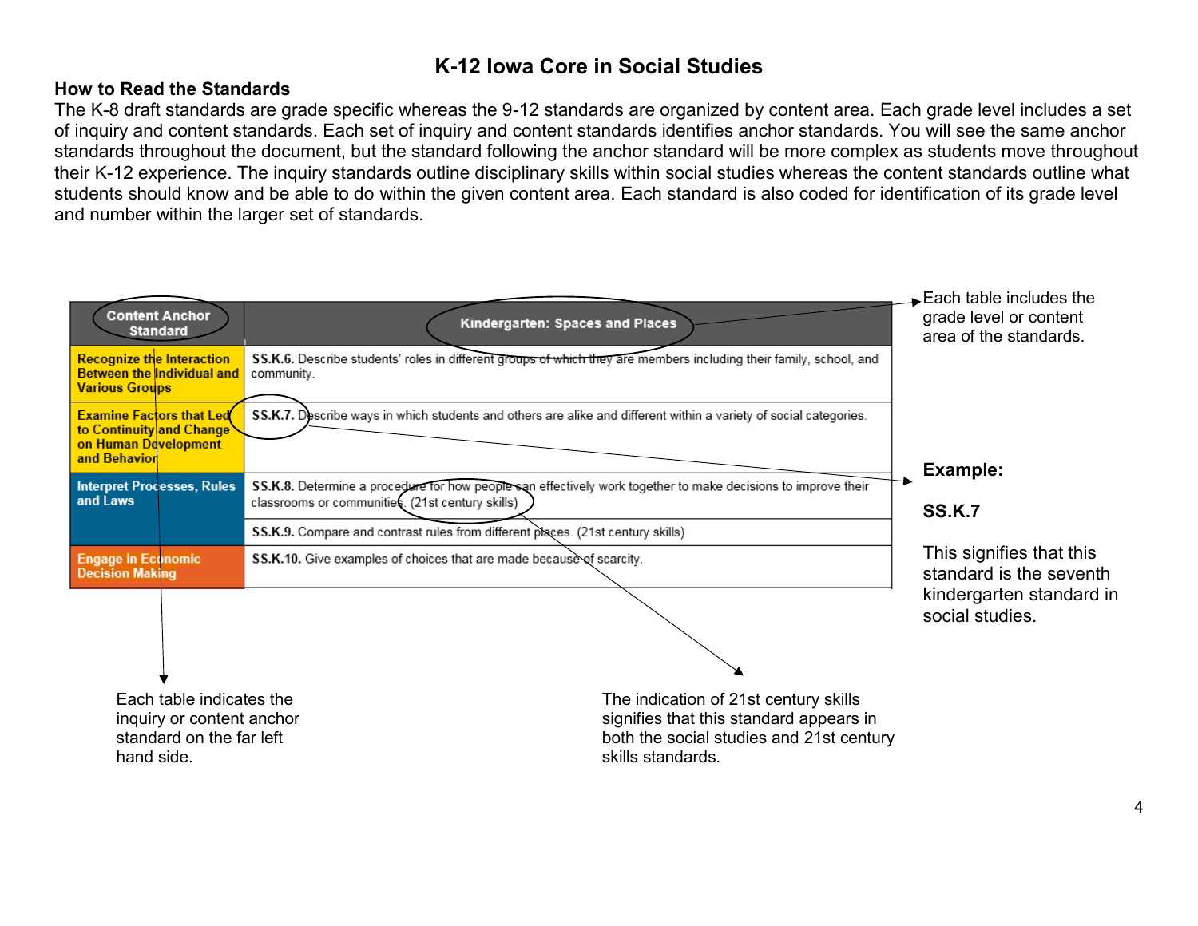# K-12 Iowa Core in Social Studies

## How to Read the Standards

The K-8 draft standards are grade specific whereas the 9-12 standards are organized by content area. Each grade level includes a set of inquiry and content standards. Each set of inquiry and content standards identifies anchor standards. You will see the same anchor standards throughout the document, but the standard following the anchor standard will be more complex as students move throughout their K-12 experience. The inquiry standards outline disciplinary skills within social studies whereas the content standards outline what students should know and be able to do within the given content area. Each standard is also coded for identification of its grade level and number within the larger set of standards.

| Content Anchor Standard | Kindergarten: Spaces and Places |
|---|---|
| Recognize the Interaction Between the Individual and Various Groups | **SS.K.6.** Describe students' roles in different groups of which they are members including their family, school, and community. |
| Examine Factors that Led to Continuity and Change on Human Development and Behavior | **SS.K.7.** Describe ways in which students and others are alike and different within a variety of social categories. |
| Interpret Processes, Rules and Laws | **SS.K.8.** Determine a procedure for how people can effectively work together to make decisions to improve their classrooms or communities. (21st century skills) |
| | **SS.K.9.** Compare and contrast rules from different places. (21st century skills) |
| Engage in Economic Decision Making | **SS.K.10.** Give examples of choices that are made because of scarcity. |

Each table includes the grade level or content area of the standards.

**Example:**

**SS.K.7**

This signifies that this standard is the seventh kindergarten standard in social studies.

Each table indicates the inquiry or content anchor standard on the far left hand side.

The indication of 21st century skills signifies that this standard appears in both the social studies and 21st century skills standards.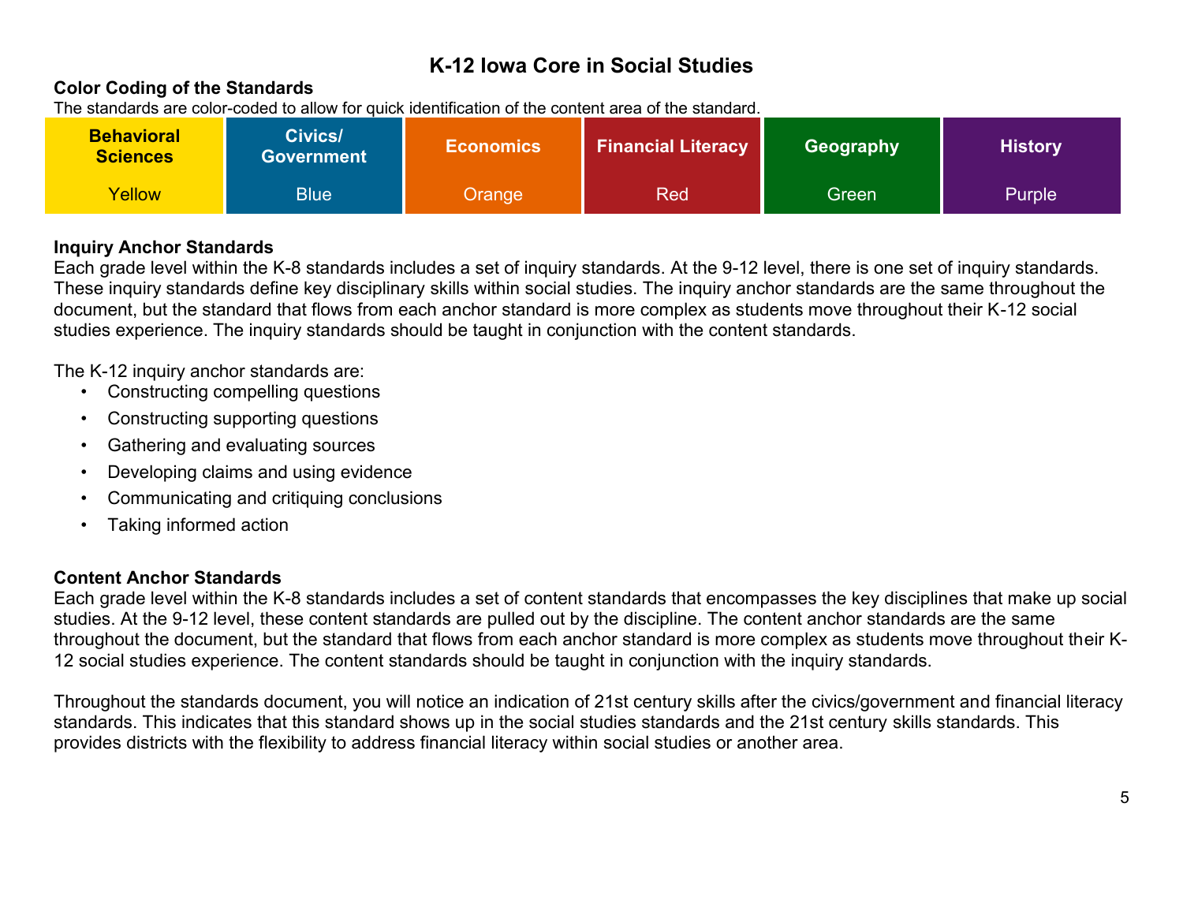# K-12 Iowa Core in Social Studies

**Color Coding of the Standards**

The standards are color-coded to allow for quick identification of the content area of the standard.

| Behavioral Sciences | Civics/ Government | Economics | Financial Literacy | Geography | History |
|---|---|---|---|---|---|
| Yellow | Blue | Orange | Red | Green | Purple |

**Inquiry Anchor Standards**

Each grade level within the K-8 standards includes a set of inquiry standards. At the 9-12 level, there is one set of inquiry standards. These inquiry standards define key disciplinary skills within social studies. The inquiry anchor standards are the same throughout the document, but the standard that flows from each anchor standard is more complex as students move throughout their K-12 social studies experience. The inquiry standards should be taught in conjunction with the content standards.

The K-12 inquiry anchor standards are:

- Constructing compelling questions
- Constructing supporting questions
- Gathering and evaluating sources
- Developing claims and using evidence
- Communicating and critiquing conclusions
- Taking informed action

**Content Anchor Standards**

Each grade level within the K-8 standards includes a set of content standards that encompasses the key disciplines that make up social studies. At the 9-12 level, these content standards are pulled out by the discipline. The content anchor standards are the same throughout the document, but the standard that flows from each anchor standard is more complex as students move throughout their K-12 social studies experience. The content standards should be taught in conjunction with the inquiry standards.

Throughout the standards document, you will notice an indication of 21st century skills after the civics/government and financial literacy standards. This indicates that this standard shows up in the social studies standards and the 21st century skills standards. This provides districts with the flexibility to address financial literacy within social studies or another area.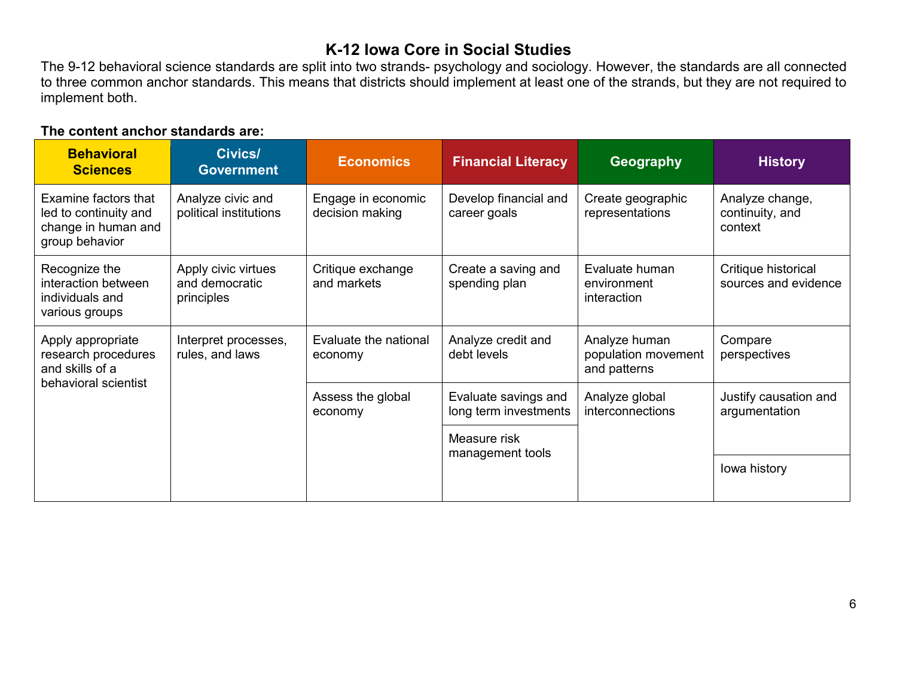# K-12 Iowa Core in Social Studies

The 9-12 behavioral science standards are split into two strands- psychology and sociology. However, the standards are all connected to three common anchor standards. This means that districts should implement at least one of the strands, but they are not required to implement both.

**The content anchor standards are:**

| Behavioral Sciences | Civics/ Government | Economics | Financial Literacy | Geography | History |
|---|---|---|---|---|---|
| Examine factors that led to continuity and change in human and group behavior | Analyze civic and political institutions | Engage in economic decision making | Develop financial and career goals | Create geographic representations | Analyze change, continuity, and context |
| Recognize the interaction between individuals and various groups | Apply civic virtues and democratic principles | Critique exchange and markets | Create a saving and spending plan | Evaluate human environment interaction | Critique historical sources and evidence |
| Apply appropriate research procedures and skills of a behavioral scientist | Interpret processes, rules, and laws | Evaluate the national economy | Analyze credit and debt levels | Analyze human population movement and patterns | Compare perspectives |
| | | Assess the global economy | Evaluate savings and long term investments | Analyze global interconnections | Justify causation and argumentation |
| | | | Measure risk management tools | | Iowa history |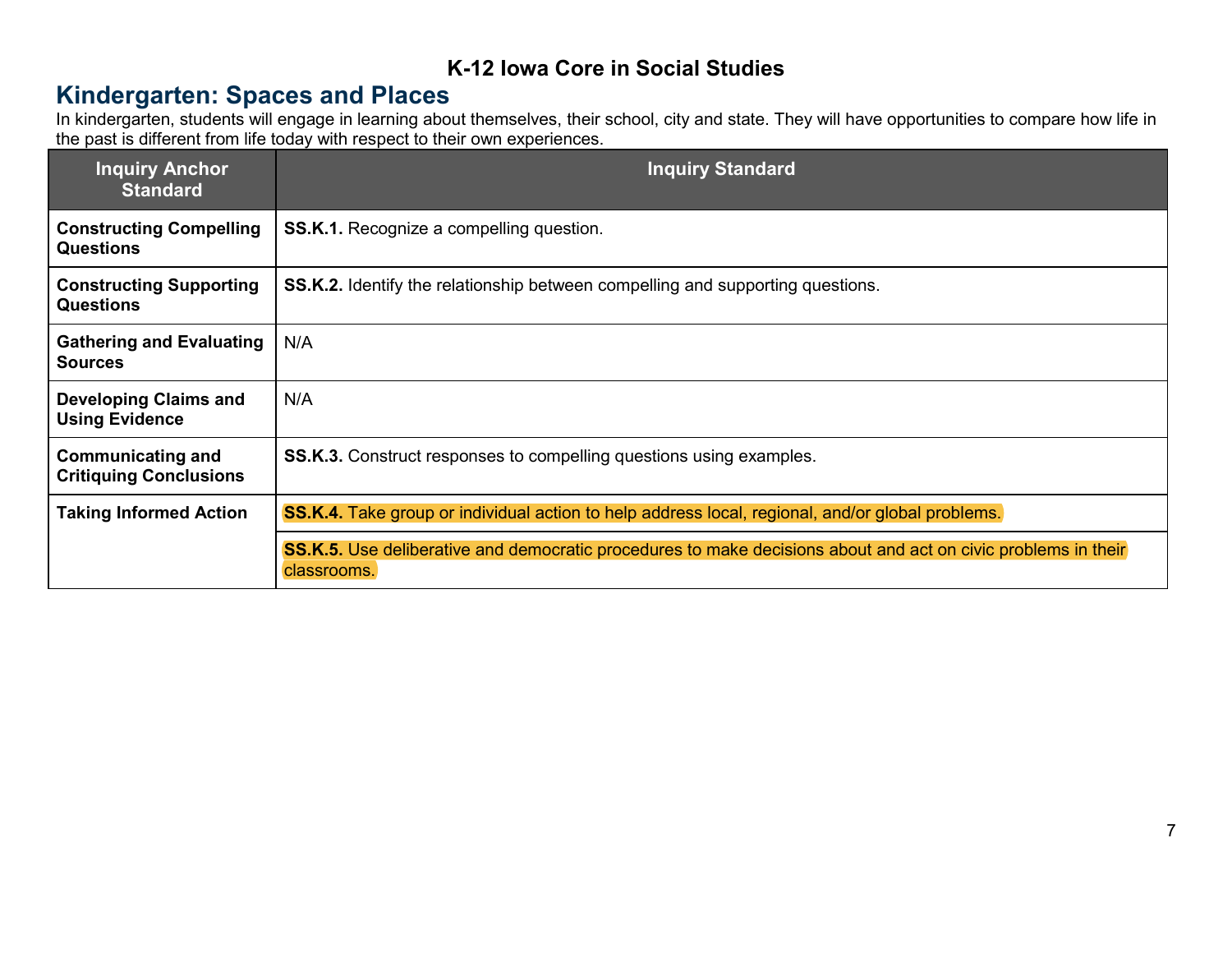# K-12 Iowa Core in Social Studies

## Kindergarten: Spaces and Places

In kindergarten, students will engage in learning about themselves, their school, city and state. They will have opportunities to compare how life in the past is different from life today with respect to their own experiences.

| Inquiry Anchor Standard | Inquiry Standard |
|---|---|
| **Constructing Compelling Questions** | **SS.K.1.** Recognize a compelling question. |
| **Constructing Supporting Questions** | **SS.K.2.** Identify the relationship between compelling and supporting questions. |
| **Gathering and Evaluating Sources** | N/A |
| **Developing Claims and Using Evidence** | N/A |
| **Communicating and Critiquing Conclusions** | **SS.K.3.** Construct responses to compelling questions using examples. |
| **Taking Informed Action** | **SS.K.4.** Take group or individual action to help address local, regional, and/or global problems. |
| | **SS.K.5.** Use deliberative and democratic procedures to make decisions about and act on civic problems in their classrooms. |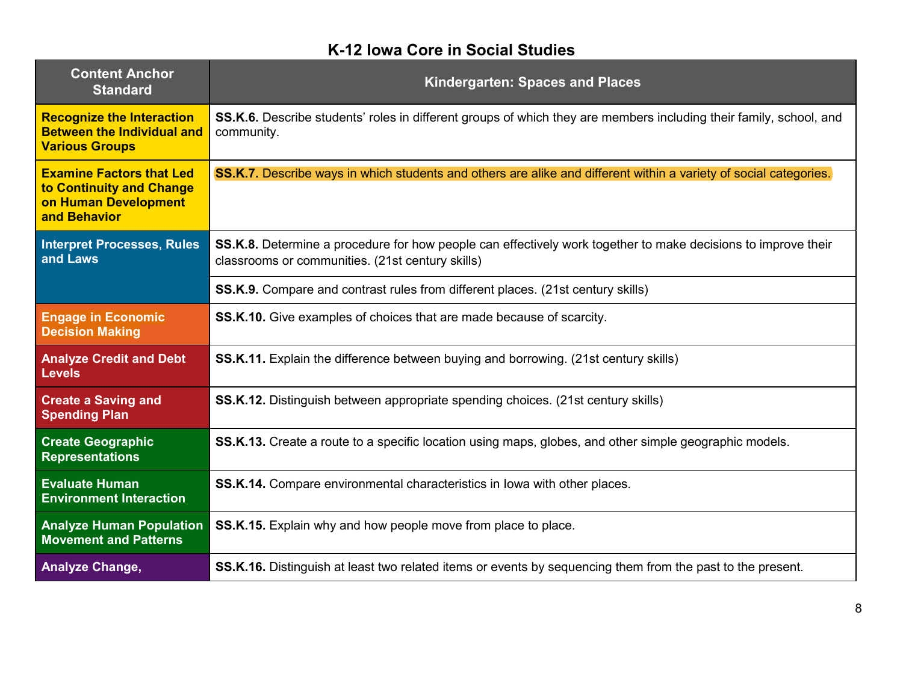# K-12 Iowa Core in Social Studies

| Content Anchor Standard | Kindergarten: Spaces and Places |
|---|---|
| **Recognize the Interaction Between the Individual and Various Groups** | **SS.K.6.** Describe students' roles in different groups of which they are members including their family, school, and community. |
| **Examine Factors that Led to Continuity and Change on Human Development and Behavior** | **SS.K.7.** Describe ways in which students and others are alike and different within a variety of social categories. |
| **Interpret Processes, Rules and Laws** | **SS.K.8.** Determine a procedure for how people can effectively work together to make decisions to improve their classrooms or communities. (21st century skills) |
| | **SS.K.9.** Compare and contrast rules from different places. (21st century skills) |
| **Engage in Economic Decision Making** | **SS.K.10.** Give examples of choices that are made because of scarcity. |
| **Analyze Credit and Debt Levels** | **SS.K.11.** Explain the difference between buying and borrowing. (21st century skills) |
| **Create a Saving and Spending Plan** | **SS.K.12.** Distinguish between appropriate spending choices. (21st century skills) |
| **Create Geographic Representations** | **SS.K.13.** Create a route to a specific location using maps, globes, and other simple geographic models. |
| **Evaluate Human Environment Interaction** | **SS.K.14.** Compare environmental characteristics in Iowa with other places. |
| **Analyze Human Population Movement and Patterns** | **SS.K.15.** Explain why and how people move from place to place. |
| **Analyze Change,** | **SS.K.16.** Distinguish at least two related items or events by sequencing them from the past to the present. |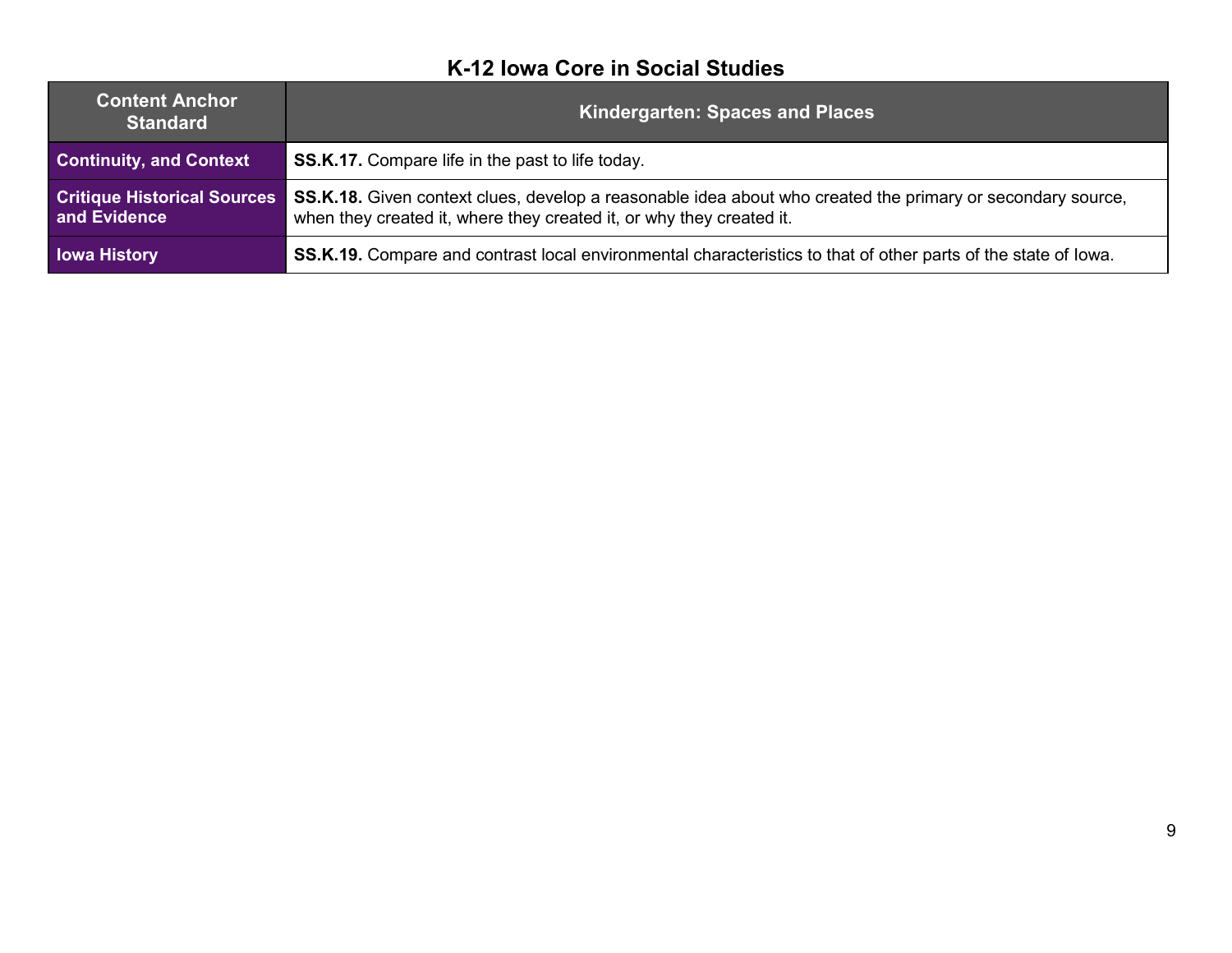## K-12 Iowa Core in Social Studies

| Content Anchor Standard | Kindergarten: Spaces and Places |
|---|---|
| **Continuity, and Context** | **SS.K.17.** Compare life in the past to life today. |
| **Critique Historical Sources and Evidence** | **SS.K.18.** Given context clues, develop a reasonable idea about who created the primary or secondary source, when they created it, where they created it, or why they created it. |
| **Iowa History** | **SS.K.19.** Compare and contrast local environmental characteristics to that of other parts of the state of Iowa. |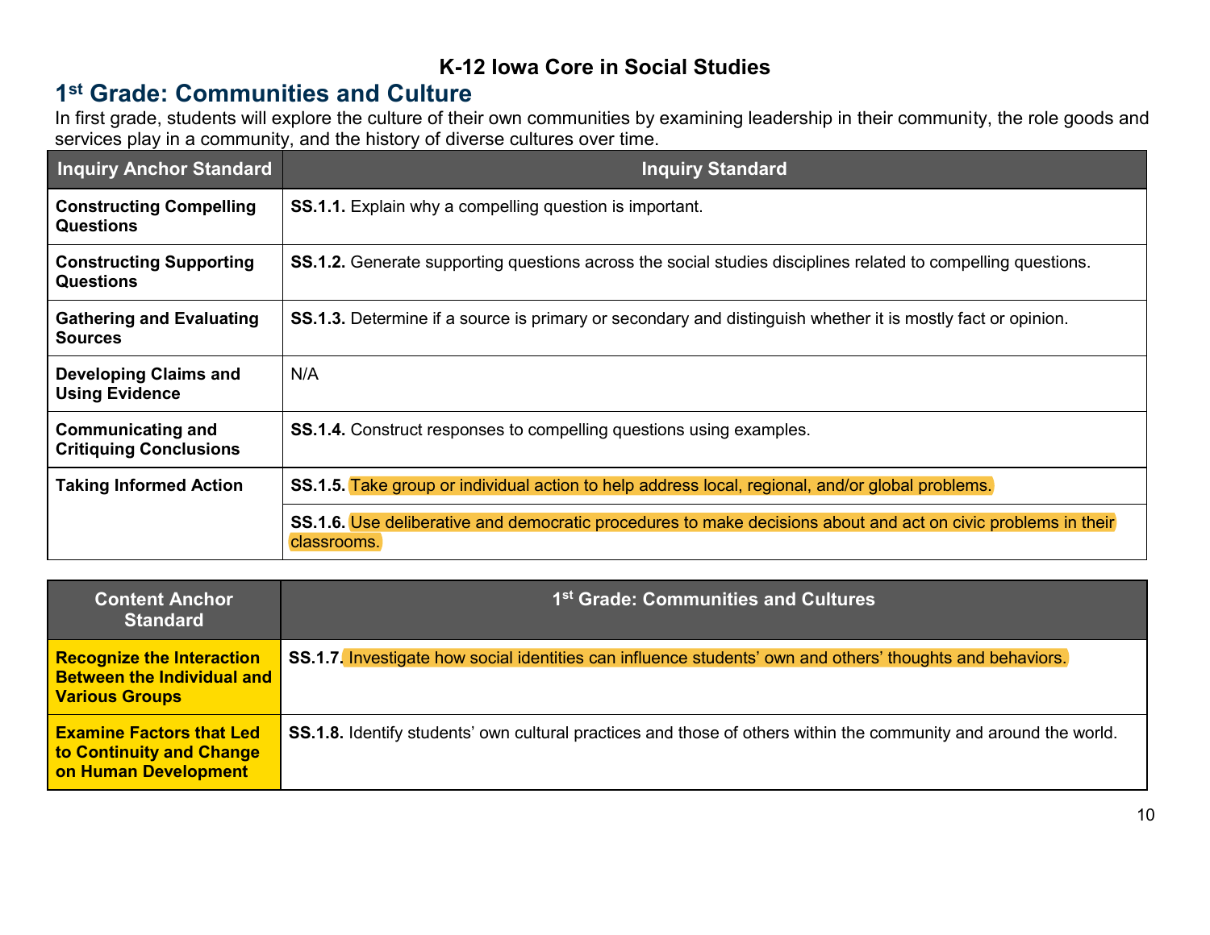**K-12 Iowa Core in Social Studies**

## 1st Grade: Communities and Culture

In first grade, students will explore the culture of their own communities by examining leadership in their community, the role goods and services play in a community, and the history of diverse cultures over time.

| Inquiry Anchor Standard | Inquiry Standard |
|---|---|
| **Constructing Compelling Questions** | **SS.1.1.** Explain why a compelling question is important. |
| **Constructing Supporting Questions** | **SS.1.2.** Generate supporting questions across the social studies disciplines related to compelling questions. |
| **Gathering and Evaluating Sources** | **SS.1.3.** Determine if a source is primary or secondary and distinguish whether it is mostly fact or opinion. |
| **Developing Claims and Using Evidence** | N/A |
| **Communicating and Critiquing Conclusions** | **SS.1.4.** Construct responses to compelling questions using examples. |
| **Taking Informed Action** | **SS.1.5.** Take group or individual action to help address local, regional, and/or global problems. |
| | **SS.1.6.** Use deliberative and democratic procedures to make decisions about and act on civic problems in their classrooms. |

| Content Anchor Standard | 1st Grade: Communities and Cultures |
|---|---|
| **Recognize the Interaction Between the Individual and Various Groups** | **SS.1.7.** Investigate how social identities can influence students' own and others' thoughts and behaviors. |
| **Examine Factors that Led to Continuity and Change on Human Development** | **SS.1.8.** Identify students' own cultural practices and those of others within the community and around the world. |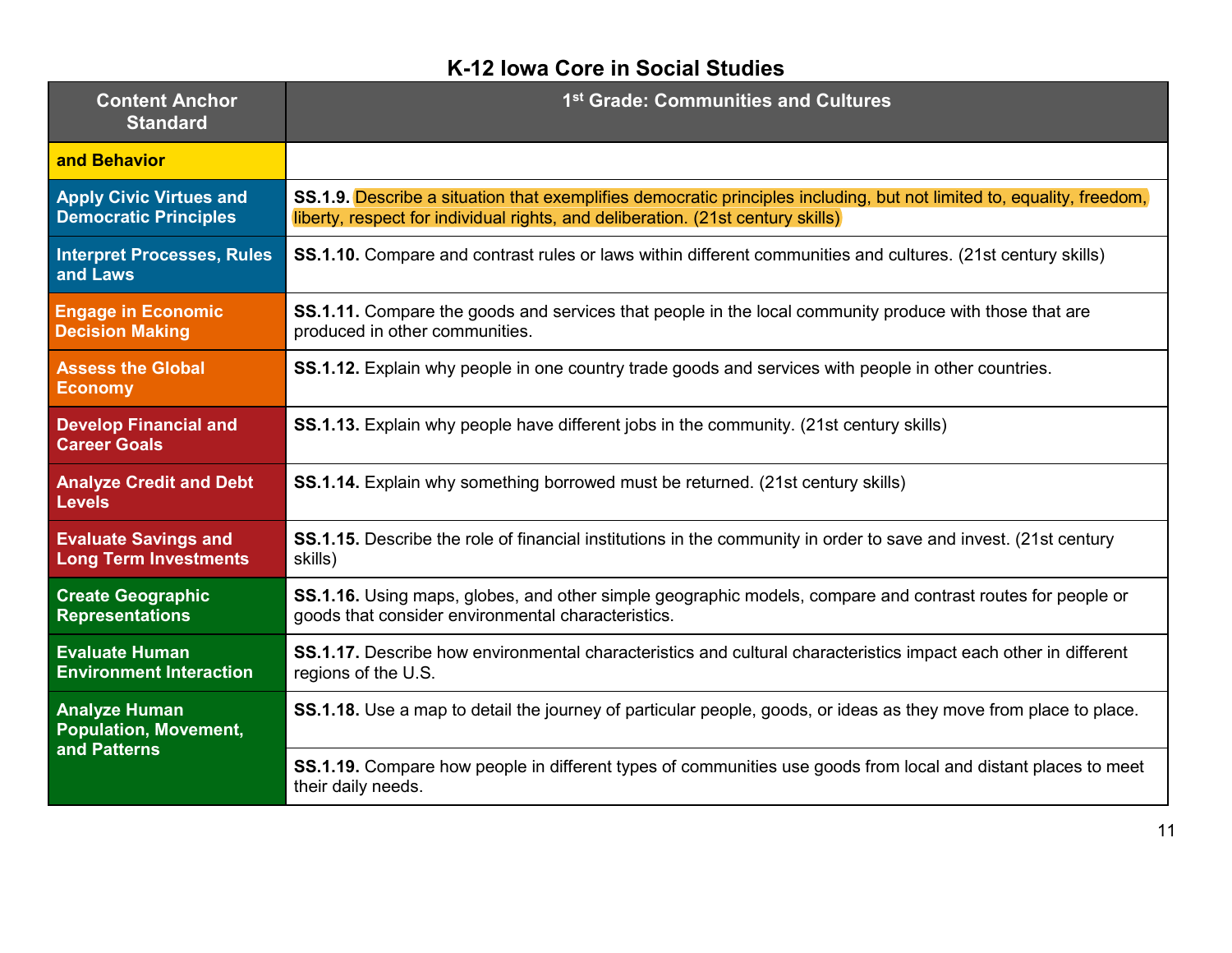# K-12 Iowa Core in Social Studies

| Content Anchor Standard | 1st Grade: Communities and Cultures |
|---|---|
| **and Behavior** | |
| **Apply Civic Virtues and Democratic Principles** | **SS.1.9.** Describe a situation that exemplifies democratic principles including, but not limited to, equality, freedom, liberty, respect for individual rights, and deliberation. (21st century skills) |
| **Interpret Processes, Rules and Laws** | **SS.1.10.** Compare and contrast rules or laws within different communities and cultures. (21st century skills) |
| **Engage in Economic Decision Making** | **SS.1.11.** Compare the goods and services that people in the local community produce with those that are produced in other communities. |
| **Assess the Global Economy** | **SS.1.12.** Explain why people in one country trade goods and services with people in other countries. |
| **Develop Financial and Career Goals** | **SS.1.13.** Explain why people have different jobs in the community. (21st century skills) |
| **Analyze Credit and Debt Levels** | **SS.1.14.** Explain why something borrowed must be returned. (21st century skills) |
| **Evaluate Savings and Long Term Investments** | **SS.1.15.** Describe the role of financial institutions in the community in order to save and invest. (21st century skills) |
| **Create Geographic Representations** | **SS.1.16.** Using maps, globes, and other simple geographic models, compare and contrast routes for people or goods that consider environmental characteristics. |
| **Evaluate Human Environment Interaction** | **SS.1.17.** Describe how environmental characteristics and cultural characteristics impact each other in different regions of the U.S. |
| **Analyze Human Population, Movement, and Patterns** | **SS.1.18.** Use a map to detail the journey of particular people, goods, or ideas as they move from place to place. |
| | **SS.1.19.** Compare how people in different types of communities use goods from local and distant places to meet their daily needs. |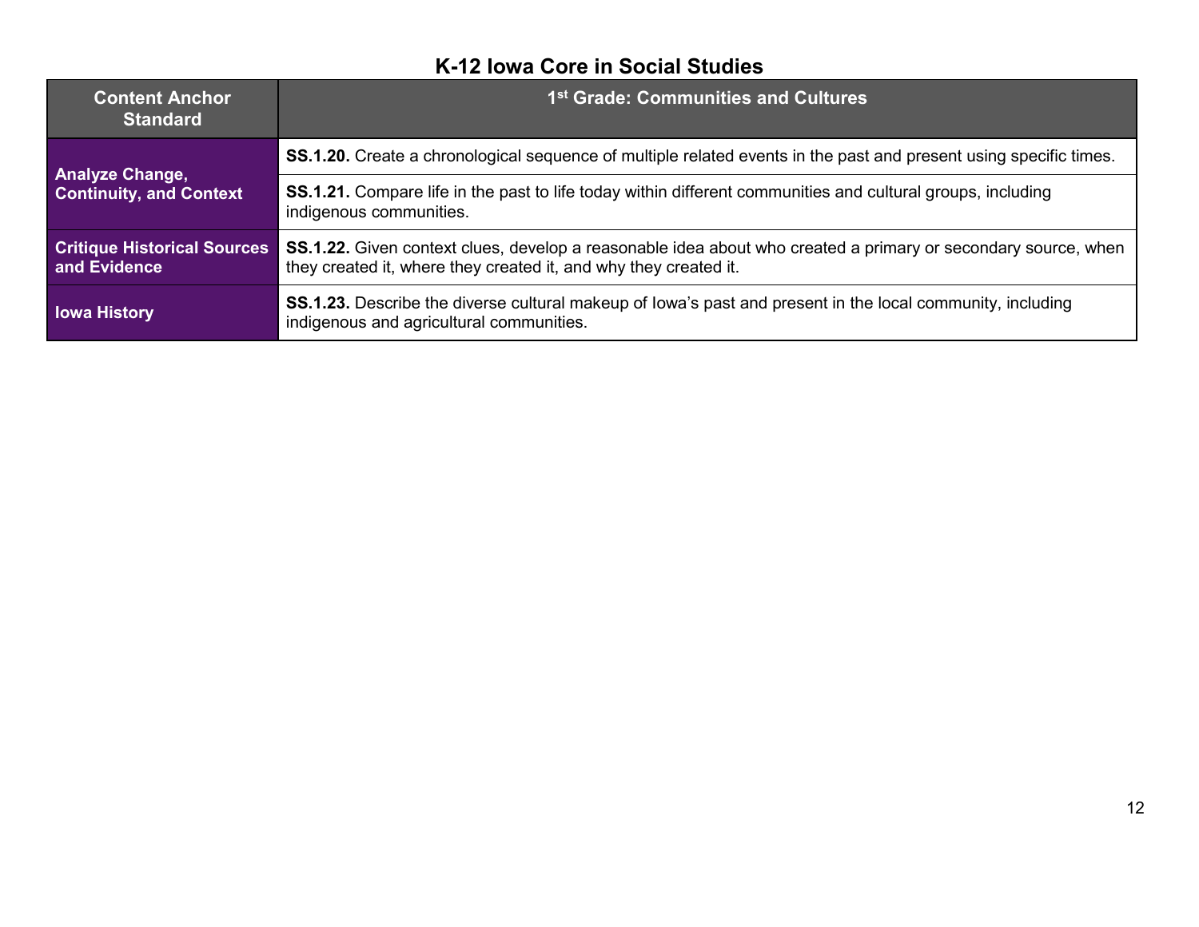## K-12 Iowa Core in Social Studies

| Content Anchor Standard | 1st Grade: Communities and Cultures |
|---|---|
| Analyze Change, Continuity, and Context | **SS.1.20.** Create a chronological sequence of multiple related events in the past and present using specific times. |
| | **SS.1.21.** Compare life in the past to life today within different communities and cultural groups, including indigenous communities. |
| Critique Historical Sources and Evidence | **SS.1.22.** Given context clues, develop a reasonable idea about who created a primary or secondary source, when they created it, where they created it, and why they created it. |
| Iowa History | **SS.1.23.** Describe the diverse cultural makeup of Iowa's past and present in the local community, including indigenous and agricultural communities. |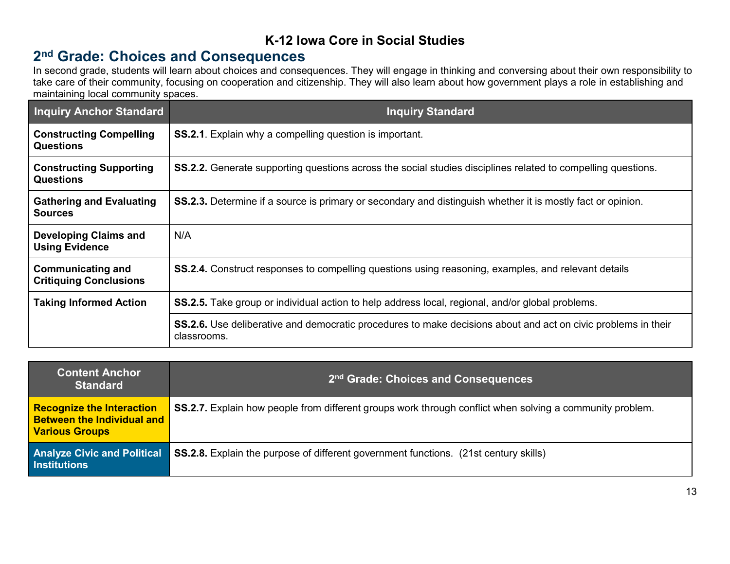# K-12 Iowa Core in Social Studies

## 2nd Grade: Choices and Consequences

In second grade, students will learn about choices and consequences. They will engage in thinking and conversing about their own responsibility to take care of their community, focusing on cooperation and citizenship. They will also learn about how government plays a role in establishing and maintaining local community spaces.

| Inquiry Anchor Standard | Inquiry Standard |
|---|---|
| **Constructing Compelling Questions** | **SS.2.1**. Explain why a compelling question is important. |
| **Constructing Supporting Questions** | **SS.2.2.** Generate supporting questions across the social studies disciplines related to compelling questions. |
| **Gathering and Evaluating Sources** | **SS.2.3.** Determine if a source is primary or secondary and distinguish whether it is mostly fact or opinion. |
| **Developing Claims and Using Evidence** | N/A |
| **Communicating and Critiquing Conclusions** | **SS.2.4.** Construct responses to compelling questions using reasoning, examples, and relevant details |
| **Taking Informed Action** | **SS.2.5.** Take group or individual action to help address local, regional, and/or global problems. |
| | **SS.2.6.** Use deliberative and democratic procedures to make decisions about and act on civic problems in their classrooms. |

| Content Anchor Standard | 2nd Grade: Choices and Consequences |
|---|---|
| **Recognize the Interaction Between the Individual and Various Groups** | **SS.2.7.** Explain how people from different groups work through conflict when solving a community problem. |
| **Analyze Civic and Political Institutions** | **SS.2.8.** Explain the purpose of different government functions. (21st century skills) |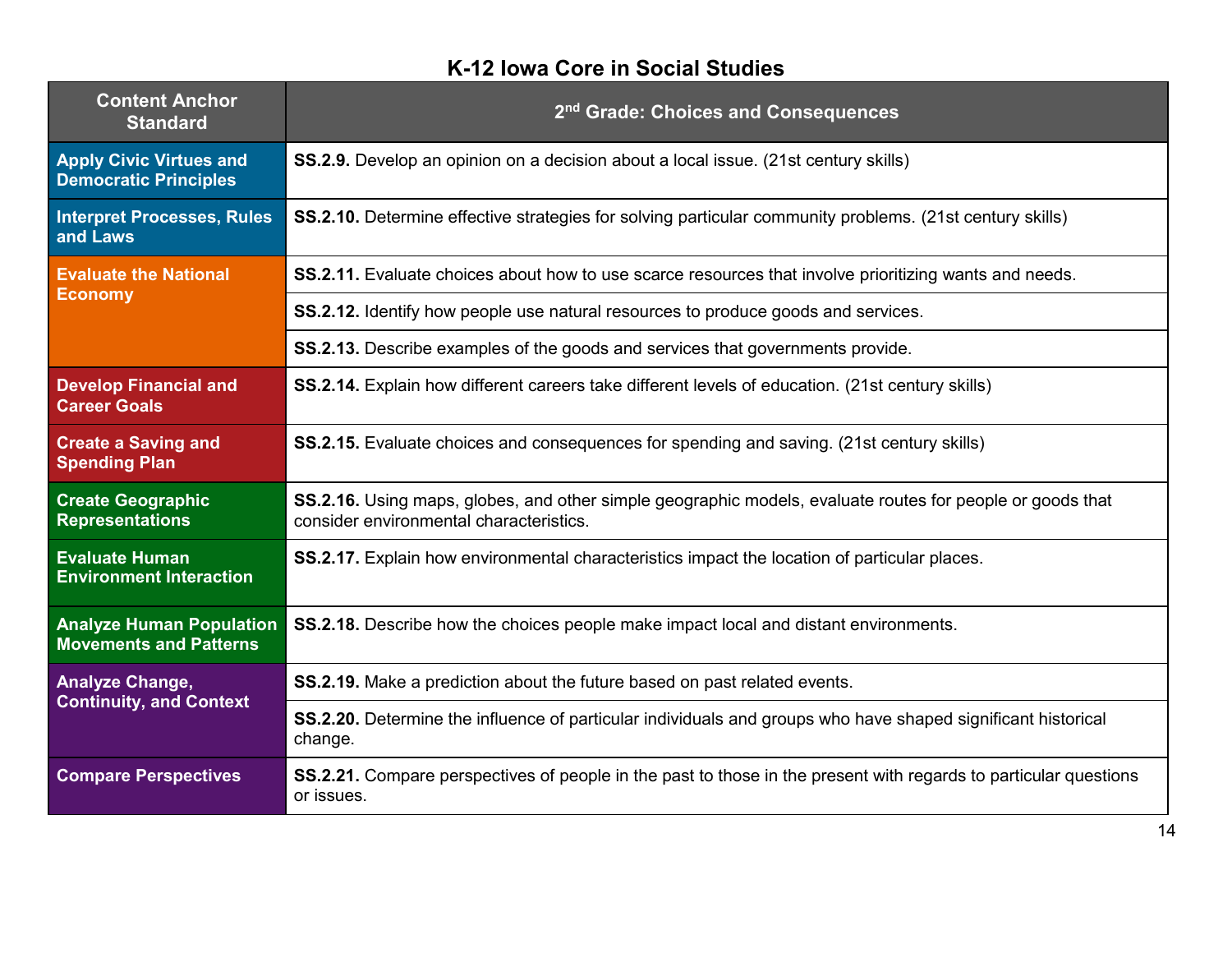## K-12 Iowa Core in Social Studies

| Content Anchor Standard | 2nd Grade: Choices and Consequences |
|---|---|
| **Apply Civic Virtues and Democratic Principles** | **SS.2.9.** Develop an opinion on a decision about a local issue. (21st century skills) |
| **Interpret Processes, Rules and Laws** | **SS.2.10.** Determine effective strategies for solving particular community problems. (21st century skills) |
| **Evaluate the National Economy** | **SS.2.11.** Evaluate choices about how to use scarce resources that involve prioritizing wants and needs. |
| | **SS.2.12.** Identify how people use natural resources to produce goods and services. |
| | **SS.2.13.** Describe examples of the goods and services that governments provide. |
| **Develop Financial and Career Goals** | **SS.2.14.** Explain how different careers take different levels of education. (21st century skills) |
| **Create a Saving and Spending Plan** | **SS.2.15.** Evaluate choices and consequences for spending and saving. (21st century skills) |
| **Create Geographic Representations** | **SS.2.16.** Using maps, globes, and other simple geographic models, evaluate routes for people or goods that consider environmental characteristics. |
| **Evaluate Human Environment Interaction** | **SS.2.17.** Explain how environmental characteristics impact the location of particular places. |
| **Analyze Human Population Movements and Patterns** | **SS.2.18.** Describe how the choices people make impact local and distant environments. |
| **Analyze Change, Continuity, and Context** | **SS.2.19.** Make a prediction about the future based on past related events. |
| | **SS.2.20.** Determine the influence of particular individuals and groups who have shaped significant historical change. |
| **Compare Perspectives** | **SS.2.21.** Compare perspectives of people in the past to those in the present with regards to particular questions or issues. |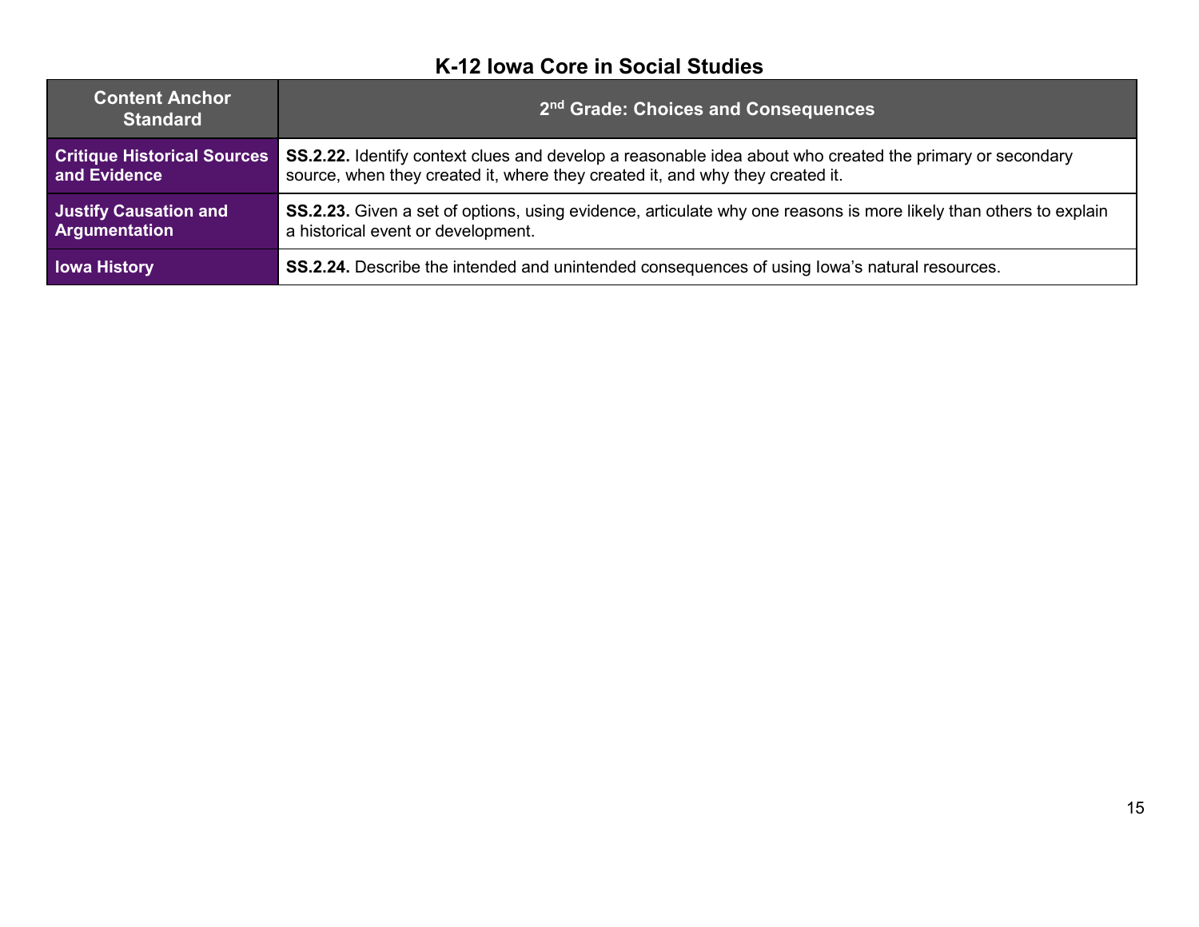# K-12 Iowa Core in Social Studies

| Content Anchor Standard | 2nd Grade: Choices and Consequences |
|---|---|
| **Critique Historical Sources and Evidence** | **SS.2.22.** Identify context clues and develop a reasonable idea about who created the primary or secondary source, when they created it, where they created it, and why they created it. |
| **Justify Causation and Argumentation** | **SS.2.23.** Given a set of options, using evidence, articulate why one reasons is more likely than others to explain a historical event or development. |
| **Iowa History** | **SS.2.24.** Describe the intended and unintended consequences of using Iowa's natural resources. |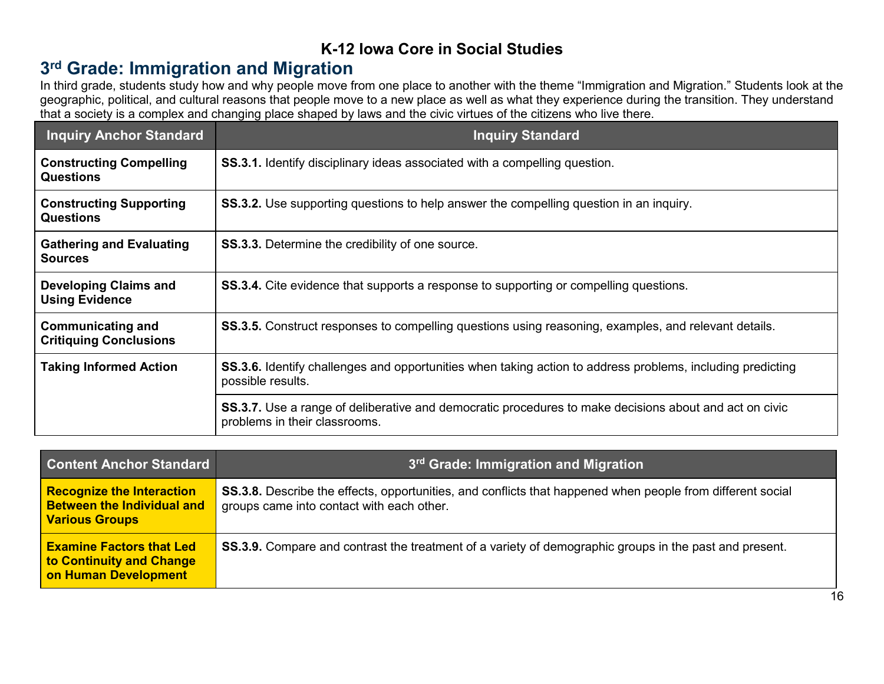# K-12 Iowa Core in Social Studies

## 3rd Grade: Immigration and Migration

In third grade, students study how and why people move from one place to another with the theme "Immigration and Migration." Students look at the geographic, political, and cultural reasons that people move to a new place as well as what they experience during the transition. They understand that a society is a complex and changing place shaped by laws and the civic virtues of the citizens who live there.

| Inquiry Anchor Standard | Inquiry Standard |
|---|---|
| **Constructing Compelling Questions** | **SS.3.1.** Identify disciplinary ideas associated with a compelling question. |
| **Constructing Supporting Questions** | **SS.3.2.** Use supporting questions to help answer the compelling question in an inquiry. |
| **Gathering and Evaluating Sources** | **SS.3.3.** Determine the credibility of one source. |
| **Developing Claims and Using Evidence** | **SS.3.4.** Cite evidence that supports a response to supporting or compelling questions. |
| **Communicating and Critiquing Conclusions** | **SS.3.5.** Construct responses to compelling questions using reasoning, examples, and relevant details. |
| **Taking Informed Action** | **SS.3.6.** Identify challenges and opportunities when taking action to address problems, including predicting possible results. |
| | **SS.3.7.** Use a range of deliberative and democratic procedures to make decisions about and act on civic problems in their classrooms. |

| Content Anchor Standard | 3rd Grade: Immigration and Migration |
|---|---|
| **Recognize the Interaction Between the Individual and Various Groups** | **SS.3.8.** Describe the effects, opportunities, and conflicts that happened when people from different social groups came into contact with each other. |
| **Examine Factors that Led to Continuity and Change on Human Development** | **SS.3.9.** Compare and contrast the treatment of a variety of demographic groups in the past and present. |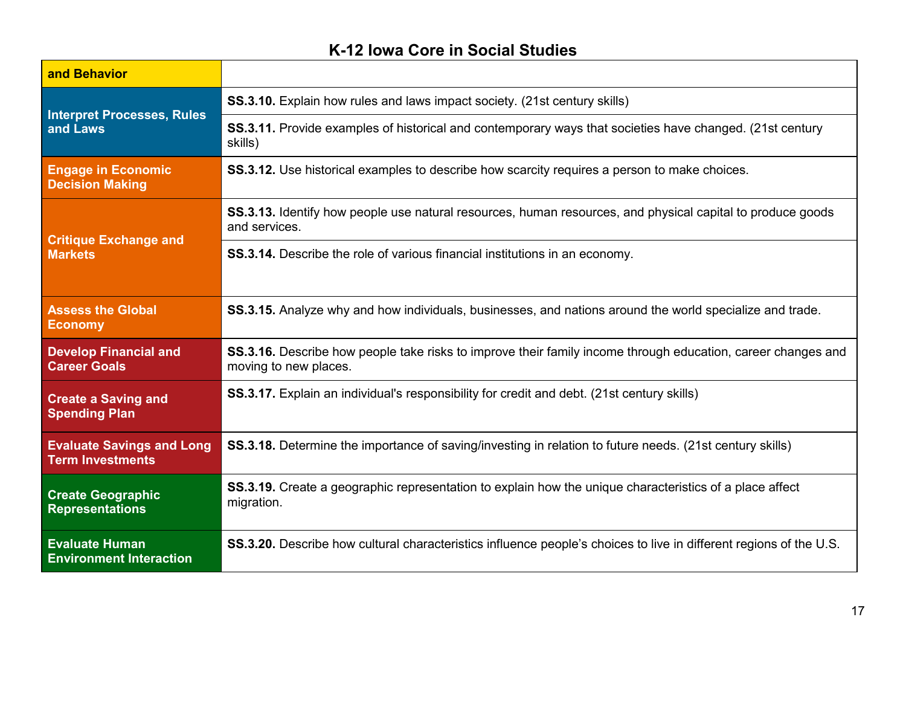## K-12 Iowa Core in Social Studies

| | |
|---|---|
| **and Behavior** | |
| **Interpret Processes, Rules and Laws** | **SS.3.10.** Explain how rules and laws impact society. (21st century skills) |
| | **SS.3.11.** Provide examples of historical and contemporary ways that societies have changed. (21st century skills) |
| **Engage in Economic Decision Making** | **SS.3.12.** Use historical examples to describe how scarcity requires a person to make choices. |
| **Critique Exchange and Markets** | **SS.3.13.** Identify how people use natural resources, human resources, and physical capital to produce goods and services. |
| | **SS.3.14.** Describe the role of various financial institutions in an economy. |
| **Assess the Global Economy** | **SS.3.15.** Analyze why and how individuals, businesses, and nations around the world specialize and trade. |
| **Develop Financial and Career Goals** | **SS.3.16.** Describe how people take risks to improve their family income through education, career changes and moving to new places. |
| **Create a Saving and Spending Plan** | **SS.3.17.** Explain an individual's responsibility for credit and debt. (21st century skills) |
| **Evaluate Savings and Long Term Investments** | **SS.3.18.** Determine the importance of saving/investing in relation to future needs. (21st century skills) |
| **Create Geographic Representations** | **SS.3.19.** Create a geographic representation to explain how the unique characteristics of a place affect migration. |
| **Evaluate Human Environment Interaction** | **SS.3.20.** Describe how cultural characteristics influence people's choices to live in different regions of the U.S. |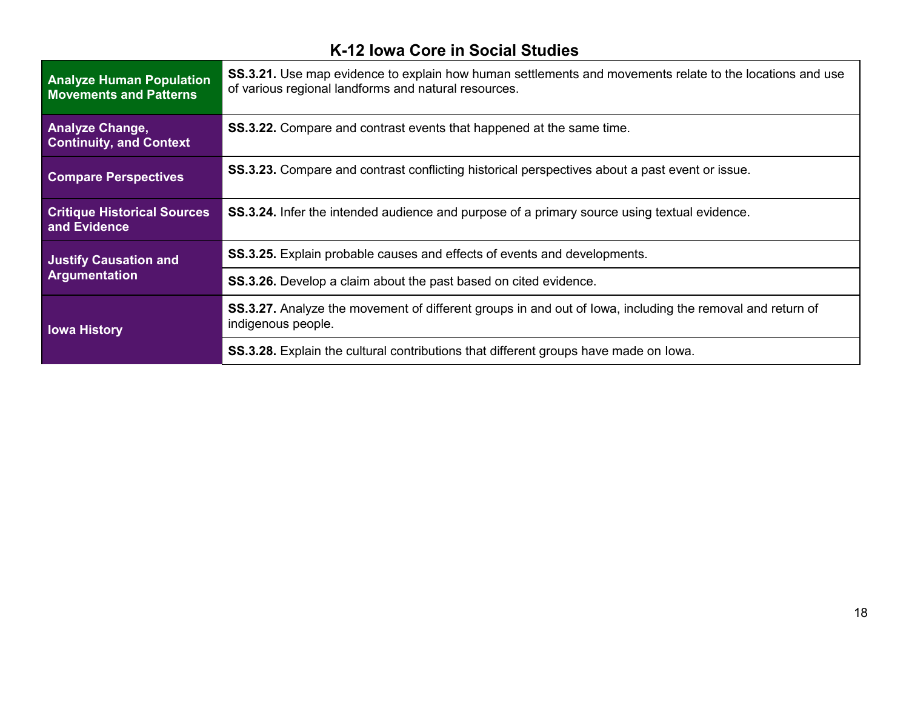# K-12 Iowa Core in Social Studies

| | |
|---|---|
| **Analyze Human Population Movements and Patterns** | **SS.3.21.** Use map evidence to explain how human settlements and movements relate to the locations and use of various regional landforms and natural resources. |
| **Analyze Change, Continuity, and Context** | **SS.3.22.** Compare and contrast events that happened at the same time. |
| **Compare Perspectives** | **SS.3.23.** Compare and contrast conflicting historical perspectives about a past event or issue. |
| **Critique Historical Sources and Evidence** | **SS.3.24.** Infer the intended audience and purpose of a primary source using textual evidence. |
| **Justify Causation and Argumentation** | **SS.3.25.** Explain probable causes and effects of events and developments. |
| | **SS.3.26.** Develop a claim about the past based on cited evidence. |
| **Iowa History** | **SS.3.27.** Analyze the movement of different groups in and out of Iowa, including the removal and return of indigenous people. |
| | **SS.3.28.** Explain the cultural contributions that different groups have made on Iowa. |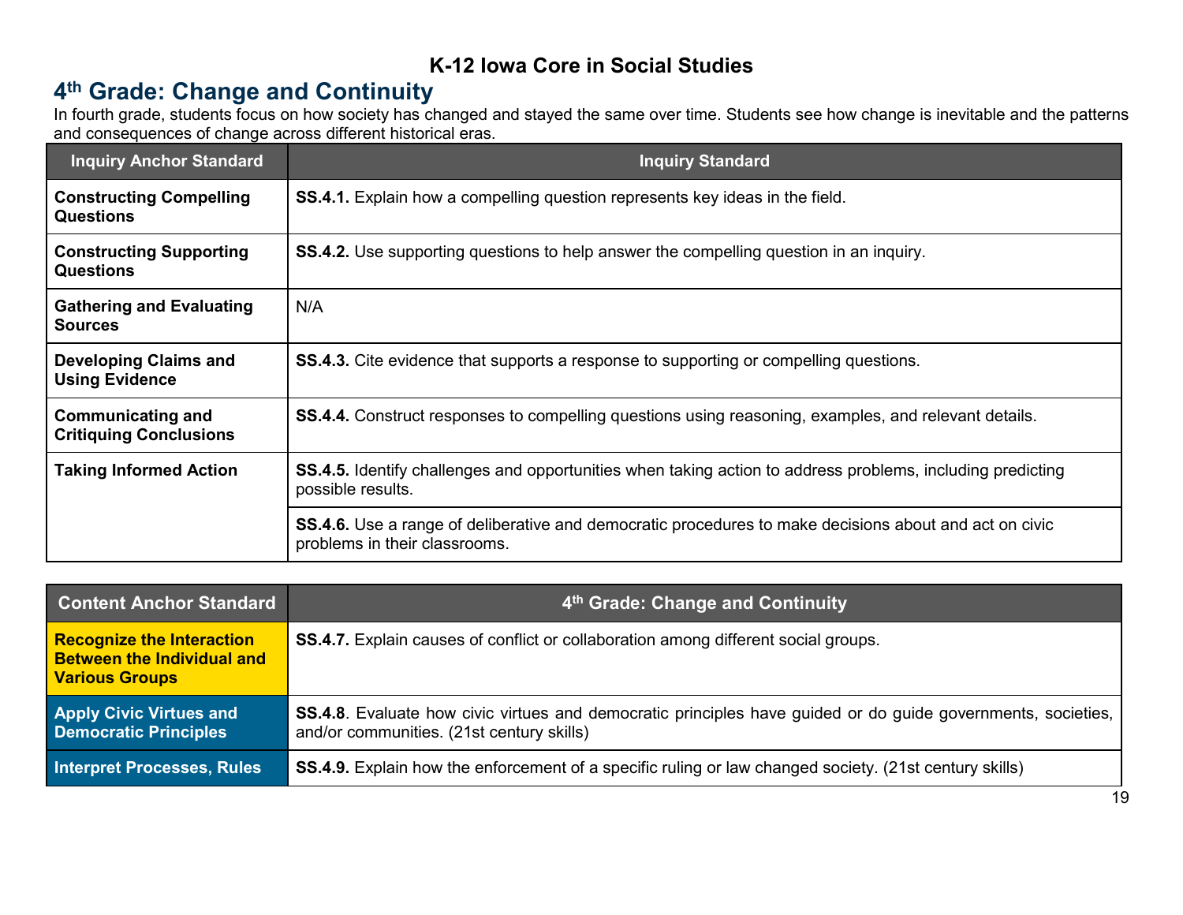# K-12 Iowa Core in Social Studies

## 4th Grade: Change and Continuity

In fourth grade, students focus on how society has changed and stayed the same over time. Students see how change is inevitable and the patterns and consequences of change across different historical eras.

| Inquiry Anchor Standard | Inquiry Standard |
|---|---|
| **Constructing Compelling Questions** | **SS.4.1.** Explain how a compelling question represents key ideas in the field. |
| **Constructing Supporting Questions** | **SS.4.2.** Use supporting questions to help answer the compelling question in an inquiry. |
| **Gathering and Evaluating Sources** | N/A |
| **Developing Claims and Using Evidence** | **SS.4.3.** Cite evidence that supports a response to supporting or compelling questions. |
| **Communicating and Critiquing Conclusions** | **SS.4.4.** Construct responses to compelling questions using reasoning, examples, and relevant details. |
| **Taking Informed Action** | **SS.4.5.** Identify challenges and opportunities when taking action to address problems, including predicting possible results. |
| | **SS.4.6.** Use a range of deliberative and democratic procedures to make decisions about and act on civic problems in their classrooms. |

| Content Anchor Standard | 4th Grade: Change and Continuity |
|---|---|
| **Recognize the Interaction Between the Individual and Various Groups** | **SS.4.7.** Explain causes of conflict or collaboration among different social groups. |
| **Apply Civic Virtues and Democratic Principles** | **SS.4.8**. Evaluate how civic virtues and democratic principles have guided or do guide governments, societies, and/or communities. (21st century skills) |
| **Interpret Processes, Rules** | **SS.4.9.** Explain how the enforcement of a specific ruling or law changed society. (21st century skills) |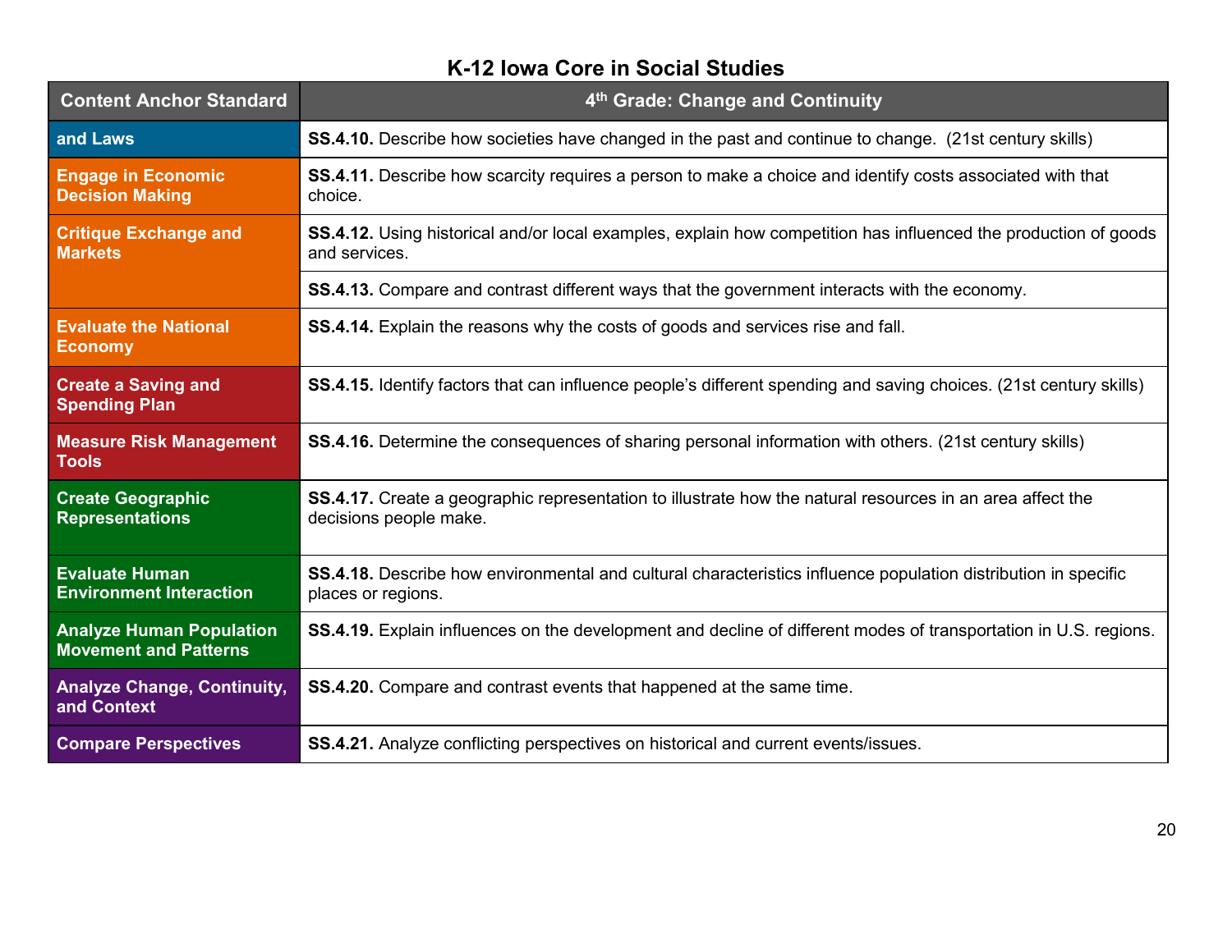## K-12 Iowa Core in Social Studies

| Content Anchor Standard | 4th Grade: Change and Continuity |
| --- | --- |
| **and Laws** | **SS.4.10.** Describe how societies have changed in the past and continue to change. (21st century skills) |
| **Engage in Economic Decision Making** | **SS.4.11.** Describe how scarcity requires a person to make a choice and identify costs associated with that choice. |
| **Critique Exchange and Markets** | **SS.4.12.** Using historical and/or local examples, explain how competition has influenced the production of goods and services. |
| | **SS.4.13.** Compare and contrast different ways that the government interacts with the economy. |
| **Evaluate the National Economy** | **SS.4.14.** Explain the reasons why the costs of goods and services rise and fall. |
| **Create a Saving and Spending Plan** | **SS.4.15.** Identify factors that can influence people's different spending and saving choices. (21st century skills) |
| **Measure Risk Management Tools** | **SS.4.16.** Determine the consequences of sharing personal information with others. (21st century skills) |
| **Create Geographic Representations** | **SS.4.17.** Create a geographic representation to illustrate how the natural resources in an area affect the decisions people make. |
| **Evaluate Human Environment Interaction** | **SS.4.18.** Describe how environmental and cultural characteristics influence population distribution in specific places or regions. |
| **Analyze Human Population Movement and Patterns** | **SS.4.19.** Explain influences on the development and decline of different modes of transportation in U.S. regions. |
| **Analyze Change, Continuity, and Context** | **SS.4.20.** Compare and contrast events that happened at the same time. |
| **Compare Perspectives** | **SS.4.21.** Analyze conflicting perspectives on historical and current events/issues. |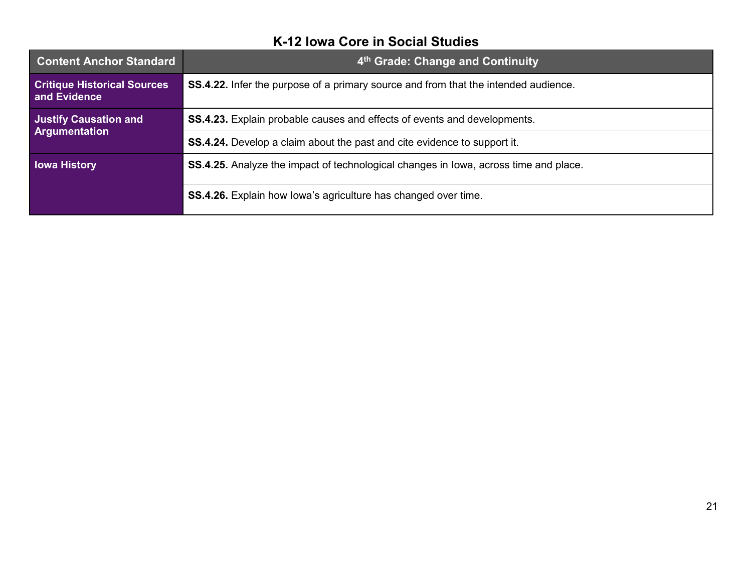## K-12 Iowa Core in Social Studies

| Content Anchor Standard | 4th Grade: Change and Continuity |
| --- | --- |
| **Critique Historical Sources and Evidence** | **SS.4.22.** Infer the purpose of a primary source and from that the intended audience. |
| **Justify Causation and Argumentation** | **SS.4.23.** Explain probable causes and effects of events and developments. |
| | **SS.4.24.** Develop a claim about the past and cite evidence to support it. |
| **Iowa History** | **SS.4.25.** Analyze the impact of technological changes in Iowa, across time and place. |
| | **SS.4.26.** Explain how Iowa's agriculture has changed over time. |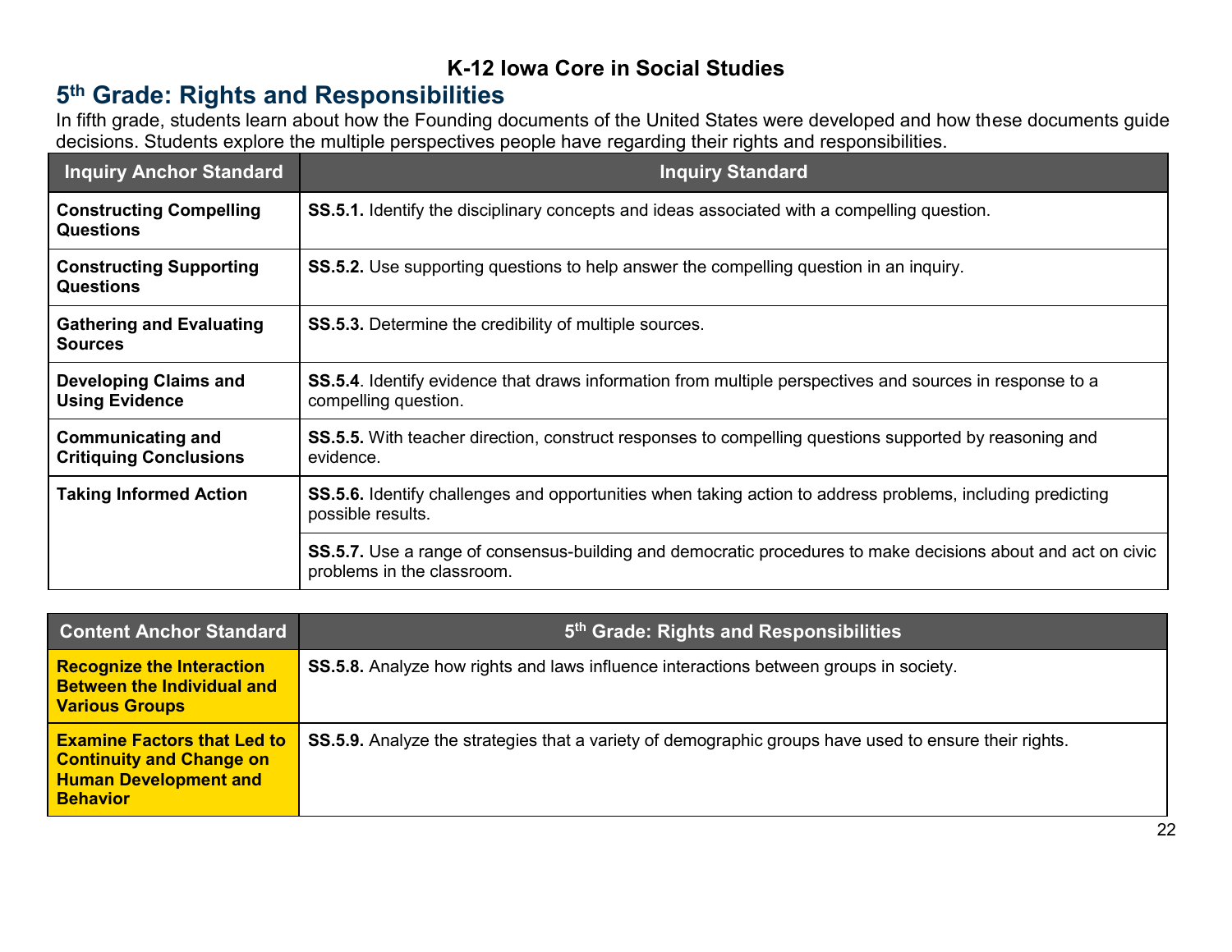# K-12 Iowa Core in Social Studies

## 5th Grade: Rights and Responsibilities

In fifth grade, students learn about how the Founding documents of the United States were developed and how these documents guide decisions. Students explore the multiple perspectives people have regarding their rights and responsibilities.

| Inquiry Anchor Standard | Inquiry Standard |
|---|---|
| **Constructing Compelling Questions** | **SS.5.1.** Identify the disciplinary concepts and ideas associated with a compelling question. |
| **Constructing Supporting Questions** | **SS.5.2.** Use supporting questions to help answer the compelling question in an inquiry. |
| **Gathering and Evaluating Sources** | **SS.5.3.** Determine the credibility of multiple sources. |
| **Developing Claims and Using Evidence** | **SS.5.4**. Identify evidence that draws information from multiple perspectives and sources in response to a compelling question. |
| **Communicating and Critiquing Conclusions** | **SS.5.5.** With teacher direction, construct responses to compelling questions supported by reasoning and evidence. |
| **Taking Informed Action** | **SS.5.6.** Identify challenges and opportunities when taking action to address problems, including predicting possible results. |
| | **SS.5.7.** Use a range of consensus-building and democratic procedures to make decisions about and act on civic problems in the classroom. |

| Content Anchor Standard | 5th Grade: Rights and Responsibilities |
|---|---|
| **Recognize the Interaction Between the Individual and Various Groups** | **SS.5.8.** Analyze how rights and laws influence interactions between groups in society. |
| **Examine Factors that Led to Continuity and Change on Human Development and Behavior** | **SS.5.9.** Analyze the strategies that a variety of demographic groups have used to ensure their rights. |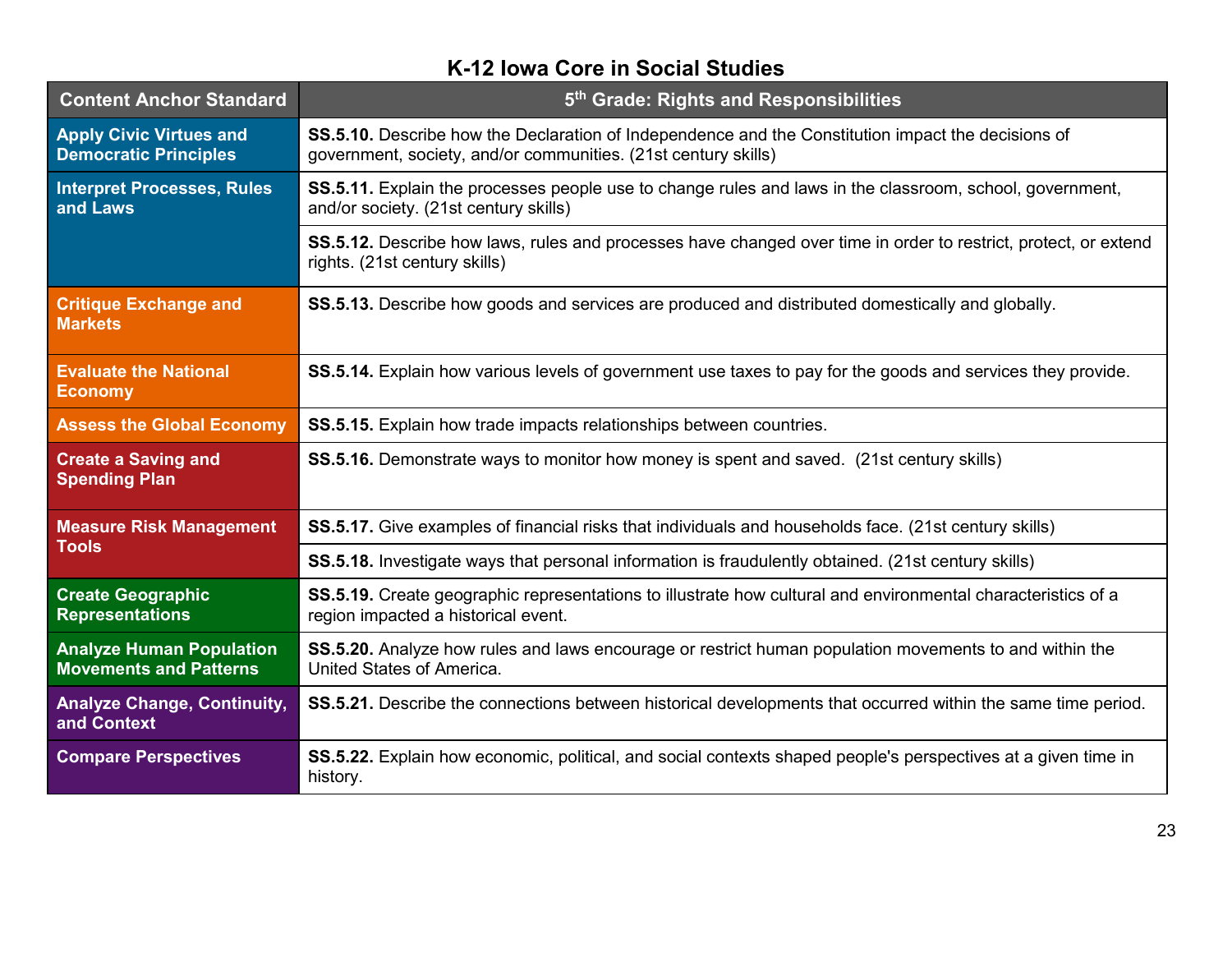# K-12 Iowa Core in Social Studies

| Content Anchor Standard | 5th Grade: Rights and Responsibilities |
|---|---|
| **Apply Civic Virtues and Democratic Principles** | **SS.5.10.** Describe how the Declaration of Independence and the Constitution impact the decisions of government, society, and/or communities. (21st century skills) |
| **Interpret Processes, Rules and Laws** | **SS.5.11.** Explain the processes people use to change rules and laws in the classroom, school, government, and/or society. (21st century skills) |
| | **SS.5.12.** Describe how laws, rules and processes have changed over time in order to restrict, protect, or extend rights. (21st century skills) |
| **Critique Exchange and Markets** | **SS.5.13.** Describe how goods and services are produced and distributed domestically and globally. |
| **Evaluate the National Economy** | **SS.5.14.** Explain how various levels of government use taxes to pay for the goods and services they provide. |
| **Assess the Global Economy** | **SS.5.15.** Explain how trade impacts relationships between countries. |
| **Create a Saving and Spending Plan** | **SS.5.16.** Demonstrate ways to monitor how money is spent and saved. (21st century skills) |
| **Measure Risk Management Tools** | **SS.5.17.** Give examples of financial risks that individuals and households face. (21st century skills) |
| | **SS.5.18.** Investigate ways that personal information is fraudulently obtained. (21st century skills) |
| **Create Geographic Representations** | **SS.5.19.** Create geographic representations to illustrate how cultural and environmental characteristics of a region impacted a historical event. |
| **Analyze Human Population Movements and Patterns** | **SS.5.20.** Analyze how rules and laws encourage or restrict human population movements to and within the United States of America. |
| **Analyze Change, Continuity, and Context** | **SS.5.21.** Describe the connections between historical developments that occurred within the same time period. |
| **Compare Perspectives** | **SS.5.22.** Explain how economic, political, and social contexts shaped people's perspectives at a given time in history. |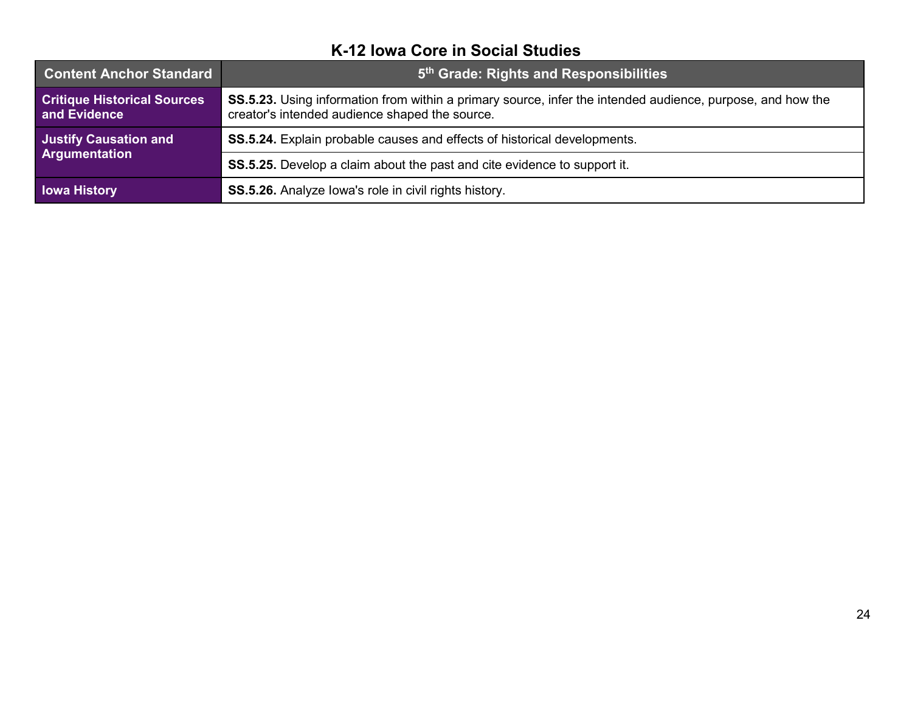# K-12 Iowa Core in Social Studies

| Content Anchor Standard | 5th Grade: Rights and Responsibilities |
|---|---|
| **Critique Historical Sources and Evidence** | **SS.5.23.** Using information from within a primary source, infer the intended audience, purpose, and how the creator's intended audience shaped the source. |
| **Justify Causation and Argumentation** | **SS.5.24.** Explain probable causes and effects of historical developments. |
| | **SS.5.25.** Develop a claim about the past and cite evidence to support it. |
| **Iowa History** | **SS.5.26.** Analyze Iowa's role in civil rights history. |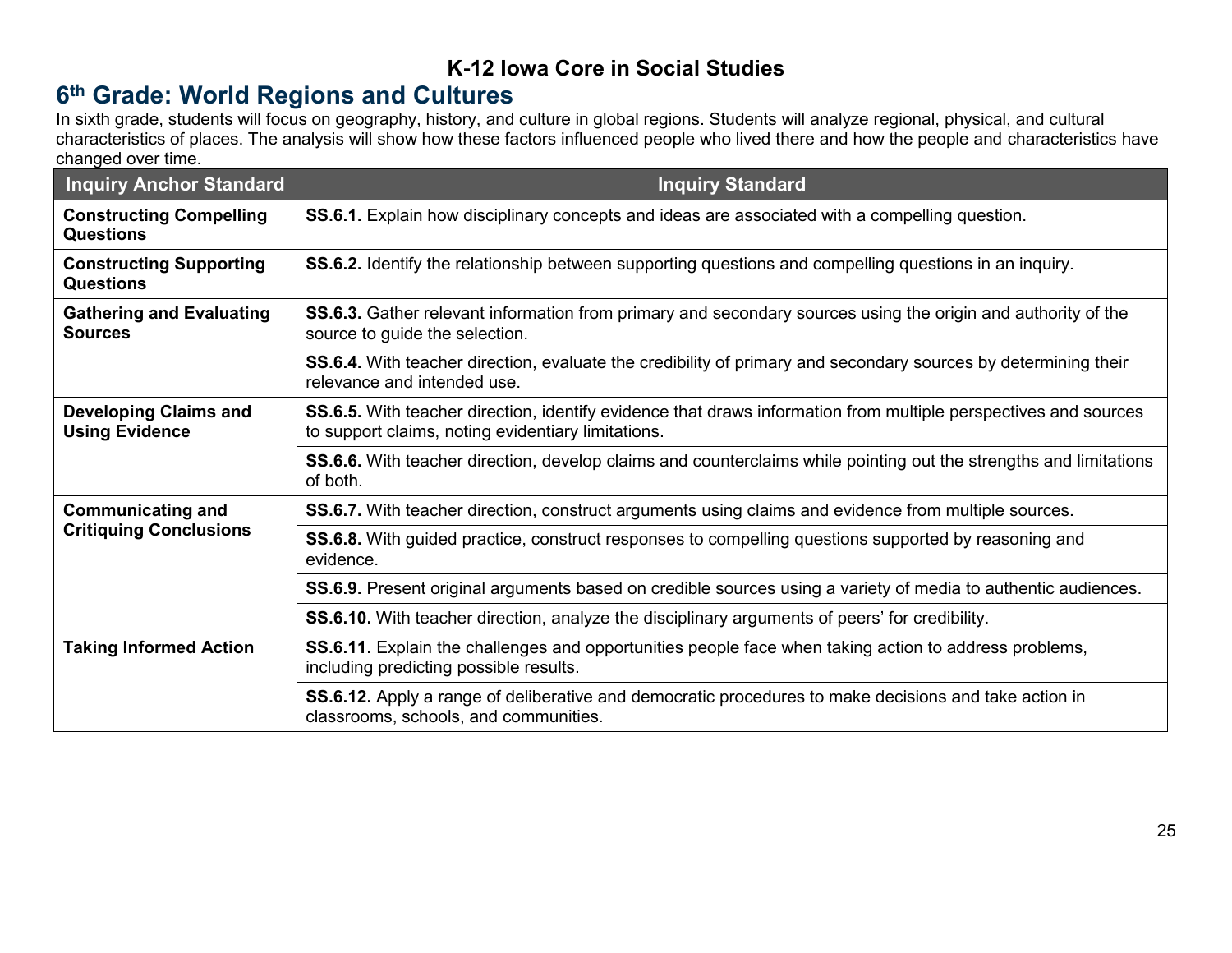# K-12 Iowa Core in Social Studies

## 6th Grade: World Regions and Cultures

In sixth grade, students will focus on geography, history, and culture in global regions. Students will analyze regional, physical, and cultural characteristics of places. The analysis will show how these factors influenced people who lived there and how the people and characteristics have changed over time.

| Inquiry Anchor Standard | Inquiry Standard |
|---|---|
| **Constructing Compelling Questions** | **SS.6.1.** Explain how disciplinary concepts and ideas are associated with a compelling question. |
| **Constructing Supporting Questions** | **SS.6.2.** Identify the relationship between supporting questions and compelling questions in an inquiry. |
| **Gathering and Evaluating Sources** | **SS.6.3.** Gather relevant information from primary and secondary sources using the origin and authority of the source to guide the selection. |
| | **SS.6.4.** With teacher direction, evaluate the credibility of primary and secondary sources by determining their relevance and intended use. |
| **Developing Claims and Using Evidence** | **SS.6.5.** With teacher direction, identify evidence that draws information from multiple perspectives and sources to support claims, noting evidentiary limitations. |
| | **SS.6.6.** With teacher direction, develop claims and counterclaims while pointing out the strengths and limitations of both. |
| **Communicating and Critiquing Conclusions** | **SS.6.7.** With teacher direction, construct arguments using claims and evidence from multiple sources. |
| | **SS.6.8.** With guided practice, construct responses to compelling questions supported by reasoning and evidence. |
| | **SS.6.9.** Present original arguments based on credible sources using a variety of media to authentic audiences. |
| | **SS.6.10.** With teacher direction, analyze the disciplinary arguments of peers' for credibility. |
| **Taking Informed Action** | **SS.6.11.** Explain the challenges and opportunities people face when taking action to address problems, including predicting possible results. |
| | **SS.6.12.** Apply a range of deliberative and democratic procedures to make decisions and take action in classrooms, schools, and communities. |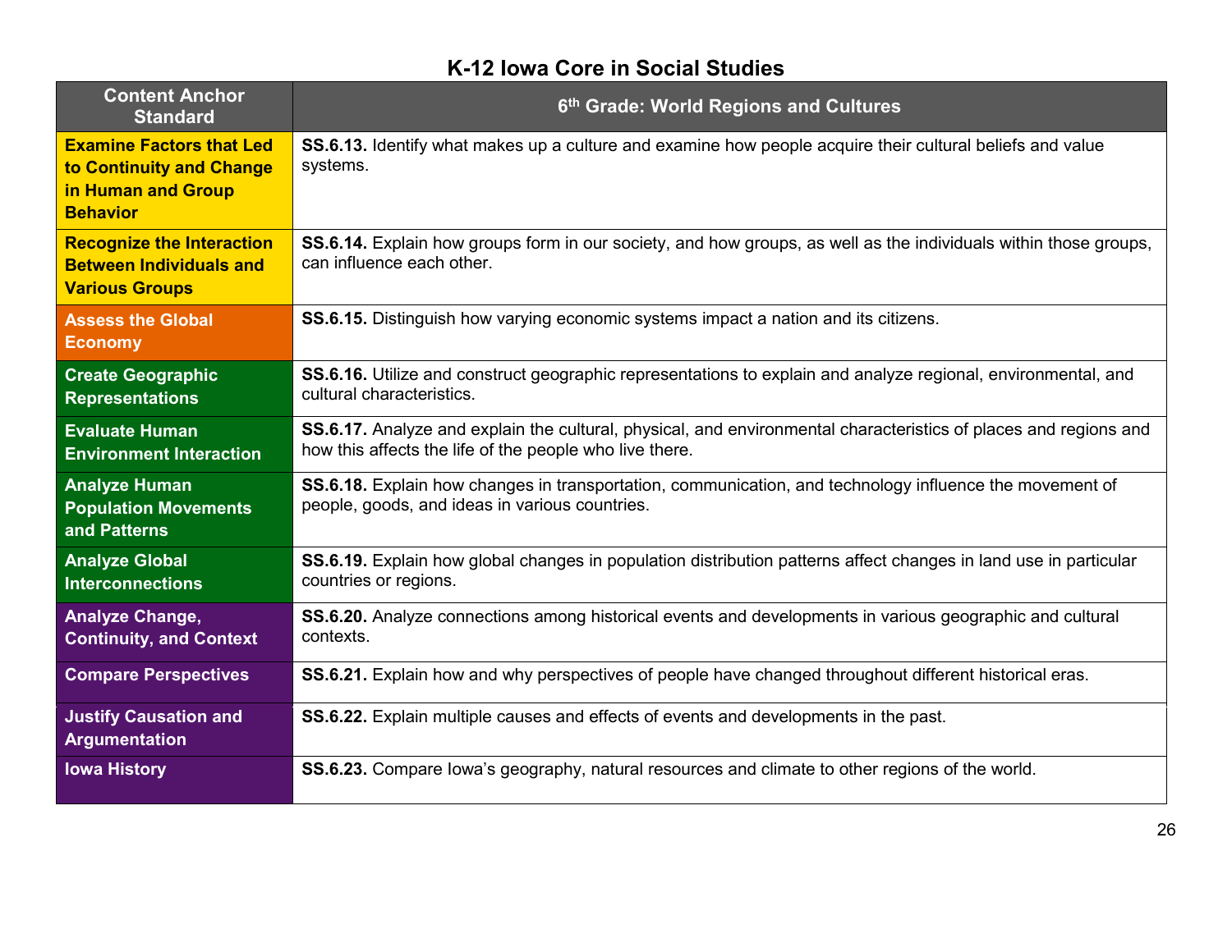## K-12 Iowa Core in Social Studies

| Content Anchor Standard | 6th Grade: World Regions and Cultures |
| --- | --- |
| **Examine Factors that Led to Continuity and Change in Human and Group Behavior** | **SS.6.13.** Identify what makes up a culture and examine how people acquire their cultural beliefs and value systems. |
| **Recognize the Interaction Between Individuals and Various Groups** | **SS.6.14.** Explain how groups form in our society, and how groups, as well as the individuals within those groups, can influence each other. |
| **Assess the Global Economy** | **SS.6.15.** Distinguish how varying economic systems impact a nation and its citizens. |
| **Create Geographic Representations** | **SS.6.16.** Utilize and construct geographic representations to explain and analyze regional, environmental, and cultural characteristics. |
| **Evaluate Human Environment Interaction** | **SS.6.17.** Analyze and explain the cultural, physical, and environmental characteristics of places and regions and how this affects the life of the people who live there. |
| **Analyze Human Population Movements and Patterns** | **SS.6.18.** Explain how changes in transportation, communication, and technology influence the movement of people, goods, and ideas in various countries. |
| **Analyze Global Interconnections** | **SS.6.19.** Explain how global changes in population distribution patterns affect changes in land use in particular countries or regions. |
| **Analyze Change, Continuity, and Context** | **SS.6.20.** Analyze connections among historical events and developments in various geographic and cultural contexts. |
| **Compare Perspectives** | **SS.6.21.** Explain how and why perspectives of people have changed throughout different historical eras. |
| **Justify Causation and Argumentation** | **SS.6.22.** Explain multiple causes and effects of events and developments in the past. |
| **Iowa History** | **SS.6.23.** Compare Iowa's geography, natural resources and climate to other regions of the world. |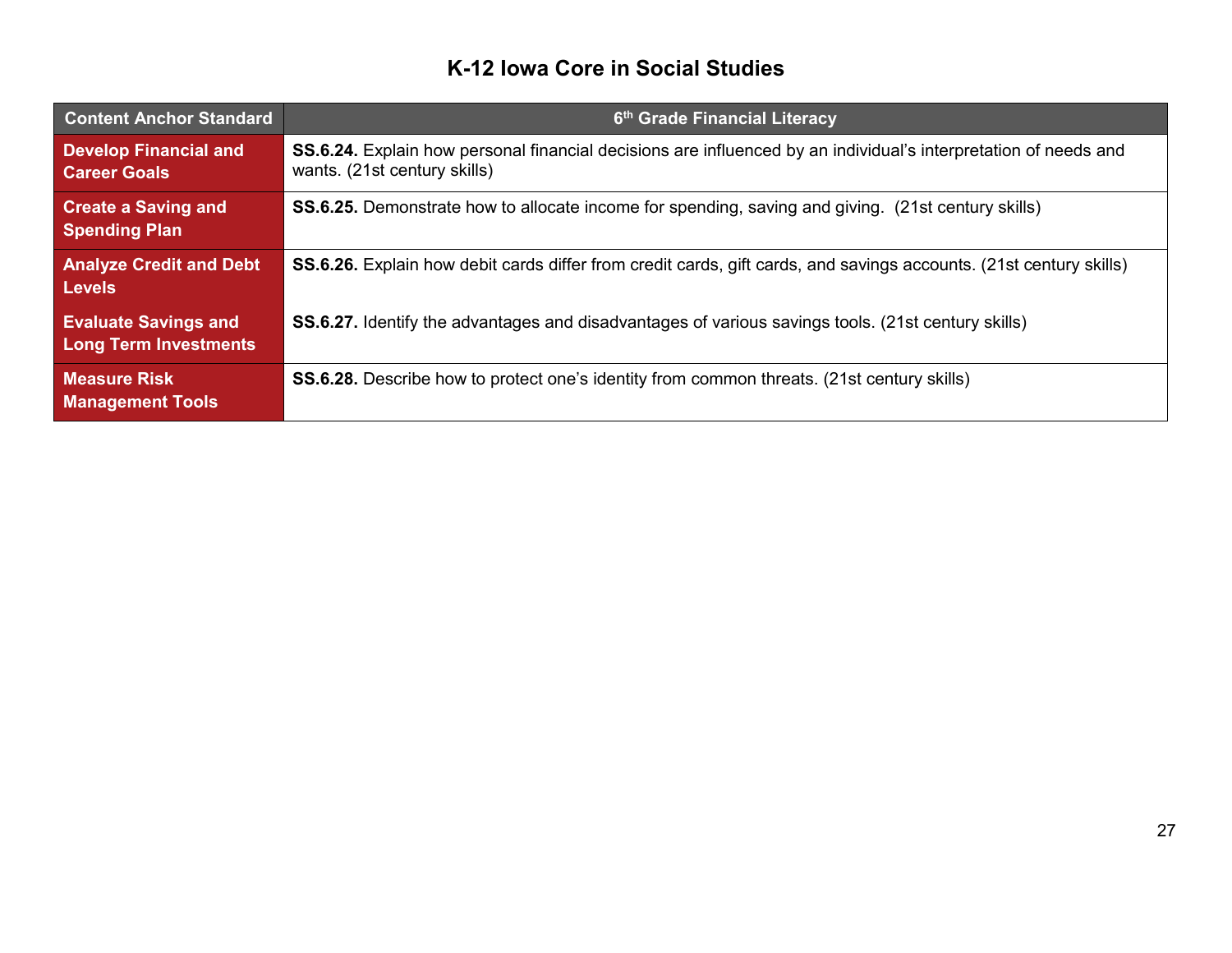# K-12 Iowa Core in Social Studies

| Content Anchor Standard | 6th Grade Financial Literacy |
|---|---|
| **Develop Financial and Career Goals** | **SS.6.24.** Explain how personal financial decisions are influenced by an individual's interpretation of needs and wants. (21st century skills) |
| **Create a Saving and Spending Plan** | **SS.6.25.** Demonstrate how to allocate income for spending, saving and giving. (21st century skills) |
| **Analyze Credit and Debt Levels** | **SS.6.26.** Explain how debit cards differ from credit cards, gift cards, and savings accounts. (21st century skills) |
| **Evaluate Savings and Long Term Investments** | **SS.6.27.** Identify the advantages and disadvantages of various savings tools. (21st century skills) |
| **Measure Risk Management Tools** | **SS.6.28.** Describe how to protect one's identity from common threats. (21st century skills) |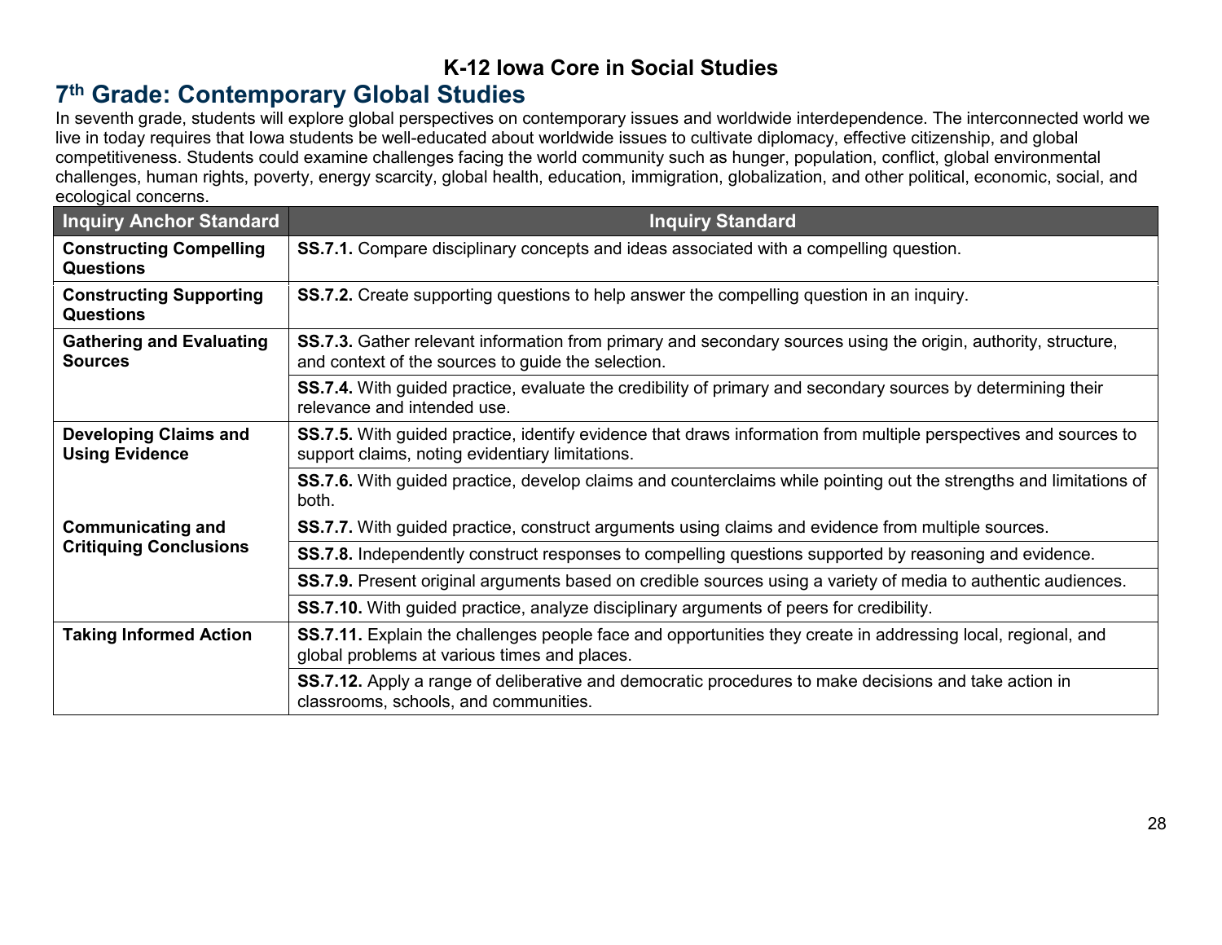## 7th Grade: Contemporary Global Studies

In seventh grade, students will explore global perspectives on contemporary issues and worldwide interdependence. The interconnected world we live in today requires that Iowa students be well-educated about worldwide issues to cultivate diplomacy, effective citizenship, and global competitiveness. Students could examine challenges facing the world community such as hunger, population, conflict, global environmental challenges, human rights, poverty, energy scarcity, global health, education, immigration, globalization, and other political, economic, social, and ecological concerns.

| Inquiry Anchor Standard | Inquiry Standard |
|---|---|
| **Constructing Compelling Questions** | **SS.7.1.** Compare disciplinary concepts and ideas associated with a compelling question. |
| **Constructing Supporting Questions** | **SS.7.2.** Create supporting questions to help answer the compelling question in an inquiry. |
| **Gathering and Evaluating Sources** | **SS.7.3.** Gather relevant information from primary and secondary sources using the origin, authority, structure, and context of the sources to guide the selection. |
| | **SS.7.4.** With guided practice, evaluate the credibility of primary and secondary sources by determining their relevance and intended use. |
| **Developing Claims and Using Evidence** | **SS.7.5.** With guided practice, identify evidence that draws information from multiple perspectives and sources to support claims, noting evidentiary limitations. |
| | **SS.7.6.** With guided practice, develop claims and counterclaims while pointing out the strengths and limitations of both. |
| **Communicating and Critiquing Conclusions** | **SS.7.7.** With guided practice, construct arguments using claims and evidence from multiple sources. |
| | **SS.7.8.** Independently construct responses to compelling questions supported by reasoning and evidence. |
| | **SS.7.9.** Present original arguments based on credible sources using a variety of media to authentic audiences. |
| | **SS.7.10.** With guided practice, analyze disciplinary arguments of peers for credibility. |
| **Taking Informed Action** | **SS.7.11.** Explain the challenges people face and opportunities they create in addressing local, regional, and global problems at various times and places. |
| | **SS.7.12.** Apply a range of deliberative and democratic procedures to make decisions and take action in classrooms, schools, and communities. |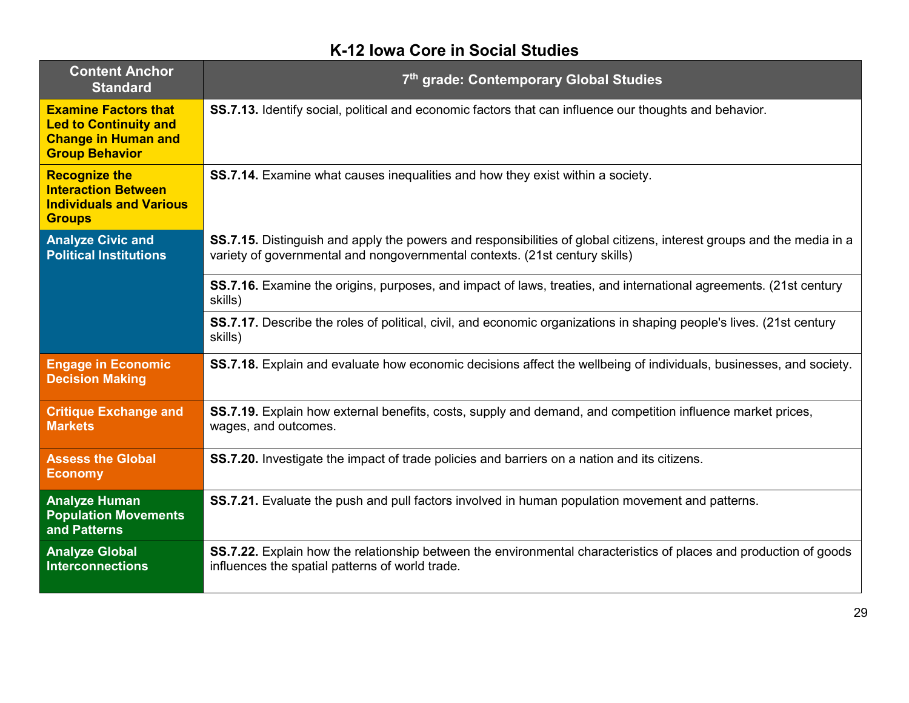# K-12 Iowa Core in Social Studies

| Content Anchor Standard | 7th grade: Contemporary Global Studies |
|---|---|
| **Examine Factors that Led to Continuity and Change in Human and Group Behavior** | **SS.7.13.** Identify social, political and economic factors that can influence our thoughts and behavior. |
| **Recognize the Interaction Between Individuals and Various Groups** | **SS.7.14.** Examine what causes inequalities and how they exist within a society. |
| **Analyze Civic and Political Institutions** | **SS.7.15.** Distinguish and apply the powers and responsibilities of global citizens, interest groups and the media in a variety of governmental and nongovernmental contexts. (21st century skills) |
| | **SS.7.16.** Examine the origins, purposes, and impact of laws, treaties, and international agreements. (21st century skills) |
| | **SS.7.17.** Describe the roles of political, civil, and economic organizations in shaping people's lives. (21st century skills) |
| **Engage in Economic Decision Making** | **SS.7.18.** Explain and evaluate how economic decisions affect the wellbeing of individuals, businesses, and society. |
| **Critique Exchange and Markets** | **SS.7.19.** Explain how external benefits, costs, supply and demand, and competition influence market prices, wages, and outcomes. |
| **Assess the Global Economy** | **SS.7.20.** Investigate the impact of trade policies and barriers on a nation and its citizens. |
| **Analyze Human Population Movements and Patterns** | **SS.7.21.** Evaluate the push and pull factors involved in human population movement and patterns. |
| **Analyze Global Interconnections** | **SS.7.22.** Explain how the relationship between the environmental characteristics of places and production of goods influences the spatial patterns of world trade. |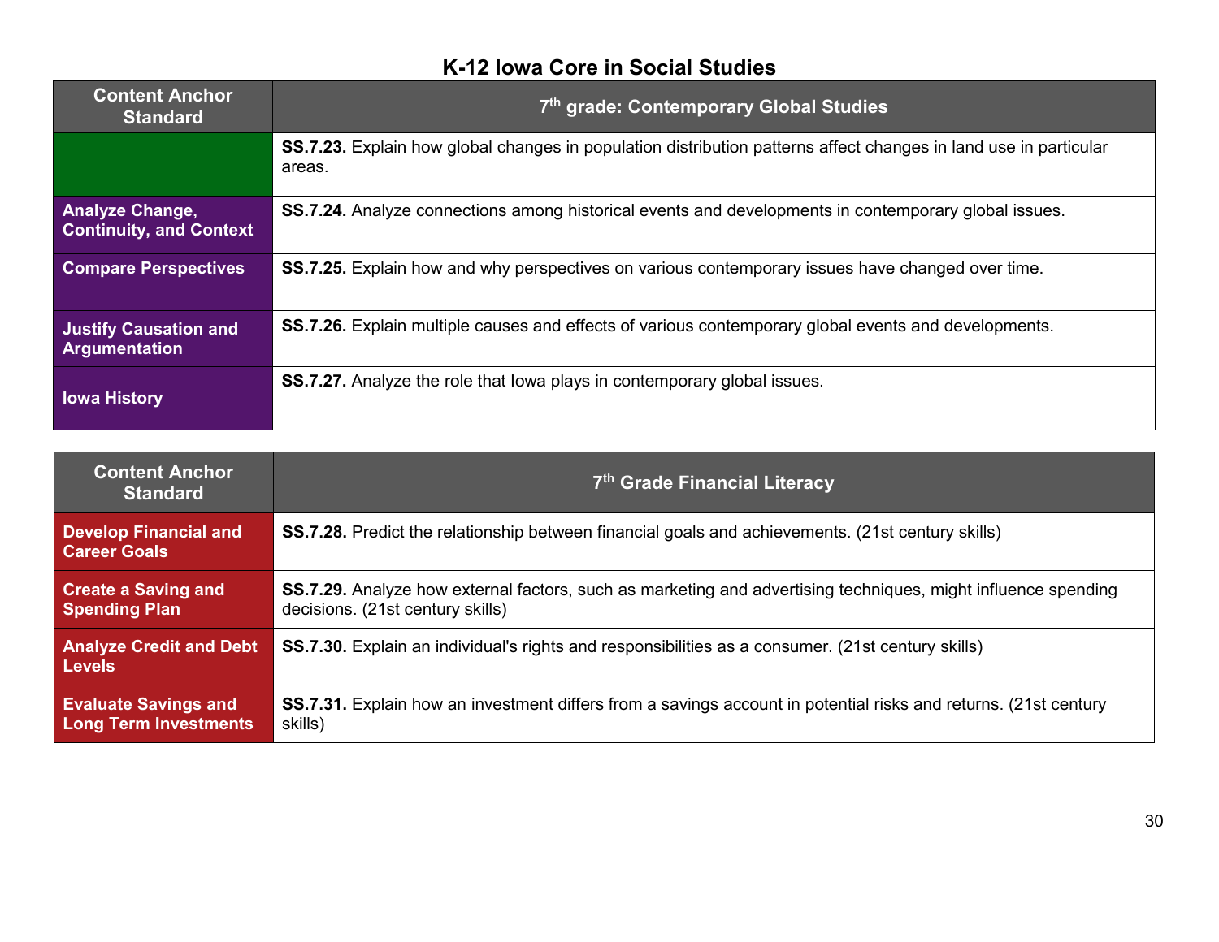## K-12 Iowa Core in Social Studies

| Content Anchor Standard | 7th grade: Contemporary Global Studies |
|---|---|
| | **SS.7.23.** Explain how global changes in population distribution patterns affect changes in land use in particular areas. |
| **Analyze Change, Continuity, and Context** | **SS.7.24.** Analyze connections among historical events and developments in contemporary global issues. |
| **Compare Perspectives** | **SS.7.25.** Explain how and why perspectives on various contemporary issues have changed over time. |
| **Justify Causation and Argumentation** | **SS.7.26.** Explain multiple causes and effects of various contemporary global events and developments. |
| **Iowa History** | **SS.7.27.** Analyze the role that Iowa plays in contemporary global issues. |

| Content Anchor Standard | 7th Grade Financial Literacy |
|---|---|
| **Develop Financial and Career Goals** | **SS.7.28.** Predict the relationship between financial goals and achievements. (21st century skills) |
| **Create a Saving and Spending Plan** | **SS.7.29.** Analyze how external factors, such as marketing and advertising techniques, might influence spending decisions. (21st century skills) |
| **Analyze Credit and Debt Levels** | **SS.7.30.** Explain an individual's rights and responsibilities as a consumer. (21st century skills) |
| **Evaluate Savings and Long Term Investments** | **SS.7.31.** Explain how an investment differs from a savings account in potential risks and returns. (21st century skills) |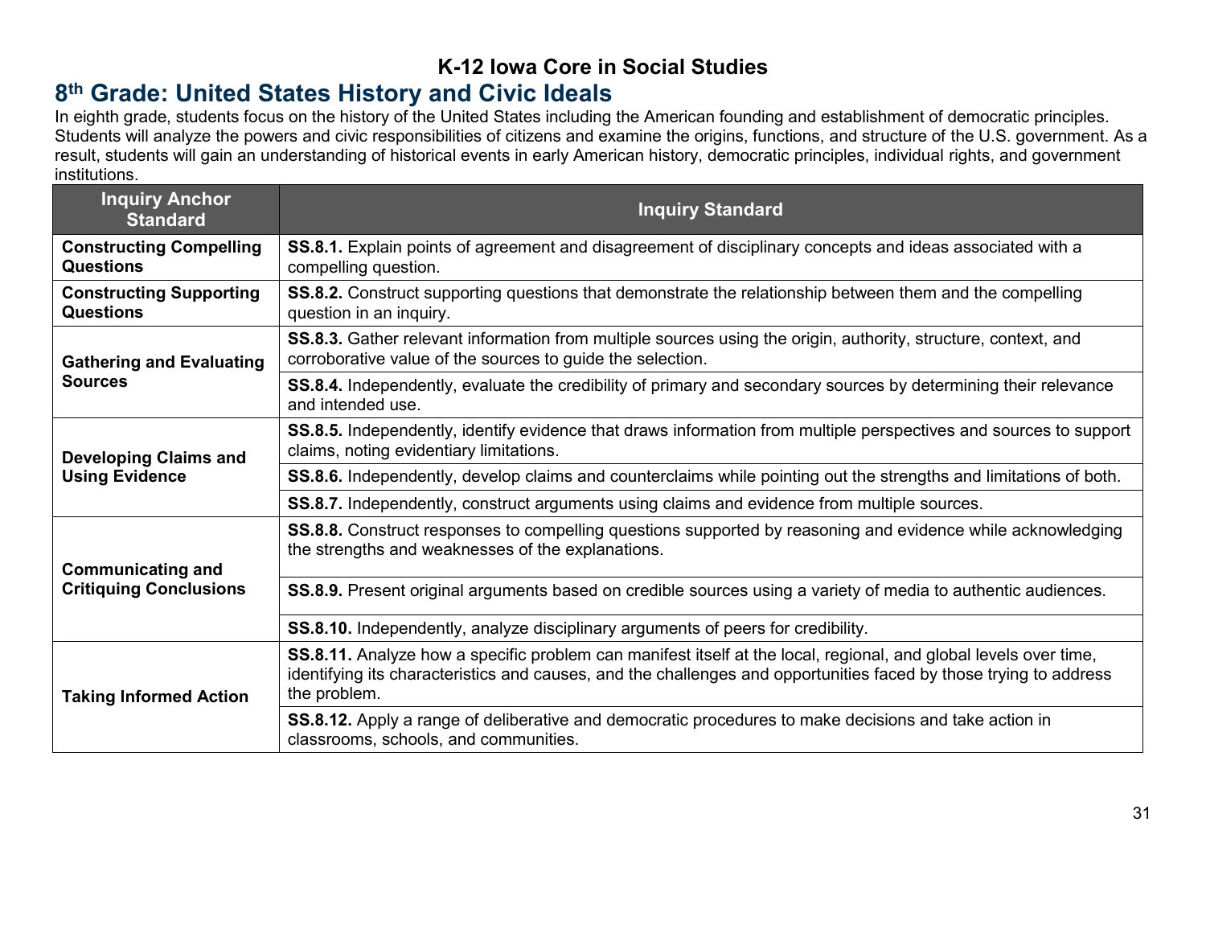# K-12 Iowa Core in Social Studies

## 8th Grade: United States History and Civic Ideals

In eighth grade, students focus on the history of the United States including the American founding and establishment of democratic principles. Students will analyze the powers and civic responsibilities of citizens and examine the origins, functions, and structure of the U.S. government. As a result, students will gain an understanding of historical events in early American history, democratic principles, individual rights, and government institutions.

| Inquiry Anchor Standard | Inquiry Standard |
|---|---|
| **Constructing Compelling Questions** | **SS.8.1.** Explain points of agreement and disagreement of disciplinary concepts and ideas associated with a compelling question. |
| **Constructing Supporting Questions** | **SS.8.2.** Construct supporting questions that demonstrate the relationship between them and the compelling question in an inquiry. |
| **Gathering and Evaluating Sources** | **SS.8.3.** Gather relevant information from multiple sources using the origin, authority, structure, context, and corroborative value of the sources to guide the selection. |
| | **SS.8.4.** Independently, evaluate the credibility of primary and secondary sources by determining their relevance and intended use. |
| **Developing Claims and Using Evidence** | **SS.8.5.** Independently, identify evidence that draws information from multiple perspectives and sources to support claims, noting evidentiary limitations. |
| | **SS.8.6.** Independently, develop claims and counterclaims while pointing out the strengths and limitations of both. |
| | **SS.8.7.** Independently, construct arguments using claims and evidence from multiple sources. |
| **Communicating and Critiquing Conclusions** | **SS.8.8.** Construct responses to compelling questions supported by reasoning and evidence while acknowledging the strengths and weaknesses of the explanations. |
| | **SS.8.9.** Present original arguments based on credible sources using a variety of media to authentic audiences. |
| | **SS.8.10.** Independently, analyze disciplinary arguments of peers for credibility. |
| **Taking Informed Action** | **SS.8.11.** Analyze how a specific problem can manifest itself at the local, regional, and global levels over time, identifying its characteristics and causes, and the challenges and opportunities faced by those trying to address the problem. |
| | **SS.8.12.** Apply a range of deliberative and democratic procedures to make decisions and take action in classrooms, schools, and communities. |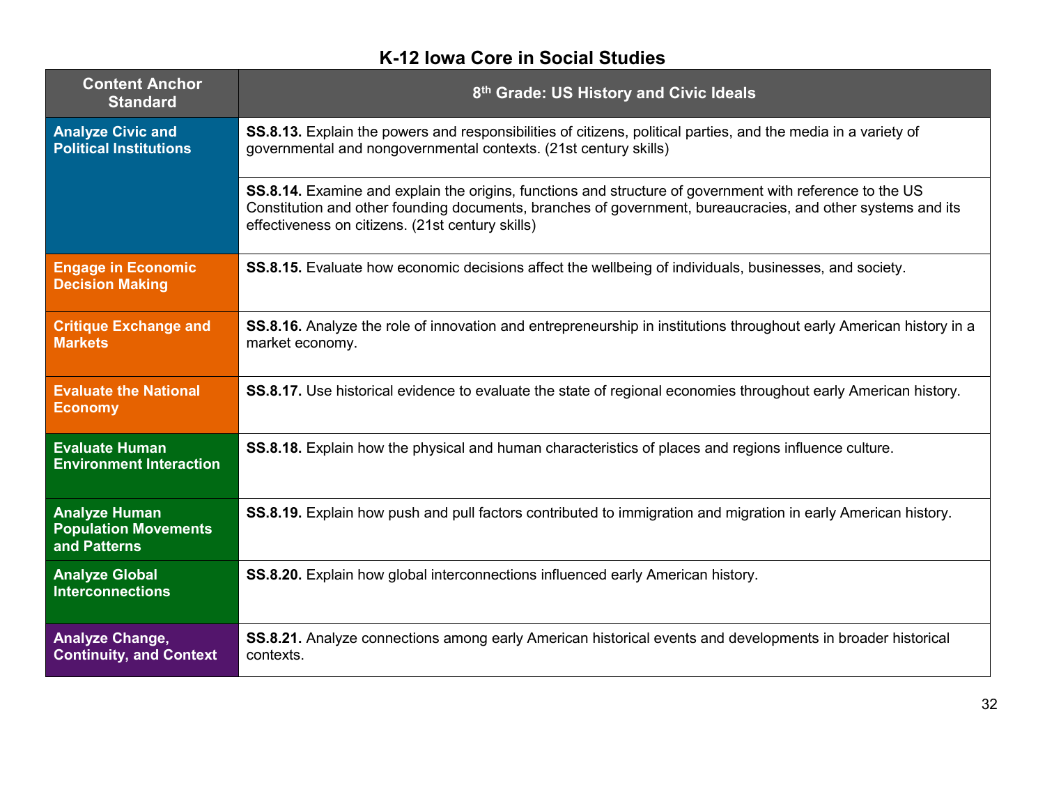# K-12 Iowa Core in Social Studies

| Content Anchor Standard | 8th Grade: US History and Civic Ideals |
|---|---|
| **Analyze Civic and Political Institutions** | **SS.8.13.** Explain the powers and responsibilities of citizens, political parties, and the media in a variety of governmental and nongovernmental contexts. (21st century skills) |
| | **SS.8.14.** Examine and explain the origins, functions and structure of government with reference to the US Constitution and other founding documents, branches of government, bureaucracies, and other systems and its effectiveness on citizens. (21st century skills) |
| **Engage in Economic Decision Making** | **SS.8.15.** Evaluate how economic decisions affect the wellbeing of individuals, businesses, and society. |
| **Critique Exchange and Markets** | **SS.8.16.** Analyze the role of innovation and entrepreneurship in institutions throughout early American history in a market economy. |
| **Evaluate the National Economy** | **SS.8.17.** Use historical evidence to evaluate the state of regional economies throughout early American history. |
| **Evaluate Human Environment Interaction** | **SS.8.18.** Explain how the physical and human characteristics of places and regions influence culture. |
| **Analyze Human Population Movements and Patterns** | **SS.8.19.** Explain how push and pull factors contributed to immigration and migration in early American history. |
| **Analyze Global Interconnections** | **SS.8.20.** Explain how global interconnections influenced early American history. |
| **Analyze Change, Continuity, and Context** | **SS.8.21.** Analyze connections among early American historical events and developments in broader historical contexts. |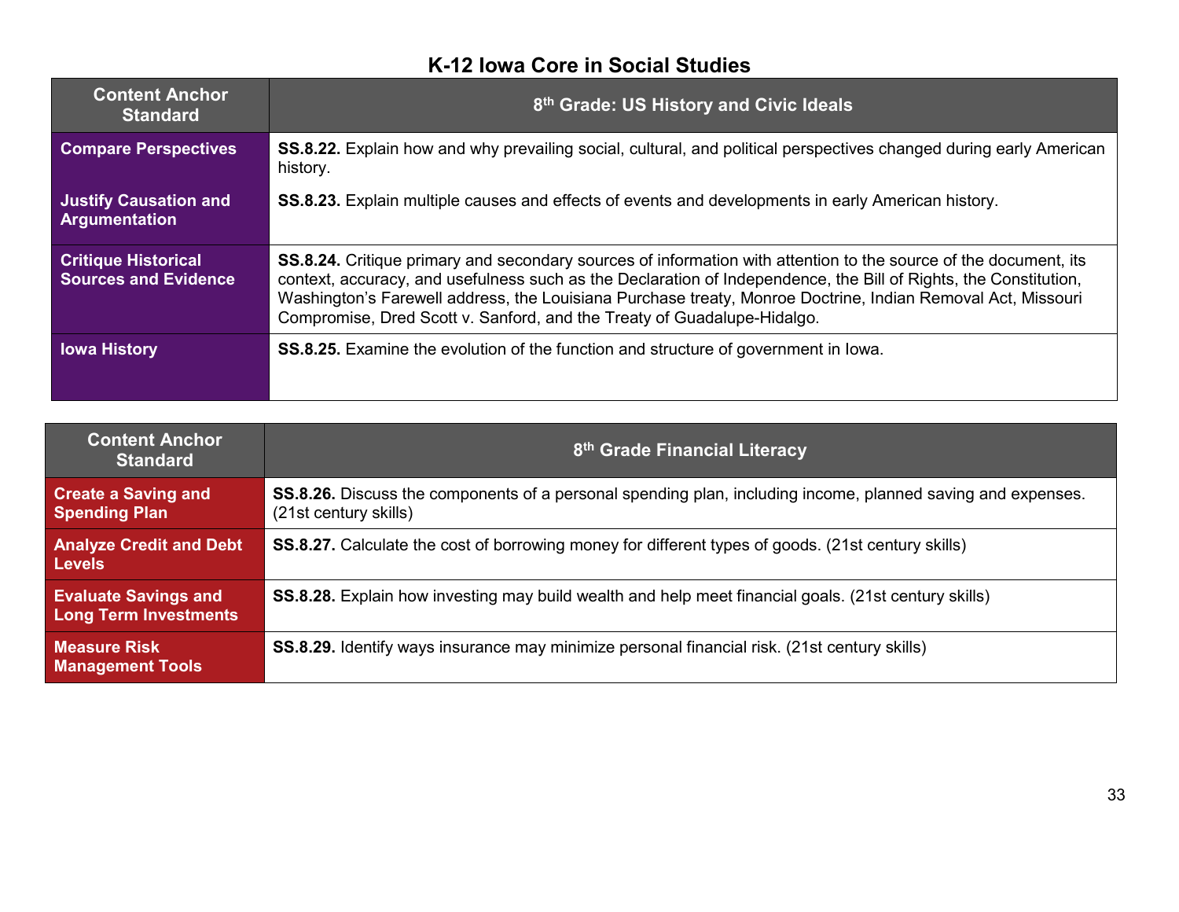## K-12 Iowa Core in Social Studies

| Content Anchor Standard | 8th Grade: US History and Civic Ideals |
|---|---|
| **Compare Perspectives** | **SS.8.22.** Explain how and why prevailing social, cultural, and political perspectives changed during early American history. |
| **Justify Causation and Argumentation** | **SS.8.23.** Explain multiple causes and effects of events and developments in early American history. |
| **Critique Historical Sources and Evidence** | **SS.8.24.** Critique primary and secondary sources of information with attention to the source of the document, its context, accuracy, and usefulness such as the Declaration of Independence, the Bill of Rights, the Constitution, Washington's Farewell address, the Louisiana Purchase treaty, Monroe Doctrine, Indian Removal Act, Missouri Compromise, Dred Scott v. Sanford, and the Treaty of Guadalupe-Hidalgo. |
| **Iowa History** | **SS.8.25.** Examine the evolution of the function and structure of government in Iowa. |

| Content Anchor Standard | 8th Grade Financial Literacy |
|---|---|
| **Create a Saving and Spending Plan** | **SS.8.26.** Discuss the components of a personal spending plan, including income, planned saving and expenses. (21st century skills) |
| **Analyze Credit and Debt Levels** | **SS.8.27.** Calculate the cost of borrowing money for different types of goods. (21st century skills) |
| **Evaluate Savings and Long Term Investments** | **SS.8.28.** Explain how investing may build wealth and help meet financial goals. (21st century skills) |
| **Measure Risk Management Tools** | **SS.8.29.** Identify ways insurance may minimize personal financial risk. (21st century skills) |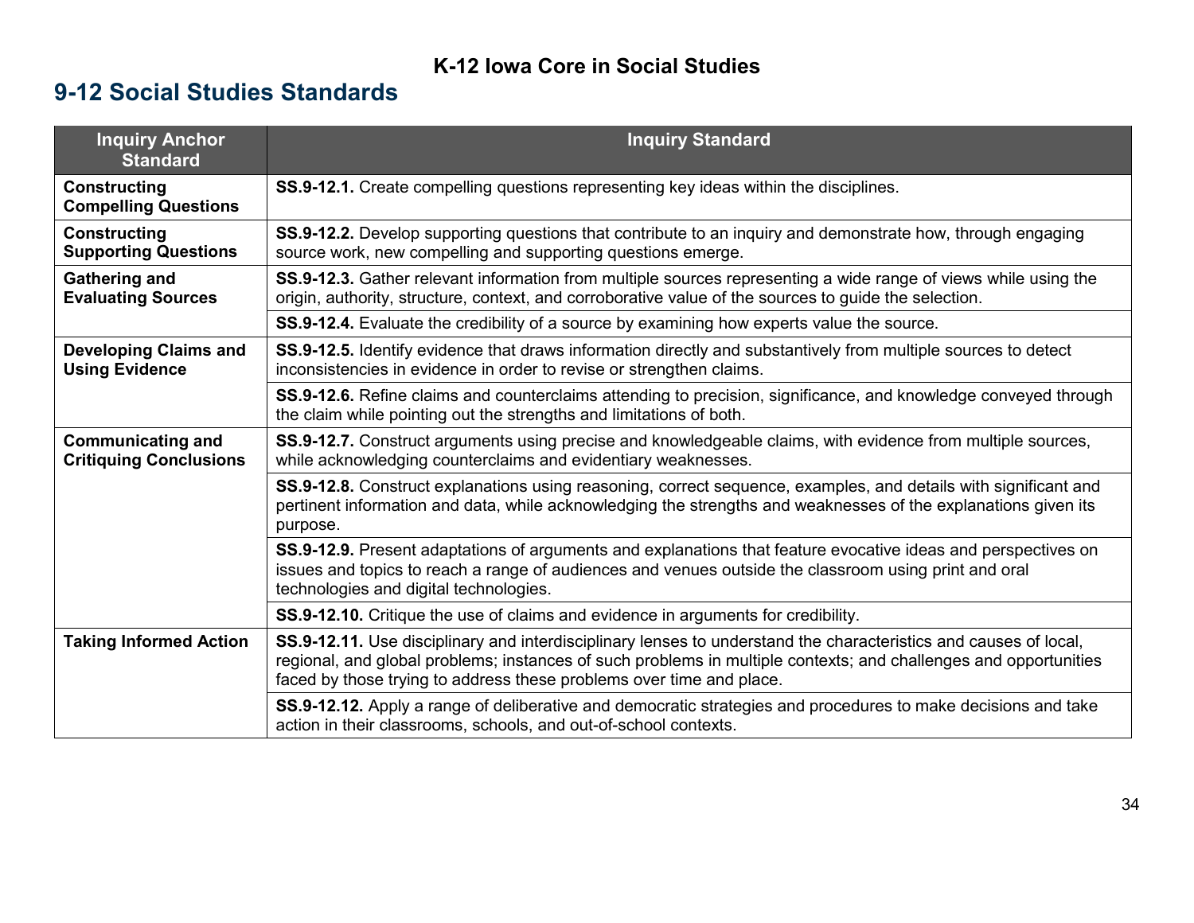# K-12 Iowa Core in Social Studies

## 9-12 Social Studies Standards

| Inquiry Anchor Standard | Inquiry Standard |
|---|---|
| **Constructing Compelling Questions** | **SS.9-12.1.** Create compelling questions representing key ideas within the disciplines. |
| **Constructing Supporting Questions** | **SS.9-12.2.** Develop supporting questions that contribute to an inquiry and demonstrate how, through engaging source work, new compelling and supporting questions emerge. |
| **Gathering and Evaluating Sources** | **SS.9-12.3.** Gather relevant information from multiple sources representing a wide range of views while using the origin, authority, structure, context, and corroborative value of the sources to guide the selection. |
| | **SS.9-12.4.** Evaluate the credibility of a source by examining how experts value the source. |
| **Developing Claims and Using Evidence** | **SS.9-12.5.** Identify evidence that draws information directly and substantively from multiple sources to detect inconsistencies in evidence in order to revise or strengthen claims. |
| | **SS.9-12.6.** Refine claims and counterclaims attending to precision, significance, and knowledge conveyed through the claim while pointing out the strengths and limitations of both. |
| **Communicating and Critiquing Conclusions** | **SS.9-12.7.** Construct arguments using precise and knowledgeable claims, with evidence from multiple sources, while acknowledging counterclaims and evidentiary weaknesses. |
| | **SS.9-12.8.** Construct explanations using reasoning, correct sequence, examples, and details with significant and pertinent information and data, while acknowledging the strengths and weaknesses of the explanations given its purpose. |
| | **SS.9-12.9.** Present adaptations of arguments and explanations that feature evocative ideas and perspectives on issues and topics to reach a range of audiences and venues outside the classroom using print and oral technologies and digital technologies. |
| | **SS.9-12.10.** Critique the use of claims and evidence in arguments for credibility. |
| **Taking Informed Action** | **SS.9-12.11.** Use disciplinary and interdisciplinary lenses to understand the characteristics and causes of local, regional, and global problems; instances of such problems in multiple contexts; and challenges and opportunities faced by those trying to address these problems over time and place. |
| | **SS.9-12.12.** Apply a range of deliberative and democratic strategies and procedures to make decisions and take action in their classrooms, schools, and out-of-school contexts. |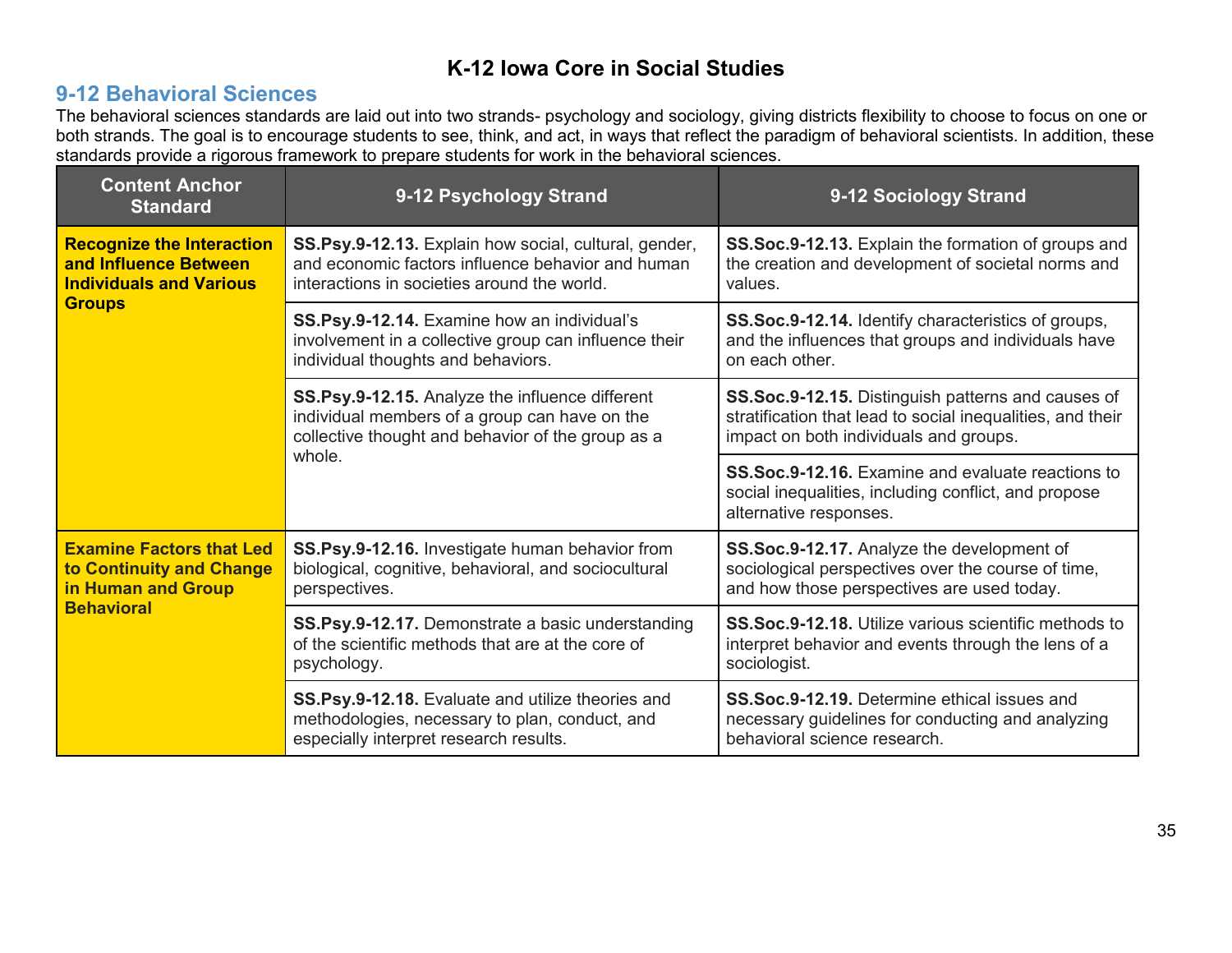# K-12 Iowa Core in Social Studies

## 9-12 Behavioral Sciences

The behavioral sciences standards are laid out into two strands- psychology and sociology, giving districts flexibility to choose to focus on one or both strands. The goal is to encourage students to see, think, and act, in ways that reflect the paradigm of behavioral scientists. In addition, these standards provide a rigorous framework to prepare students for work in the behavioral sciences.

| Content Anchor Standard | 9-12 Psychology Strand | 9-12 Sociology Strand |
|---|---|---|
| **Recognize the Interaction and Influence Between Individuals and Various Groups** | **SS.Psy.9-12.13.** Explain how social, cultural, gender, and economic factors influence behavior and human interactions in societies around the world. | **SS.Soc.9-12.13.** Explain the formation of groups and the creation and development of societal norms and values. |
| | **SS.Psy.9-12.14.** Examine how an individual's involvement in a collective group can influence their individual thoughts and behaviors. | **SS.Soc.9-12.14.** Identify characteristics of groups, and the influences that groups and individuals have on each other. |
| | **SS.Psy.9-12.15.** Analyze the influence different individual members of a group can have on the collective thought and behavior of the group as a whole. | **SS.Soc.9-12.15.** Distinguish patterns and causes of stratification that lead to social inequalities, and their impact on both individuals and groups. |
| | | **SS.Soc.9-12.16.** Examine and evaluate reactions to social inequalities, including conflict, and propose alternative responses. |
| **Examine Factors that Led to Continuity and Change in Human and Group Behavioral** | **SS.Psy.9-12.16.** Investigate human behavior from biological, cognitive, behavioral, and sociocultural perspectives. | **SS.Soc.9-12.17.** Analyze the development of sociological perspectives over the course of time, and how those perspectives are used today. |
| | **SS.Psy.9-12.17.** Demonstrate a basic understanding of the scientific methods that are at the core of psychology. | **SS.Soc.9-12.18.** Utilize various scientific methods to interpret behavior and events through the lens of a sociologist. |
| | **SS.Psy.9-12.18.** Evaluate and utilize theories and methodologies, necessary to plan, conduct, and especially interpret research results. | **SS.Soc.9-12.19.** Determine ethical issues and necessary guidelines for conducting and analyzing behavioral science research. |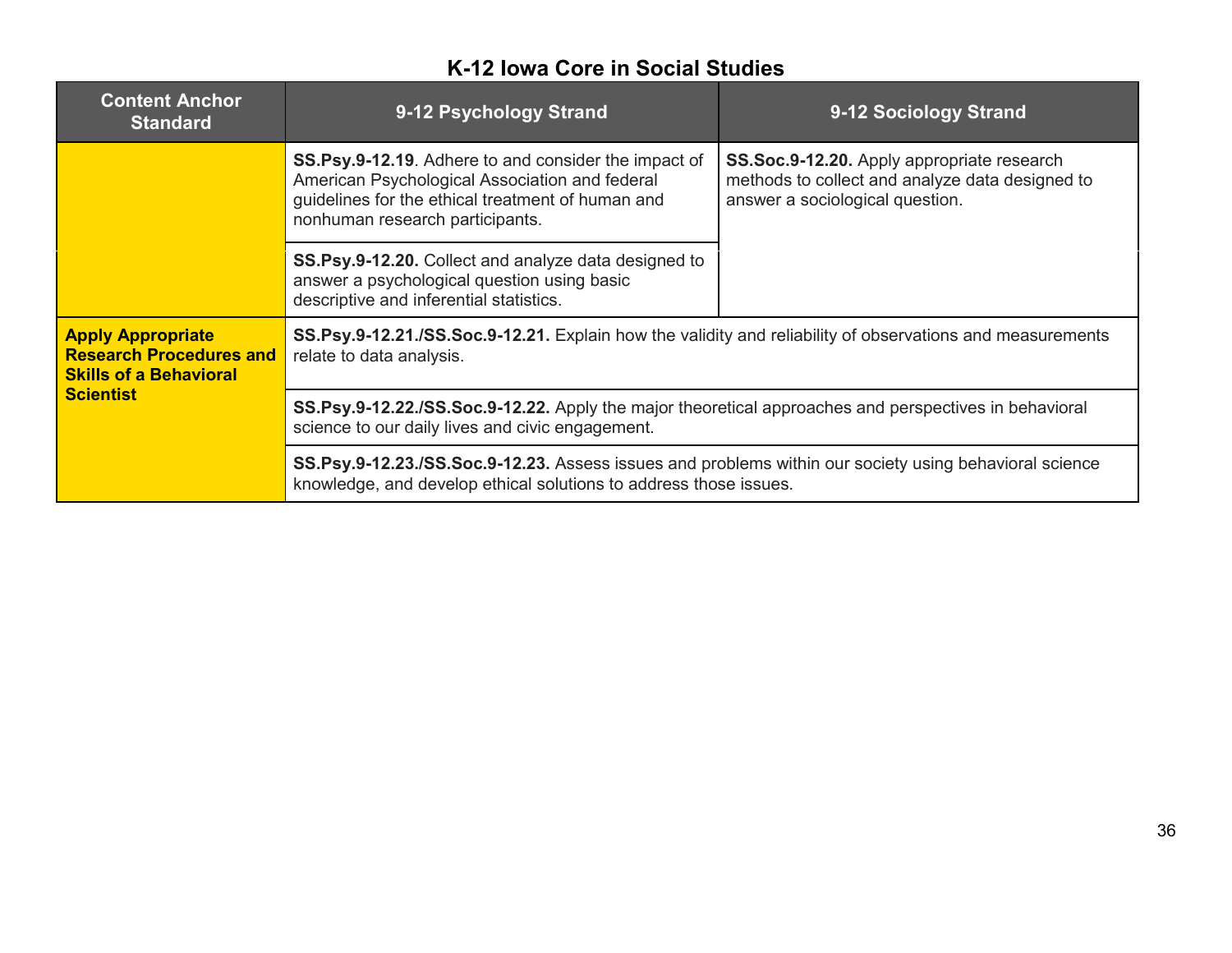## K-12 Iowa Core in Social Studies

| Content Anchor Standard | 9-12 Psychology Strand | 9-12 Sociology Strand |
|---|---|---|
| | **SS.Psy.9-12.19**. Adhere to and consider the impact of American Psychological Association and federal guidelines for the ethical treatment of human and nonhuman research participants. | **SS.Soc.9-12.20.** Apply appropriate research methods to collect and analyze data designed to answer a sociological question. |
| | **SS.Psy.9-12.20.** Collect and analyze data designed to answer a psychological question using basic descriptive and inferential statistics. | |
| **Apply Appropriate Research Procedures and Skills of a Behavioral Scientist** | **SS.Psy.9-12.21./SS.Soc.9-12.21.** Explain how the validity and reliability of observations and measurements relate to data analysis. | |
| | **SS.Psy.9-12.22./SS.Soc.9-12.22.** Apply the major theoretical approaches and perspectives in behavioral science to our daily lives and civic engagement. | |
| | **SS.Psy.9-12.23./SS.Soc.9-12.23.** Assess issues and problems within our society using behavioral science knowledge, and develop ethical solutions to address those issues. | |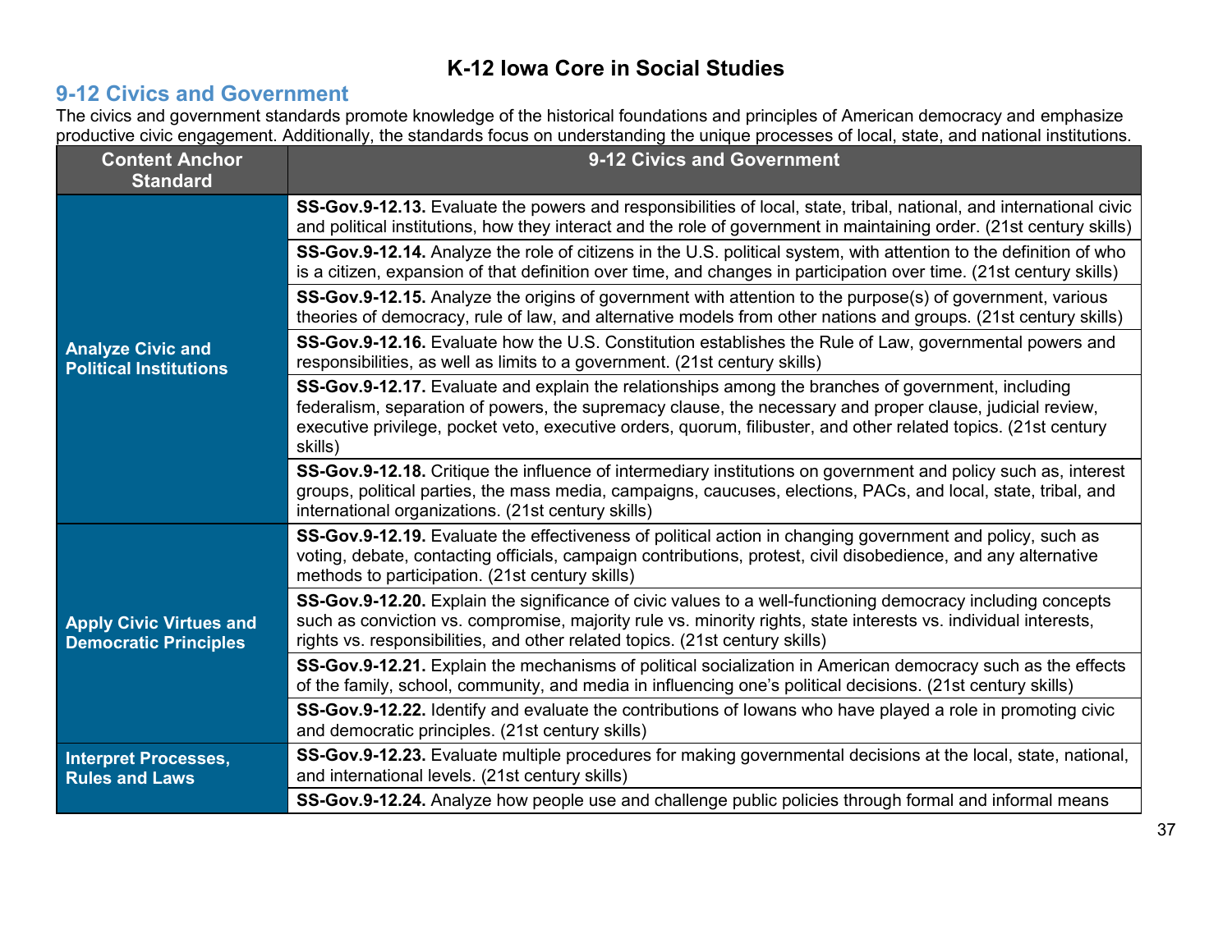# K-12 Iowa Core in Social Studies

## 9-12 Civics and Government

The civics and government standards promote knowledge of the historical foundations and principles of American democracy and emphasize productive civic engagement. Additionally, the standards focus on understanding the unique processes of local, state, and national institutions.

| Content Anchor Standard | 9-12 Civics and Government |
|---|---|
| **Analyze Civic and Political Institutions** | **SS-Gov.9-12.13.** Evaluate the powers and responsibilities of local, state, tribal, national, and international civic and political institutions, how they interact and the role of government in maintaining order. (21st century skills) |
| | **SS-Gov.9-12.14.** Analyze the role of citizens in the U.S. political system, with attention to the definition of who is a citizen, expansion of that definition over time, and changes in participation over time. (21st century skills) |
| | **SS-Gov.9-12.15.** Analyze the origins of government with attention to the purpose(s) of government, various theories of democracy, rule of law, and alternative models from other nations and groups. (21st century skills) |
| | **SS-Gov.9-12.16.** Evaluate how the U.S. Constitution establishes the Rule of Law, governmental powers and responsibilities, as well as limits to a government. (21st century skills) |
| | **SS-Gov.9-12.17.** Evaluate and explain the relationships among the branches of government, including federalism, separation of powers, the supremacy clause, the necessary and proper clause, judicial review, executive privilege, pocket veto, executive orders, quorum, filibuster, and other related topics. (21st century skills) |
| | **SS-Gov.9-12.18.** Critique the influence of intermediary institutions on government and policy such as, interest groups, political parties, the mass media, campaigns, caucuses, elections, PACs, and local, state, tribal, and international organizations. (21st century skills) |
| **Apply Civic Virtues and Democratic Principles** | **SS-Gov.9-12.19.** Evaluate the effectiveness of political action in changing government and policy, such as voting, debate, contacting officials, campaign contributions, protest, civil disobedience, and any alternative methods to participation. (21st century skills) |
| | **SS-Gov.9-12.20.** Explain the significance of civic values to a well-functioning democracy including concepts such as conviction vs. compromise, majority rule vs. minority rights, state interests vs. individual interests, rights vs. responsibilities, and other related topics. (21st century skills) |
| | **SS-Gov.9-12.21.** Explain the mechanisms of political socialization in American democracy such as the effects of the family, school, community, and media in influencing one's political decisions. (21st century skills) |
| | **SS-Gov.9-12.22.** Identify and evaluate the contributions of Iowans who have played a role in promoting civic and democratic principles. (21st century skills) |
| **Interpret Processes, Rules and Laws** | **SS-Gov.9-12.23.** Evaluate multiple procedures for making governmental decisions at the local, state, national, and international levels. (21st century skills) |
| | **SS-Gov.9-12.24.** Analyze how people use and challenge public policies through formal and informal means |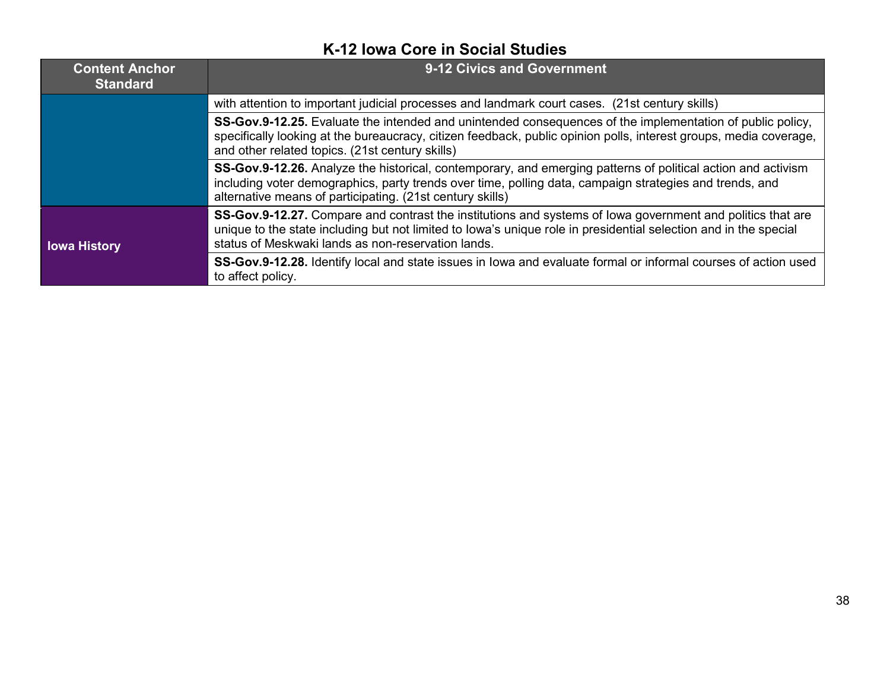## K-12 Iowa Core in Social Studies

| Content Anchor Standard | 9-12 Civics and Government |
|---|---|
| | with attention to important judicial processes and landmark court cases. (21st century skills) |
| | **SS-Gov.9-12.25.** Evaluate the intended and unintended consequences of the implementation of public policy, specifically looking at the bureaucracy, citizen feedback, public opinion polls, interest groups, media coverage, and other related topics. (21st century skills) |
| | **SS-Gov.9-12.26.** Analyze the historical, contemporary, and emerging patterns of political action and activism including voter demographics, party trends over time, polling data, campaign strategies and trends, and alternative means of participating. (21st century skills) |
| **Iowa History** | **SS-Gov.9-12.27.** Compare and contrast the institutions and systems of Iowa government and politics that are unique to the state including but not limited to Iowa's unique role in presidential selection and in the special status of Meskwaki lands as non-reservation lands. |
| | **SS-Gov.9-12.28.** Identify local and state issues in Iowa and evaluate formal or informal courses of action used to affect policy. |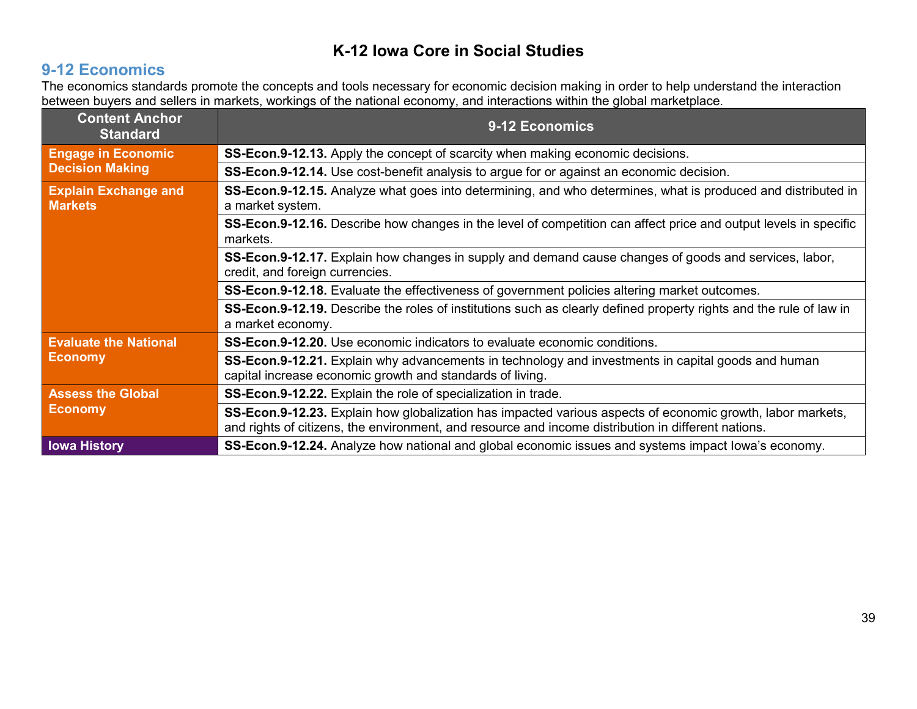# K-12 Iowa Core in Social Studies

## 9-12 Economics

The economics standards promote the concepts and tools necessary for economic decision making in order to help understand the interaction between buyers and sellers in markets, workings of the national economy, and interactions within the global marketplace.

| Content Anchor Standard | 9-12 Economics |
|---|---|
| **Engage in Economic Decision Making** | **SS-Econ.9-12.13.** Apply the concept of scarcity when making economic decisions. |
| | **SS-Econ.9-12.14.** Use cost-benefit analysis to argue for or against an economic decision. |
| **Explain Exchange and Markets** | **SS-Econ.9-12.15.** Analyze what goes into determining, and who determines, what is produced and distributed in a market system. |
| | **SS-Econ.9-12.16.** Describe how changes in the level of competition can affect price and output levels in specific markets. |
| | **SS-Econ.9-12.17.** Explain how changes in supply and demand cause changes of goods and services, labor, credit, and foreign currencies. |
| | **SS-Econ.9-12.18.** Evaluate the effectiveness of government policies altering market outcomes. |
| | **SS-Econ.9-12.19.** Describe the roles of institutions such as clearly defined property rights and the rule of law in a market economy. |
| **Evaluate the National Economy** | **SS-Econ.9-12.20.** Use economic indicators to evaluate economic conditions. |
| | **SS-Econ.9-12.21.** Explain why advancements in technology and investments in capital goods and human capital increase economic growth and standards of living. |
| **Assess the Global Economy** | **SS-Econ.9-12.22.** Explain the role of specialization in trade. |
| | **SS-Econ.9-12.23.** Explain how globalization has impacted various aspects of economic growth, labor markets, and rights of citizens, the environment, and resource and income distribution in different nations. |
| **Iowa History** | **SS-Econ.9-12.24.** Analyze how national and global economic issues and systems impact Iowa's economy. |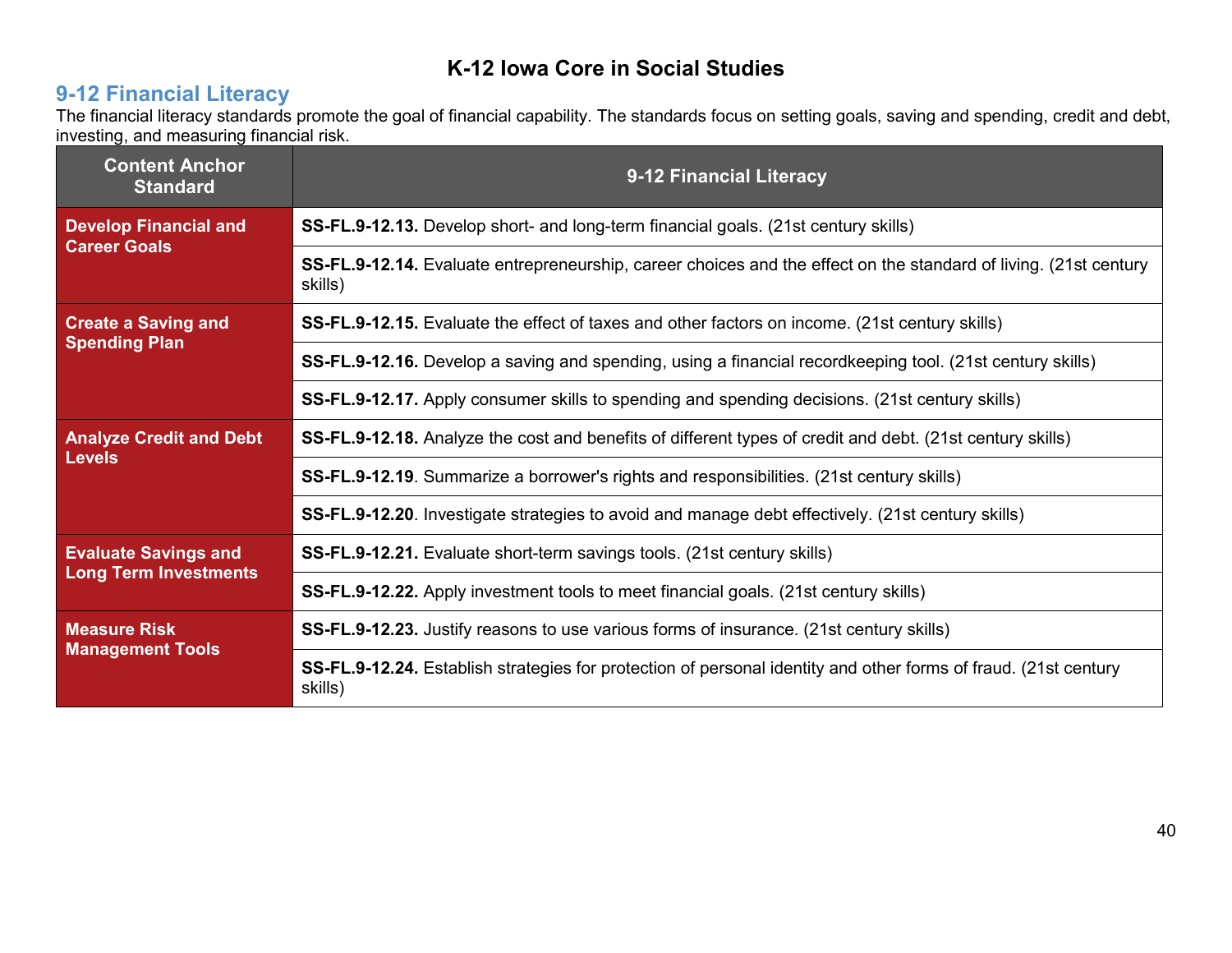# K-12 Iowa Core in Social Studies

## 9-12 Financial Literacy

The financial literacy standards promote the goal of financial capability. The standards focus on setting goals, saving and spending, credit and debt, investing, and measuring financial risk.

| Content Anchor Standard | 9-12 Financial Literacy |
|---|---|
| **Develop Financial and Career Goals** | **SS-FL.9-12.13.** Develop short- and long-term financial goals. (21st century skills) |
| | **SS-FL.9-12.14.** Evaluate entrepreneurship, career choices and the effect on the standard of living. (21st century skills) |
| **Create a Saving and Spending Plan** | **SS-FL.9-12.15.** Evaluate the effect of taxes and other factors on income. (21st century skills) |
| | **SS-FL.9-12.16.** Develop a saving and spending, using a financial recordkeeping tool. (21st century skills) |
| | **SS-FL.9-12.17.** Apply consumer skills to spending and spending decisions. (21st century skills) |
| **Analyze Credit and Debt Levels** | **SS-FL.9-12.18.** Analyze the cost and benefits of different types of credit and debt. (21st century skills) |
| | **SS-FL.9-12.19**. Summarize a borrower's rights and responsibilities. (21st century skills) |
| | **SS-FL.9-12.20**. Investigate strategies to avoid and manage debt effectively. (21st century skills) |
| **Evaluate Savings and Long Term Investments** | **SS-FL.9-12.21.** Evaluate short-term savings tools. (21st century skills) |
| | **SS-FL.9-12.22.** Apply investment tools to meet financial goals. (21st century skills) |
| **Measure Risk Management Tools** | **SS-FL.9-12.23.** Justify reasons to use various forms of insurance. (21st century skills) |
| | **SS-FL.9-12.24.** Establish strategies for protection of personal identity and other forms of fraud. (21st century skills) |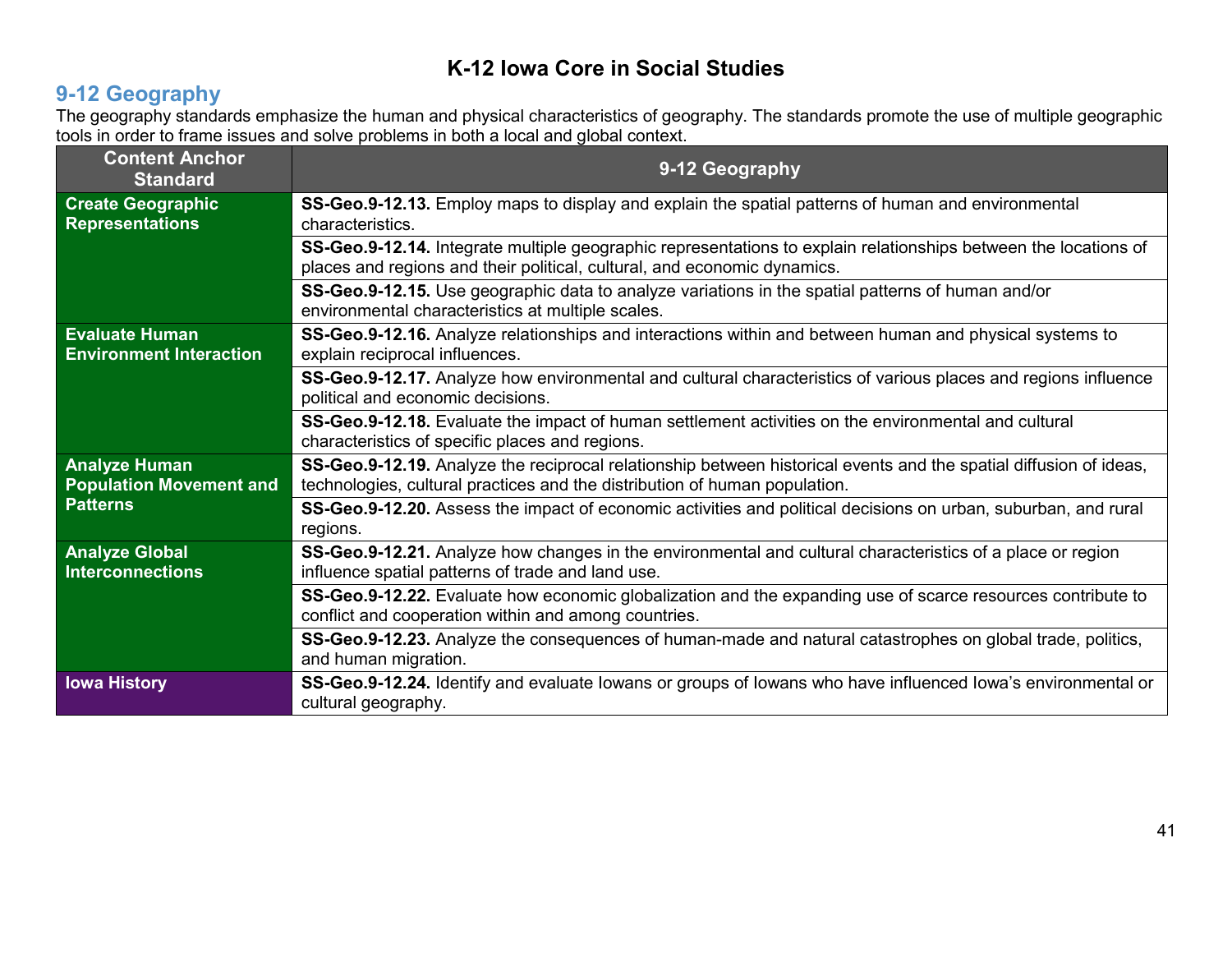# K-12 Iowa Core in Social Studies

## 9-12 Geography

The geography standards emphasize the human and physical characteristics of geography. The standards promote the use of multiple geographic tools in order to frame issues and solve problems in both a local and global context.

| Content Anchor Standard | 9-12 Geography |
|---|---|
| **Create Geographic Representations** | **SS-Geo.9-12.13.** Employ maps to display and explain the spatial patterns of human and environmental characteristics. |
| | **SS-Geo.9-12.14.** Integrate multiple geographic representations to explain relationships between the locations of places and regions and their political, cultural, and economic dynamics. |
| | **SS-Geo.9-12.15.** Use geographic data to analyze variations in the spatial patterns of human and/or environmental characteristics at multiple scales. |
| **Evaluate Human Environment Interaction** | **SS-Geo.9-12.16.** Analyze relationships and interactions within and between human and physical systems to explain reciprocal influences. |
| | **SS-Geo.9-12.17.** Analyze how environmental and cultural characteristics of various places and regions influence political and economic decisions. |
| | **SS-Geo.9-12.18.** Evaluate the impact of human settlement activities on the environmental and cultural characteristics of specific places and regions. |
| **Analyze Human Population Movement and Patterns** | **SS-Geo.9-12.19.** Analyze the reciprocal relationship between historical events and the spatial diffusion of ideas, technologies, cultural practices and the distribution of human population. |
| | **SS-Geo.9-12.20.** Assess the impact of economic activities and political decisions on urban, suburban, and rural regions. |
| **Analyze Global Interconnections** | **SS-Geo.9-12.21.** Analyze how changes in the environmental and cultural characteristics of a place or region influence spatial patterns of trade and land use. |
| | **SS-Geo.9-12.22.** Evaluate how economic globalization and the expanding use of scarce resources contribute to conflict and cooperation within and among countries. |
| | **SS-Geo.9-12.23.** Analyze the consequences of human-made and natural catastrophes on global trade, politics, and human migration. |
| **Iowa History** | **SS-Geo.9-12.24.** Identify and evaluate Iowans or groups of Iowans who have influenced Iowa's environmental or cultural geography. |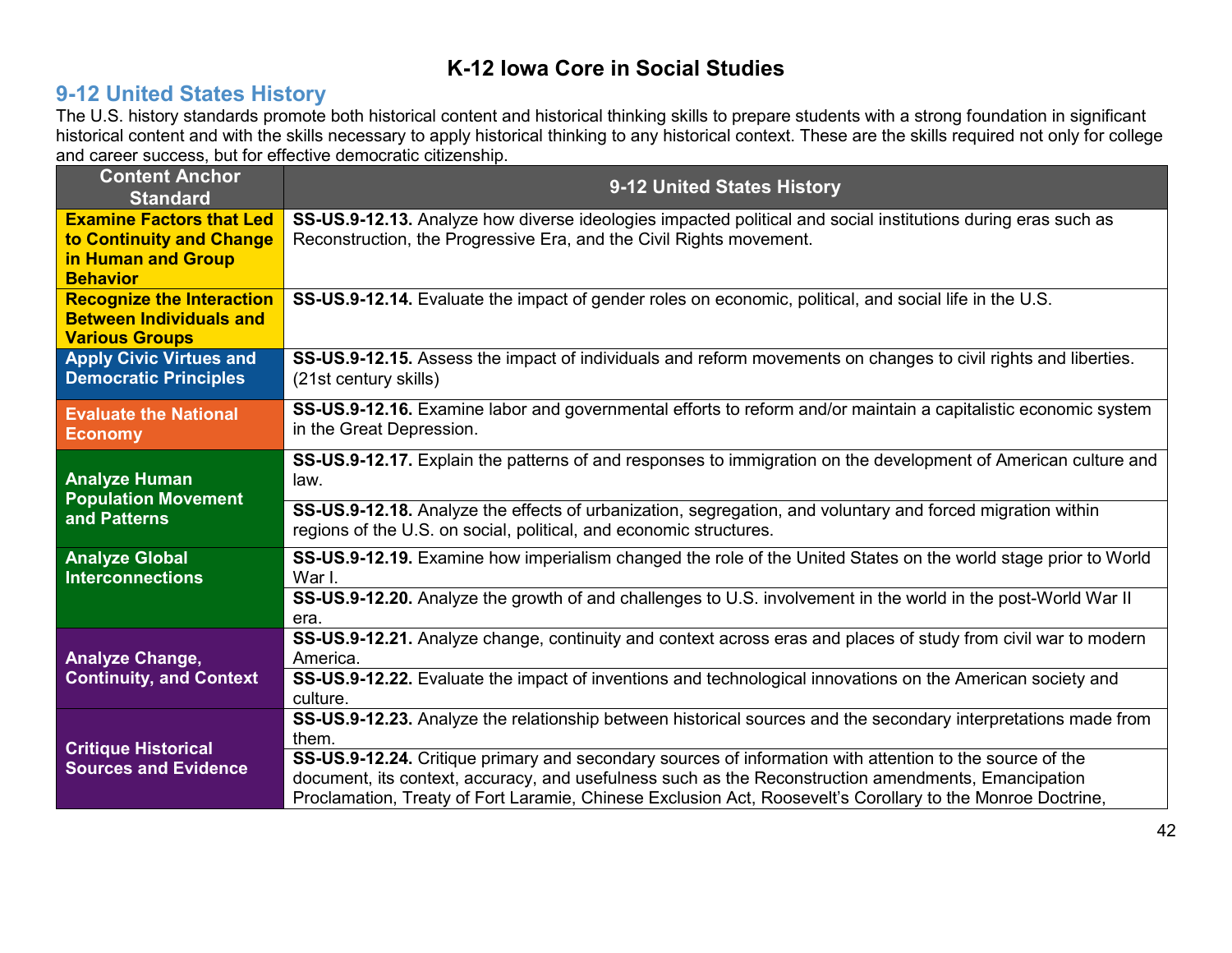# K-12 Iowa Core in Social Studies

## 9-12 United States History

The U.S. history standards promote both historical content and historical thinking skills to prepare students with a strong foundation in significant historical content and with the skills necessary to apply historical thinking to any historical context. These are the skills required not only for college and career success, but for effective democratic citizenship.

| Content Anchor Standard | 9-12 United States History |
|---|---|
| **Examine Factors that Led to Continuity and Change in Human and Group Behavior** | **SS-US.9-12.13.** Analyze how diverse ideologies impacted political and social institutions during eras such as Reconstruction, the Progressive Era, and the Civil Rights movement. |
| **Recognize the Interaction Between Individuals and Various Groups** | **SS-US.9-12.14.** Evaluate the impact of gender roles on economic, political, and social life in the U.S. |
| **Apply Civic Virtues and Democratic Principles** | **SS-US.9-12.15.** Assess the impact of individuals and reform movements on changes to civil rights and liberties. (21st century skills) |
| **Evaluate the National Economy** | **SS-US.9-12.16.** Examine labor and governmental efforts to reform and/or maintain a capitalistic economic system in the Great Depression. |
| **Analyze Human Population Movement and Patterns** | **SS-US.9-12.17.** Explain the patterns of and responses to immigration on the development of American culture and law. |
| | **SS-US.9-12.18.** Analyze the effects of urbanization, segregation, and voluntary and forced migration within regions of the U.S. on social, political, and economic structures. |
| **Analyze Global Interconnections** | **SS-US.9-12.19.** Examine how imperialism changed the role of the United States on the world stage prior to World War I. |
| | **SS-US.9-12.20.** Analyze the growth of and challenges to U.S. involvement in the world in the post-World War II era. |
| **Analyze Change, Continuity, and Context** | **SS-US.9-12.21.** Analyze change, continuity and context across eras and places of study from civil war to modern America. |
| | **SS-US.9-12.22.** Evaluate the impact of inventions and technological innovations on the American society and culture. |
| **Critique Historical Sources and Evidence** | **SS-US.9-12.23.** Analyze the relationship between historical sources and the secondary interpretations made from them. |
| | **SS-US.9-12.24.** Critique primary and secondary sources of information with attention to the source of the document, its context, accuracy, and usefulness such as the Reconstruction amendments, Emancipation Proclamation, Treaty of Fort Laramie, Chinese Exclusion Act, Roosevelt's Corollary to the Monroe Doctrine, |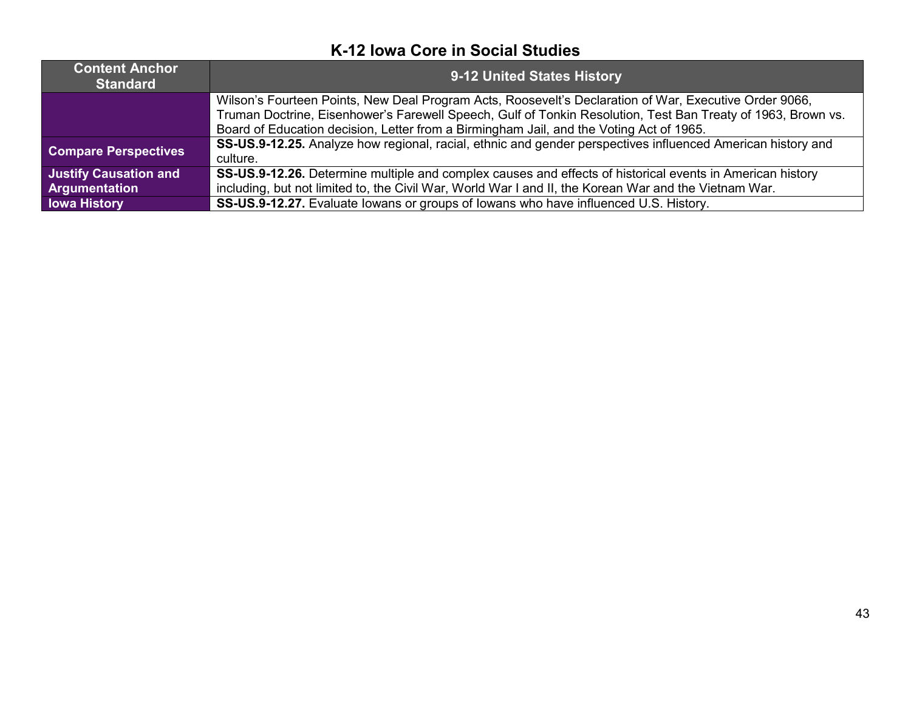## K-12 Iowa Core in Social Studies

| Content Anchor Standard | 9-12 United States History |
| --- | --- |
| | Wilson's Fourteen Points, New Deal Program Acts, Roosevelt's Declaration of War, Executive Order 9066, Truman Doctrine, Eisenhower's Farewell Speech, Gulf of Tonkin Resolution, Test Ban Treaty of 1963, Brown vs. Board of Education decision, Letter from a Birmingham Jail, and the Voting Act of 1965. |
| **Compare Perspectives** | **SS-US.9-12.25.** Analyze how regional, racial, ethnic and gender perspectives influenced American history and culture. |
| **Justify Causation and Argumentation** | **SS-US.9-12.26.** Determine multiple and complex causes and effects of historical events in American history including, but not limited to, the Civil War, World War I and II, the Korean War and the Vietnam War. |
| **Iowa History** | **SS-US.9-12.27.** Evaluate Iowans or groups of Iowans who have influenced U.S. History. |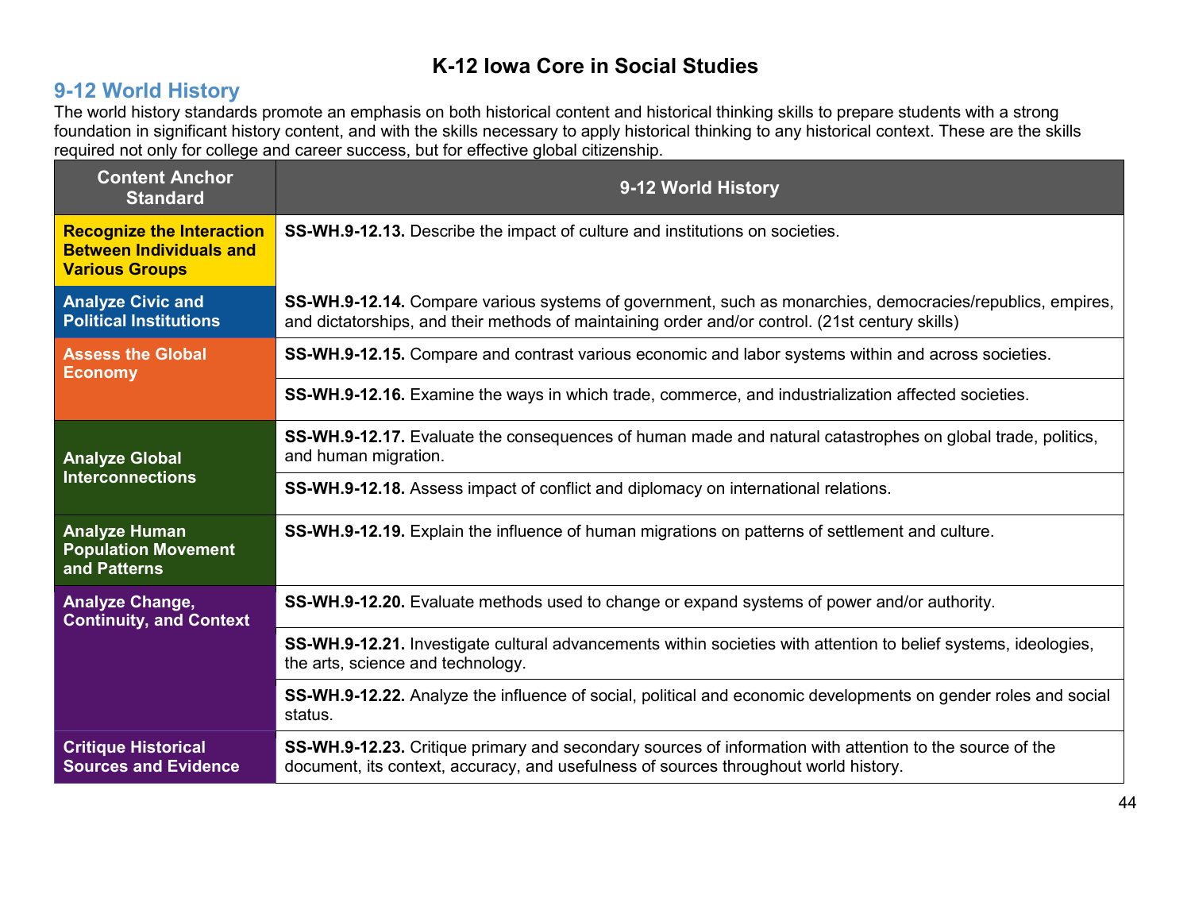# K-12 Iowa Core in Social Studies

## 9-12 World History

The world history standards promote an emphasis on both historical content and historical thinking skills to prepare students with a strong foundation in significant history content, and with the skills necessary to apply historical thinking to any historical context. These are the skills required not only for college and career success, but for effective global citizenship.

| Content Anchor Standard | 9-12 World History |
|---|---|
| **Recognize the Interaction Between Individuals and Various Groups** | **SS-WH.9-12.13.** Describe the impact of culture and institutions on societies. |
| **Analyze Civic and Political Institutions** | **SS-WH.9-12.14.** Compare various systems of government, such as monarchies, democracies/republics, empires, and dictatorships, and their methods of maintaining order and/or control. (21st century skills) |
| **Assess the Global Economy** | **SS-WH.9-12.15.** Compare and contrast various economic and labor systems within and across societies. |
| | **SS-WH.9-12.16.** Examine the ways in which trade, commerce, and industrialization affected societies. |
| **Analyze Global Interconnections** | **SS-WH.9-12.17.** Evaluate the consequences of human made and natural catastrophes on global trade, politics, and human migration. |
| | **SS-WH.9-12.18.** Assess impact of conflict and diplomacy on international relations. |
| **Analyze Human Population Movement and Patterns** | **SS-WH.9-12.19.** Explain the influence of human migrations on patterns of settlement and culture. |
| **Analyze Change, Continuity, and Context** | **SS-WH.9-12.20.** Evaluate methods used to change or expand systems of power and/or authority. |
| | **SS-WH.9-12.21.** Investigate cultural advancements within societies with attention to belief systems, ideologies, the arts, science and technology. |
| | **SS-WH.9-12.22.** Analyze the influence of social, political and economic developments on gender roles and social status. |
| **Critique Historical Sources and Evidence** | **SS-WH.9-12.23.** Critique primary and secondary sources of information with attention to the source of the document, its context, accuracy, and usefulness of sources throughout world history. |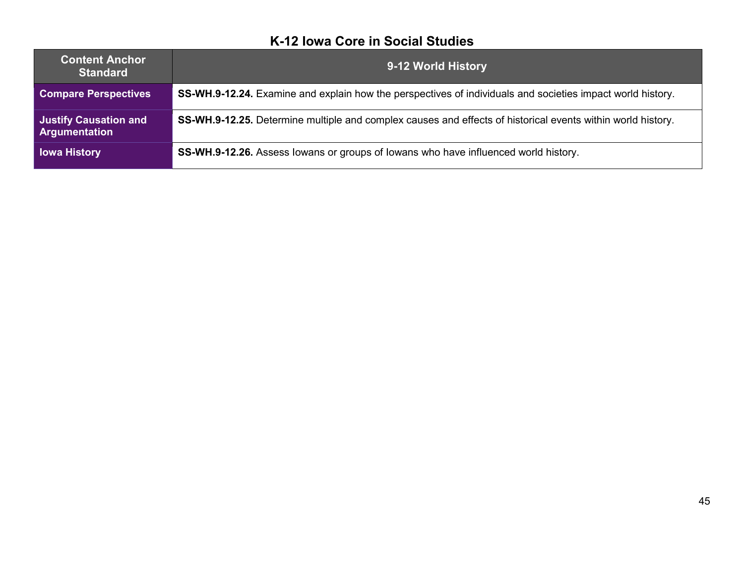## K-12 Iowa Core in Social Studies

| Content Anchor Standard | 9-12 World History |
|---|---|
| **Compare Perspectives** | **SS-WH.9-12.24.** Examine and explain how the perspectives of individuals and societies impact world history. |
| **Justify Causation and Argumentation** | **SS-WH.9-12.25.** Determine multiple and complex causes and effects of historical events within world history. |
| **Iowa History** | **SS-WH.9-12.26.** Assess Iowans or groups of Iowans who have influenced world history. |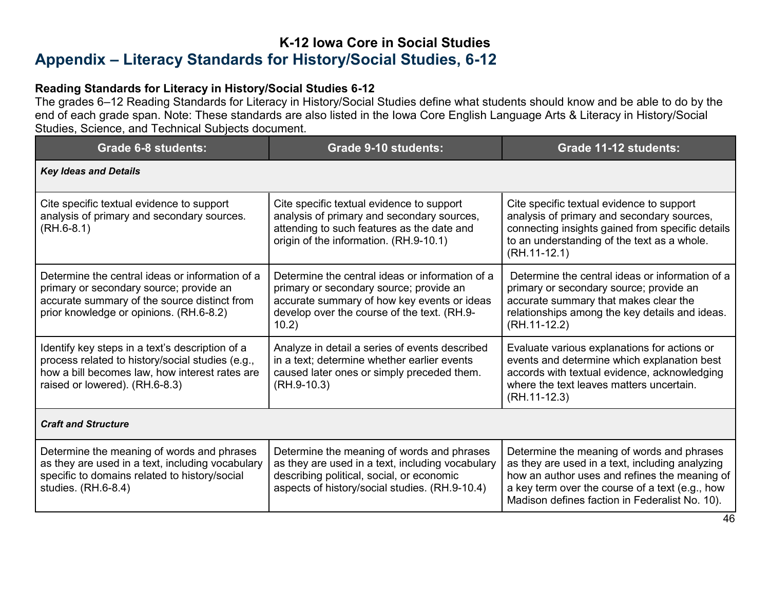### K-12 Iowa Core in Social Studies

## Appendix – Literacy Standards for History/Social Studies, 6-12

**Reading Standards for Literacy in History/Social Studies 6-12**

The grades 6–12 Reading Standards for Literacy in History/Social Studies define what students should know and be able to do by the end of each grade span. Note: These standards are also listed in the Iowa Core English Language Arts & Literacy in History/Social Studies, Science, and Technical Subjects document.

| Grade 6-8 students: | Grade 9-10 students: | Grade 11-12 students: |
|---|---|---|
| ***Key Ideas and Details*** | | |
| Cite specific textual evidence to support analysis of primary and secondary sources. (RH.6-8.1) | Cite specific textual evidence to support analysis of primary and secondary sources, attending to such features as the date and origin of the information. (RH.9-10.1) | Cite specific textual evidence to support analysis of primary and secondary sources, connecting insights gained from specific details to an understanding of the text as a whole. (RH.11-12.1) |
| Determine the central ideas or information of a primary or secondary source; provide an accurate summary of the source distinct from prior knowledge or opinions. (RH.6-8.2) | Determine the central ideas or information of a primary or secondary source; provide an accurate summary of how key events or ideas develop over the course of the text. (RH.9-10.2) | Determine the central ideas or information of a primary or secondary source; provide an accurate summary that makes clear the relationships among the key details and ideas. (RH.11-12.2) |
| Identify key steps in a text's description of a process related to history/social studies (e.g., how a bill becomes law, how interest rates are raised or lowered). (RH.6-8.3) | Analyze in detail a series of events described in a text; determine whether earlier events caused later ones or simply preceded them. (RH.9-10.3) | Evaluate various explanations for actions or events and determine which explanation best accords with textual evidence, acknowledging where the text leaves matters uncertain. (RH.11-12.3) |
| ***Craft and Structure*** | | |
| Determine the meaning of words and phrases as they are used in a text, including vocabulary specific to domains related to history/social studies. (RH.6-8.4) | Determine the meaning of words and phrases as they are used in a text, including vocabulary describing political, social, or economic aspects of history/social studies. (RH.9-10.4) | Determine the meaning of words and phrases as they are used in a text, including analyzing how an author uses and refines the meaning of a key term over the course of a text (e.g., how Madison defines faction in Federalist No. 10). |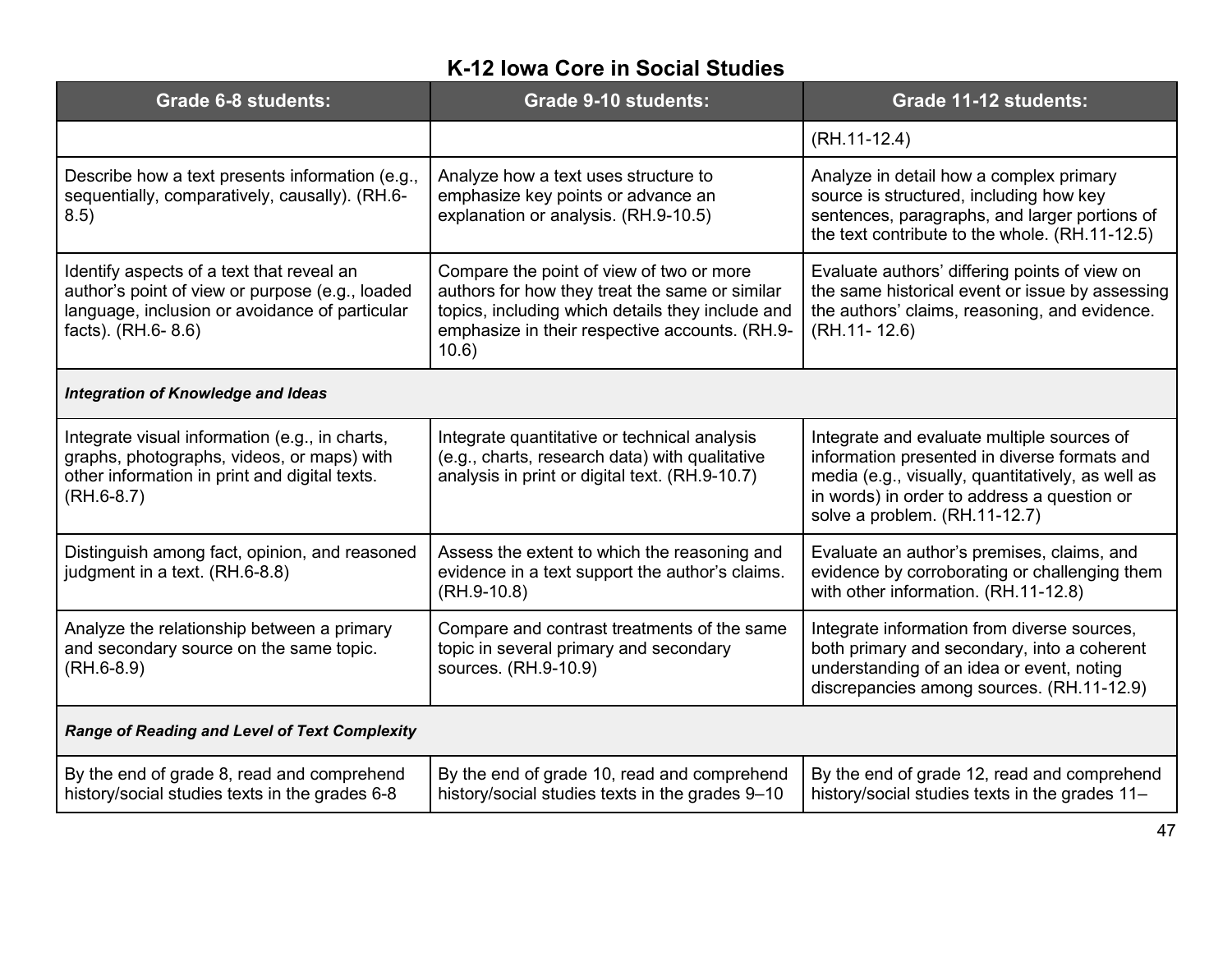# K-12 Iowa Core in Social Studies

| Grade 6-8 students: | Grade 9-10 students: | Grade 11-12 students: |
|---|---|---|
| | | (RH.11-12.4) |
| Describe how a text presents information (e.g., sequentially, comparatively, causally). (RH.6-8.5) | Analyze how a text uses structure to emphasize key points or advance an explanation or analysis. (RH.9-10.5) | Analyze in detail how a complex primary source is structured, including how key sentences, paragraphs, and larger portions of the text contribute to the whole. (RH.11-12.5) |
| Identify aspects of a text that reveal an author's point of view or purpose (e.g., loaded language, inclusion or avoidance of particular facts). (RH.6- 8.6) | Compare the point of view of two or more authors for how they treat the same or similar topics, including which details they include and emphasize in their respective accounts. (RH.9-10.6) | Evaluate authors' differing points of view on the same historical event or issue by assessing the authors' claims, reasoning, and evidence. (RH.11- 12.6) |
| ***Integration of Knowledge and Ideas*** | | |
| Integrate visual information (e.g., in charts, graphs, photographs, videos, or maps) with other information in print and digital texts. (RH.6-8.7) | Integrate quantitative or technical analysis (e.g., charts, research data) with qualitative analysis in print or digital text. (RH.9-10.7) | Integrate and evaluate multiple sources of information presented in diverse formats and media (e.g., visually, quantitatively, as well as in words) in order to address a question or solve a problem. (RH.11-12.7) |
| Distinguish among fact, opinion, and reasoned judgment in a text. (RH.6-8.8) | Assess the extent to which the reasoning and evidence in a text support the author's claims. (RH.9-10.8) | Evaluate an author's premises, claims, and evidence by corroborating or challenging them with other information. (RH.11-12.8) |
| Analyze the relationship between a primary and secondary source on the same topic. (RH.6-8.9) | Compare and contrast treatments of the same topic in several primary and secondary sources. (RH.9-10.9) | Integrate information from diverse sources, both primary and secondary, into a coherent understanding of an idea or event, noting discrepancies among sources. (RH.11-12.9) |
| ***Range of Reading and Level of Text Complexity*** | | |
| By the end of grade 8, read and comprehend history/social studies texts in the grades 6-8 | By the end of grade 10, read and comprehend history/social studies texts in the grades 9–10 | By the end of grade 12, read and comprehend history/social studies texts in the grades 11– |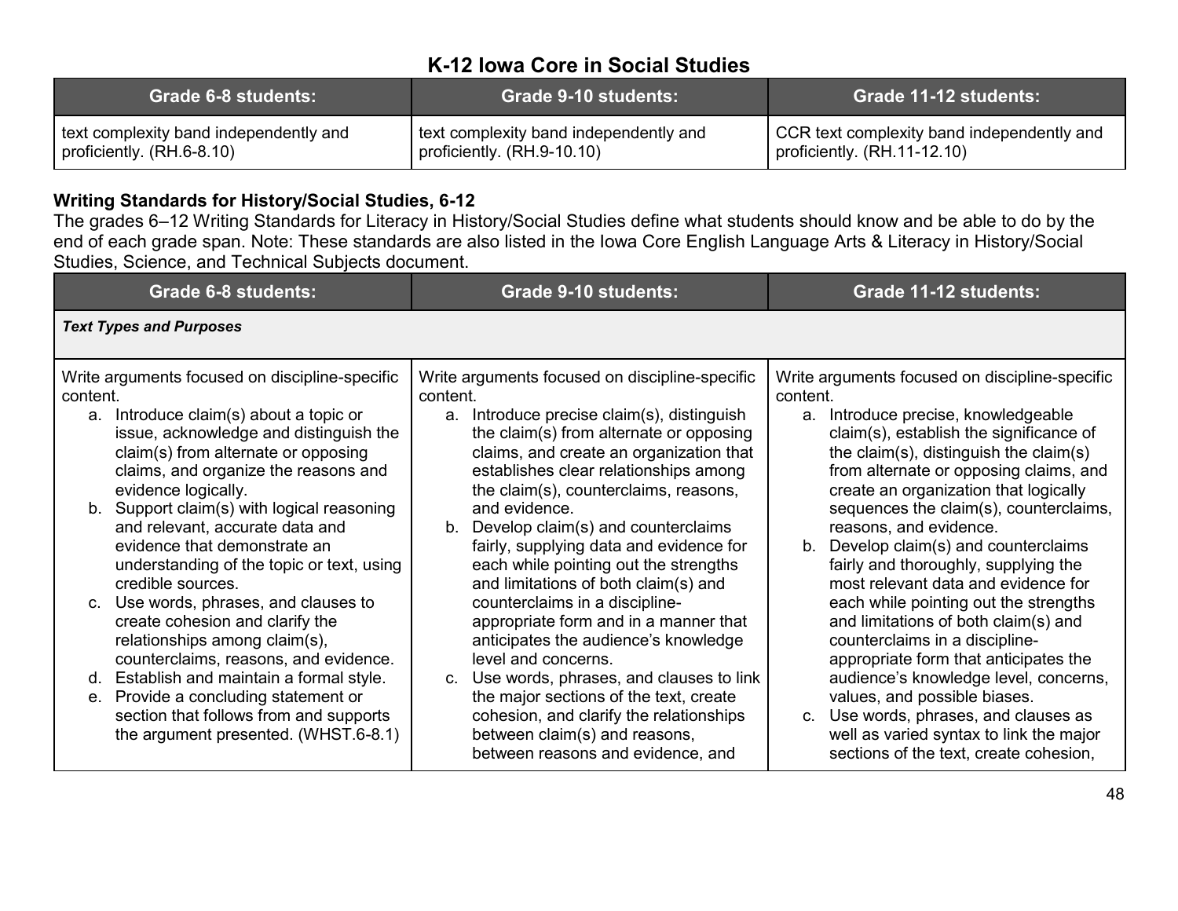## K-12 Iowa Core in Social Studies

| Grade 6-8 students: | Grade 9-10 students: | Grade 11-12 students: |
|---|---|---|
| text complexity band independently and proficiently. (RH.6-8.10) | text complexity band independently and proficiently. (RH.9-10.10) | CCR text complexity band independently and proficiently. (RH.11-12.10) |

**Writing Standards for History/Social Studies, 6-12**
The grades 6–12 Writing Standards for Literacy in History/Social Studies define what students should know and be able to do by the end of each grade span. Note: These standards are also listed in the Iowa Core English Language Arts & Literacy in History/Social Studies, Science, and Technical Subjects document.

| Grade 6-8 students: | Grade 9-10 students: | Grade 11-12 students: |
|---|---|---|
| ***Text Types and Purposes*** | | |
| Write arguments focused on discipline-specific content.<br>a. Introduce claim(s) about a topic or issue, acknowledge and distinguish the claim(s) from alternate or opposing claims, and organize the reasons and evidence logically.<br>b. Support claim(s) with logical reasoning and relevant, accurate data and evidence that demonstrate an understanding of the topic or text, using credible sources.<br>c. Use words, phrases, and clauses to create cohesion and clarify the relationships among claim(s), counterclaims, reasons, and evidence.<br>d. Establish and maintain a formal style.<br>e. Provide a concluding statement or section that follows from and supports the argument presented. (WHST.6-8.1) | Write arguments focused on discipline-specific content.<br>a. Introduce precise claim(s), distinguish the claim(s) from alternate or opposing claims, and create an organization that establishes clear relationships among the claim(s), counterclaims, reasons, and evidence.<br>b. Develop claim(s) and counterclaims fairly, supplying data and evidence for each while pointing out the strengths and limitations of both claim(s) and counterclaims in a discipline-appropriate form and in a manner that anticipates the audience's knowledge level and concerns.<br>c. Use words, phrases, and clauses to link the major sections of the text, create cohesion, and clarify the relationships between claim(s) and reasons, between reasons and evidence, and | Write arguments focused on discipline-specific content.<br>a. Introduce precise, knowledgeable claim(s), establish the significance of the claim(s), distinguish the claim(s) from alternate or opposing claims, and create an organization that logically sequences the claim(s), counterclaims, reasons, and evidence.<br>b. Develop claim(s) and counterclaims fairly and thoroughly, supplying the most relevant data and evidence for each while pointing out the strengths and limitations of both claim(s) and counterclaims in a discipline-appropriate form that anticipates the audience's knowledge level, concerns, values, and possible biases.<br>c. Use words, phrases, and clauses as well as varied syntax to link the major sections of the text, create cohesion, |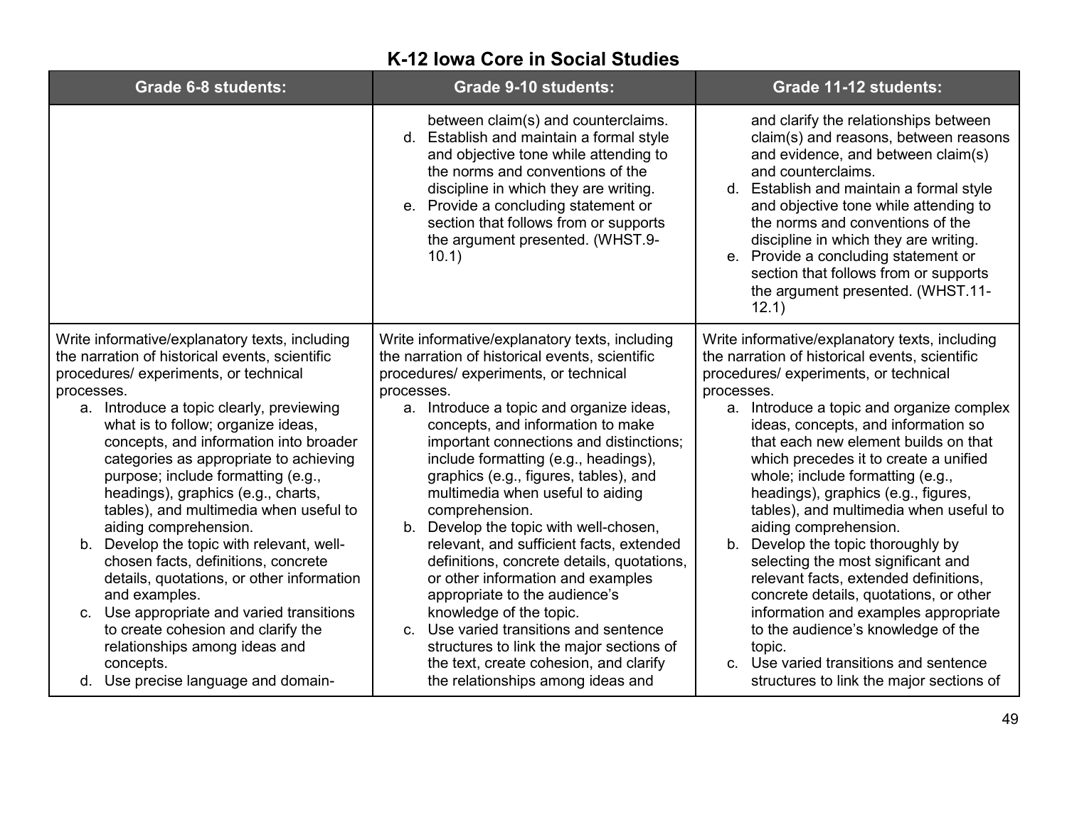# K-12 Iowa Core in Social Studies

| Grade 6-8 students: | Grade 9-10 students: | Grade 11-12 students: |
|---|---|---|
| | between claim(s) and counterclaims.<br>d. Establish and maintain a formal style and objective tone while attending to the norms and conventions of the discipline in which they are writing.<br>e. Provide a concluding statement or section that follows from or supports the argument presented. (WHST.9-10.1) | and clarify the relationships between claim(s) and reasons, between reasons and evidence, and between claim(s) and counterclaims.<br>d. Establish and maintain a formal style and objective tone while attending to the norms and conventions of the discipline in which they are writing.<br>e. Provide a concluding statement or section that follows from or supports the argument presented. (WHST.11-12.1) |
| Write informative/explanatory texts, including the narration of historical events, scientific procedures/ experiments, or technical processes.<br>a. Introduce a topic clearly, previewing what is to follow; organize ideas, concepts, and information into broader categories as appropriate to achieving purpose; include formatting (e.g., headings), graphics (e.g., charts, tables), and multimedia when useful to aiding comprehension.<br>b. Develop the topic with relevant, well-chosen facts, definitions, concrete details, quotations, or other information and examples.<br>c. Use appropriate and varied transitions to create cohesion and clarify the relationships among ideas and concepts.<br>d. Use precise language and domain- | Write informative/explanatory texts, including the narration of historical events, scientific procedures/ experiments, or technical processes.<br>a. Introduce a topic and organize ideas, concepts, and information to make important connections and distinctions; include formatting (e.g., headings), graphics (e.g., figures, tables), and multimedia when useful to aiding comprehension.<br>b. Develop the topic with well-chosen, relevant, and sufficient facts, extended definitions, concrete details, quotations, or other information and examples appropriate to the audience's knowledge of the topic.<br>c. Use varied transitions and sentence structures to link the major sections of the text, create cohesion, and clarify the relationships among ideas and | Write informative/explanatory texts, including the narration of historical events, scientific procedures/ experiments, or technical processes.<br>a. Introduce a topic and organize complex ideas, concepts, and information so that each new element builds on that which precedes it to create a unified whole; include formatting (e.g., headings), graphics (e.g., figures, tables), and multimedia when useful to aiding comprehension.<br>b. Develop the topic thoroughly by selecting the most significant and relevant facts, extended definitions, concrete details, quotations, or other information and examples appropriate to the audience's knowledge of the topic.<br>c. Use varied transitions and sentence structures to link the major sections of |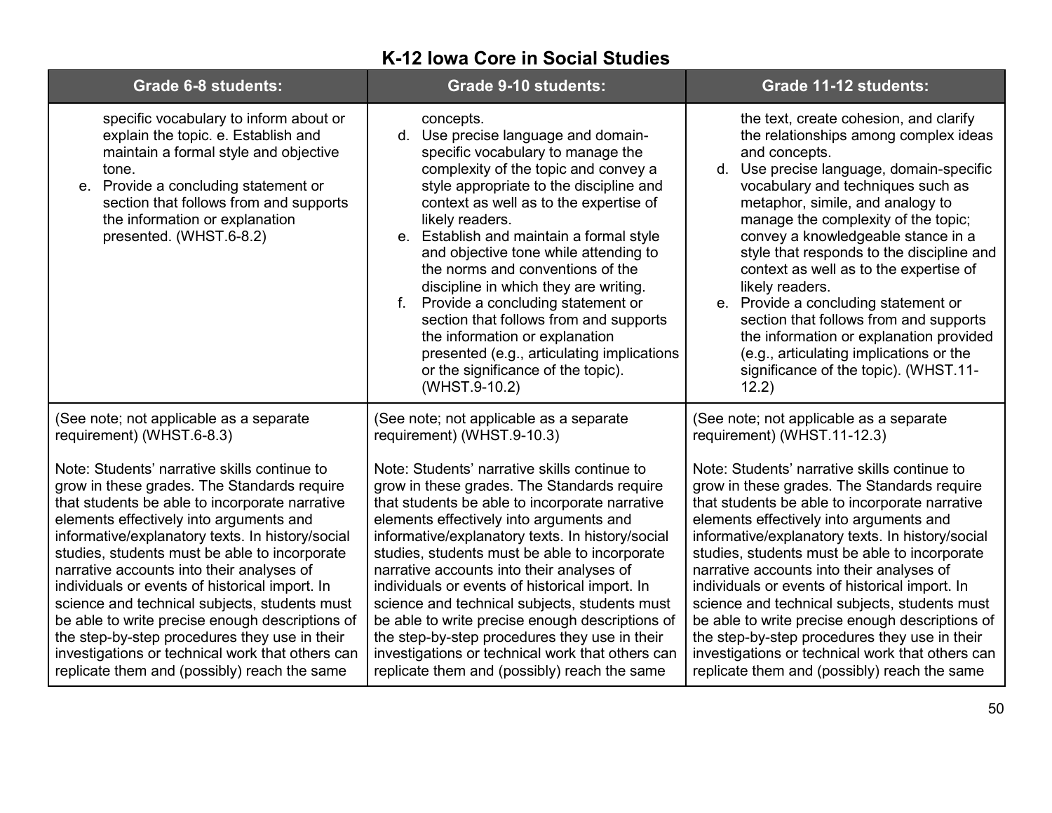# K-12 Iowa Core in Social Studies

| Grade 6-8 students: | Grade 9-10 students: | Grade 11-12 students: |
| --- | --- | --- |
| specific vocabulary to inform about or explain the topic. e. Establish and maintain a formal style and objective tone.<br>e. Provide a concluding statement or section that follows from and supports the information or explanation presented. (WHST.6-8.2) | concepts.<br>d. Use precise language and domain-specific vocabulary to manage the complexity of the topic and convey a style appropriate to the discipline and context as well as to the expertise of likely readers.<br>e. Establish and maintain a formal style and objective tone while attending to the norms and conventions of the discipline in which they are writing.<br>f. Provide a concluding statement or section that follows from and supports the information or explanation presented (e.g., articulating implications or the significance of the topic). (WHST.9-10.2) | the text, create cohesion, and clarify the relationships among complex ideas and concepts.<br>d. Use precise language, domain-specific vocabulary and techniques such as metaphor, simile, and analogy to manage the complexity of the topic; convey a knowledgeable stance in a style that responds to the discipline and context as well as to the expertise of likely readers.<br>e. Provide a concluding statement or section that follows from and supports the information or explanation provided (e.g., articulating implications or the significance of the topic). (WHST.11-12.2) |
| (See note; not applicable as a separate requirement) (WHST.6-8.3)<br><br>Note: Students' narrative skills continue to grow in these grades. The Standards require that students be able to incorporate narrative elements effectively into arguments and informative/explanatory texts. In history/social studies, students must be able to incorporate narrative accounts into their analyses of individuals or events of historical import. In science and technical subjects, students must be able to write precise enough descriptions of the step-by-step procedures they use in their investigations or technical work that others can replicate them and (possibly) reach the same | (See note; not applicable as a separate requirement) (WHST.9-10.3)<br><br>Note: Students' narrative skills continue to grow in these grades. The Standards require that students be able to incorporate narrative elements effectively into arguments and informative/explanatory texts. In history/social studies, students must be able to incorporate narrative accounts into their analyses of individuals or events of historical import. In science and technical subjects, students must be able to write precise enough descriptions of the step-by-step procedures they use in their investigations or technical work that others can replicate them and (possibly) reach the same | (See note; not applicable as a separate requirement) (WHST.11-12.3)<br><br>Note: Students' narrative skills continue to grow in these grades. The Standards require that students be able to incorporate narrative elements effectively into arguments and informative/explanatory texts. In history/social studies, students must be able to incorporate narrative accounts into their analyses of individuals or events of historical import. In science and technical subjects, students must be able to write precise enough descriptions of the step-by-step procedures they use in their investigations or technical work that others can replicate them and (possibly) reach the same |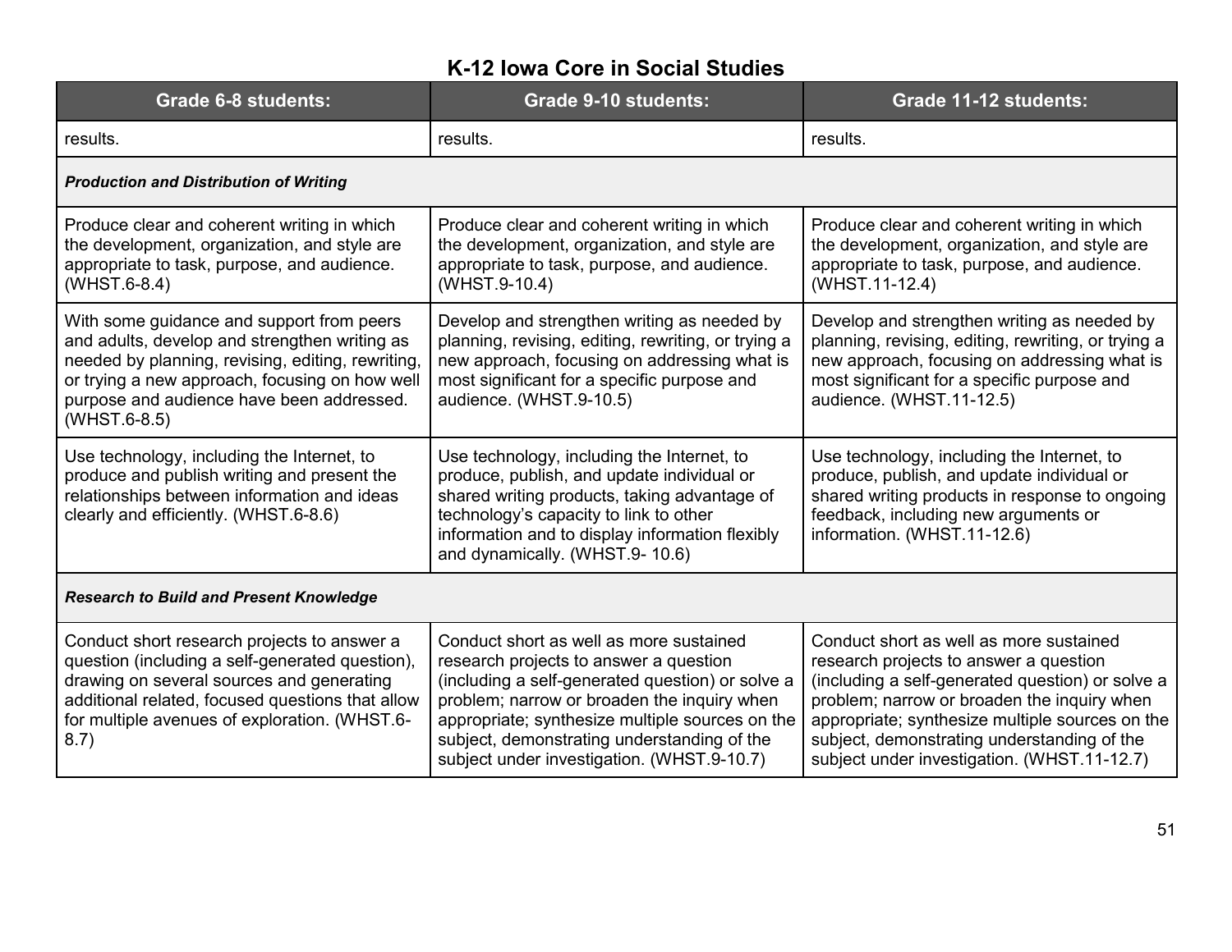## K-12 Iowa Core in Social Studies

| Grade 6-8 students: | Grade 9-10 students: | Grade 11-12 students: |
|---|---|---|
| results. | results. | results. |
| ***Production and Distribution of Writing*** | | |
| Produce clear and coherent writing in which the development, organization, and style are appropriate to task, purpose, and audience. (WHST.6-8.4) | Produce clear and coherent writing in which the development, organization, and style are appropriate to task, purpose, and audience. (WHST.9-10.4) | Produce clear and coherent writing in which the development, organization, and style are appropriate to task, purpose, and audience. (WHST.11-12.4) |
| With some guidance and support from peers and adults, develop and strengthen writing as needed by planning, revising, editing, rewriting, or trying a new approach, focusing on how well purpose and audience have been addressed. (WHST.6-8.5) | Develop and strengthen writing as needed by planning, revising, editing, rewriting, or trying a new approach, focusing on addressing what is most significant for a specific purpose and audience. (WHST.9-10.5) | Develop and strengthen writing as needed by planning, revising, editing, rewriting, or trying a new approach, focusing on addressing what is most significant for a specific purpose and audience. (WHST.11-12.5) |
| Use technology, including the Internet, to produce and publish writing and present the relationships between information and ideas clearly and efficiently. (WHST.6-8.6) | Use technology, including the Internet, to produce, publish, and update individual or shared writing products, taking advantage of technology's capacity to link to other information and to display information flexibly and dynamically. (WHST.9- 10.6) | Use technology, including the Internet, to produce, publish, and update individual or shared writing products in response to ongoing feedback, including new arguments or information. (WHST.11-12.6) |
| ***Research to Build and Present Knowledge*** | | |
| Conduct short research projects to answer a question (including a self-generated question), drawing on several sources and generating additional related, focused questions that allow for multiple avenues of exploration. (WHST.6-8.7) | Conduct short as well as more sustained research projects to answer a question (including a self-generated question) or solve a problem; narrow or broaden the inquiry when appropriate; synthesize multiple sources on the subject, demonstrating understanding of the subject under investigation. (WHST.9-10.7) | Conduct short as well as more sustained research projects to answer a question (including a self-generated question) or solve a problem; narrow or broaden the inquiry when appropriate; synthesize multiple sources on the subject, demonstrating understanding of the subject under investigation. (WHST.11-12.7) |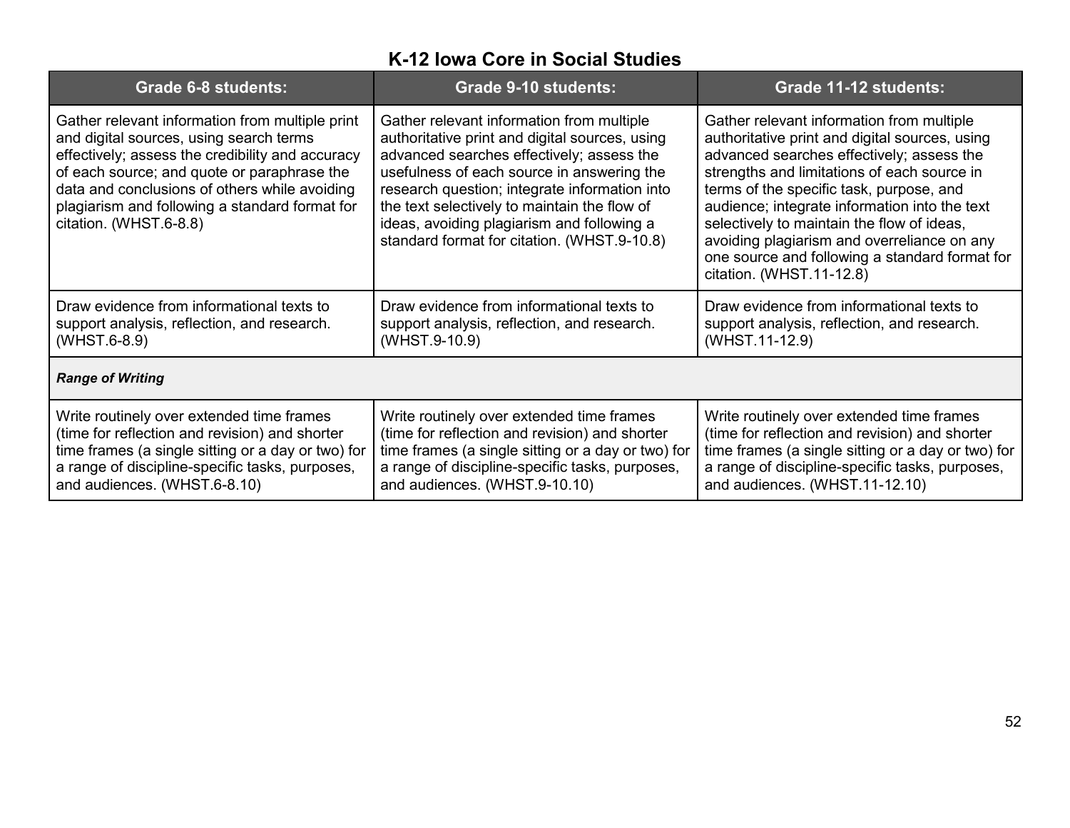## K-12 Iowa Core in Social Studies

| Grade 6-8 students: | Grade 9-10 students: | Grade 11-12 students: |
| --- | --- | --- |
| Gather relevant information from multiple print and digital sources, using search terms effectively; assess the credibility and accuracy of each source; and quote or paraphrase the data and conclusions of others while avoiding plagiarism and following a standard format for citation. (WHST.6-8.8) | Gather relevant information from multiple authoritative print and digital sources, using advanced searches effectively; assess the usefulness of each source in answering the research question; integrate information into the text selectively to maintain the flow of ideas, avoiding plagiarism and following a standard format for citation. (WHST.9-10.8) | Gather relevant information from multiple authoritative print and digital sources, using advanced searches effectively; assess the strengths and limitations of each source in terms of the specific task, purpose, and audience; integrate information into the text selectively to maintain the flow of ideas, avoiding plagiarism and overreliance on any one source and following a standard format for citation. (WHST.11-12.8) |
| Draw evidence from informational texts to support analysis, reflection, and research. (WHST.6-8.9) | Draw evidence from informational texts to support analysis, reflection, and research. (WHST.9-10.9) | Draw evidence from informational texts to support analysis, reflection, and research. (WHST.11-12.9) |
| ***Range of Writing*** | | |
| Write routinely over extended time frames (time for reflection and revision) and shorter time frames (a single sitting or a day or two) for a range of discipline-specific tasks, purposes, and audiences. (WHST.6-8.10) | Write routinely over extended time frames (time for reflection and revision) and shorter time frames (a single sitting or a day or two) for a range of discipline-specific tasks, purposes, and audiences. (WHST.9-10.10) | Write routinely over extended time frames (time for reflection and revision) and shorter time frames (a single sitting or a day or two) for a range of discipline-specific tasks, purposes, and audiences. (WHST.11-12.10) |